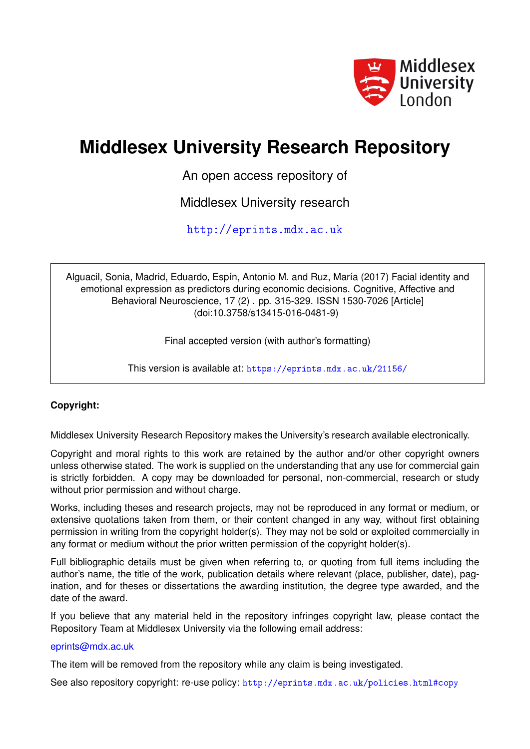Middlesex University London

# Middlesex University Research Repository

An open access repository of

Middlesex University research

http://eprints.mdx.ac.uk

Alguacil, Sonia, Madrid, Eduardo, Espín, Antonio M. and Ruz, María (2017) Facial identity and emotional expression as predictors during economic decisions. Cognitive, Affective and Behavioral Neuroscience, 17 (2) . pp. 315-329. ISSN 1530-7026 [Article] (doi:10.3758/s13415-016-0481-9)

Final accepted version (with author's formatting)

This version is available at: https://eprints.mdx.ac.uk/21156/

**Copyright:**

Middlesex University Research Repository makes the University's research available electronically.

Copyright and moral rights to this work are retained by the author and/or other copyright owners unless otherwise stated. The work is supplied on the understanding that any use for commercial gain is strictly forbidden. A copy may be downloaded for personal, non-commercial, research or study without prior permission and without charge.

Works, including theses and research projects, may not be reproduced in any format or medium, or extensive quotations taken from them, or their content changed in any way, without first obtaining permission in writing from the copyright holder(s). They may not be sold or exploited commercially in any format or medium without the prior written permission of the copyright holder(s).

Full bibliographic details must be given when referring to, or quoting from full items including the author's name, the title of the work, publication details where relevant (place, publisher, date), pagination, and for theses or dissertations the awarding institution, the degree type awarded, and the date of the award.

If you believe that any material held in the repository infringes copyright law, please contact the Repository Team at Middlesex University via the following email address:

eprints@mdx.ac.uk

The item will be removed from the repository while any claim is being investigated.

See also repository copyright: re-use policy: http://eprints.mdx.ac.uk/policies.html#copy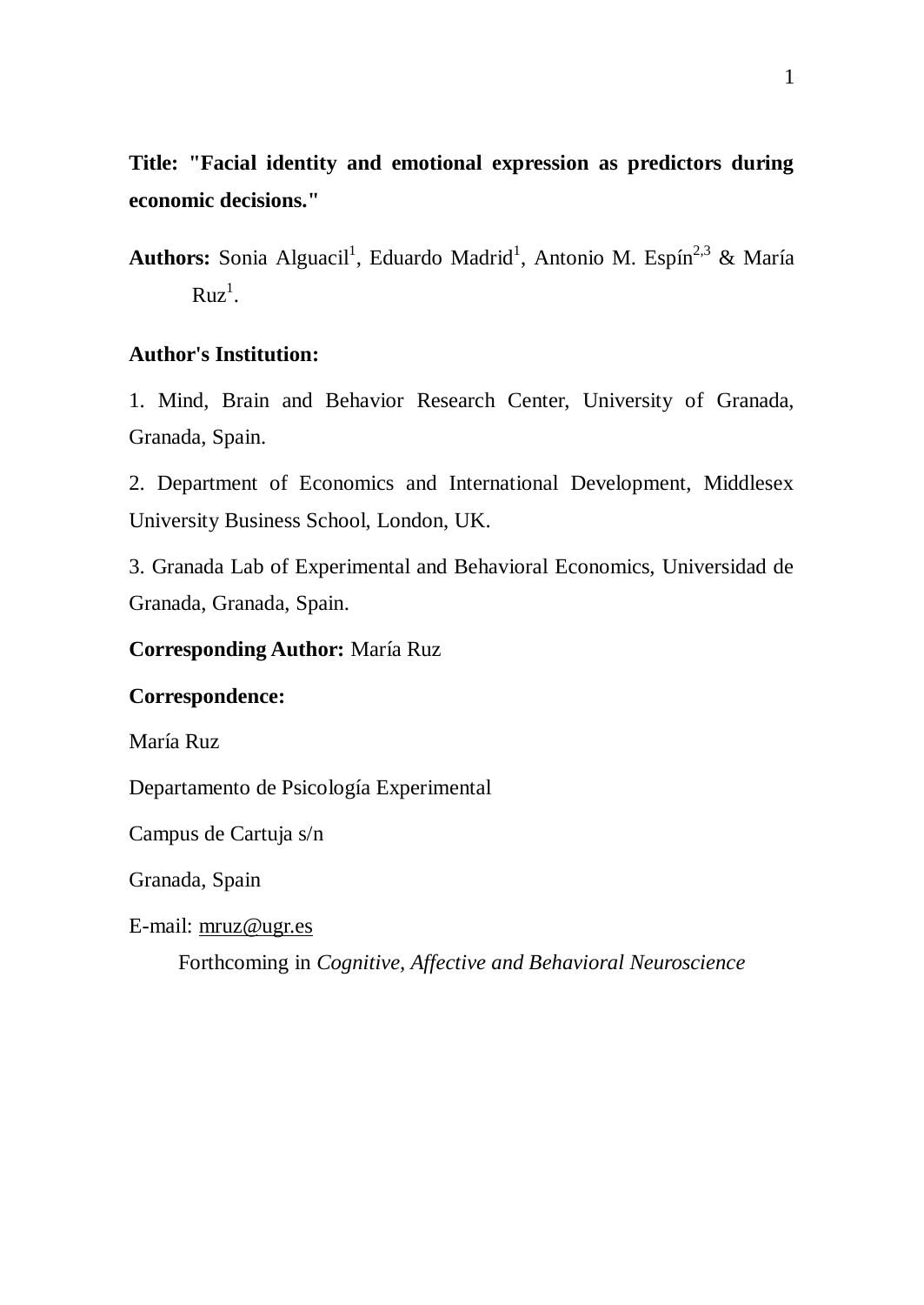**Title: "Facial identity and emotional expression as predictors during economic decisions."**

**Authors:** Sonia Alguacil[1], Eduardo Madrid[1], Antonio M. Espín[2,3] & María Ruz[1].

**Author's Institution:**

1. Mind, Brain and Behavior Research Center, University of Granada, Granada, Spain.

2. Department of Economics and International Development, Middlesex University Business School, London, UK.

3. Granada Lab of Experimental and Behavioral Economics, Universidad de Granada, Granada, Spain.

**Corresponding Author:** María Ruz

**Correspondence:**

María Ruz

Departamento de Psicología Experimental

Campus de Cartuja s/n

Granada, Spain

E-mail: mruz@ugr.es

Forthcoming in *Cognitive, Affective and Behavioral Neuroscience*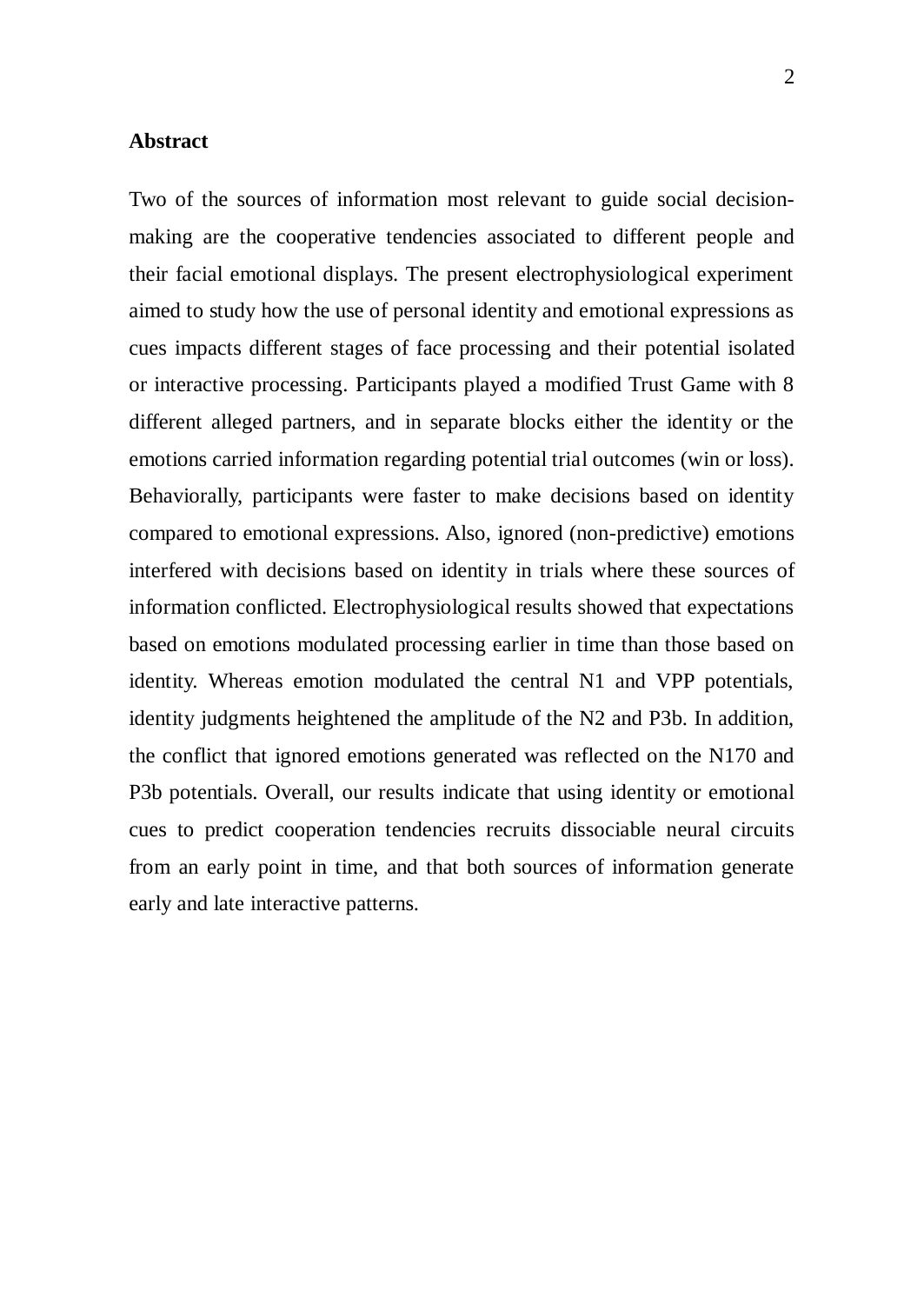## Abstract

Two of the sources of information most relevant to guide social decision-making are the cooperative tendencies associated to different people and their facial emotional displays. The present electrophysiological experiment aimed to study how the use of personal identity and emotional expressions as cues impacts different stages of face processing and their potential isolated or interactive processing. Participants played a modified Trust Game with 8 different alleged partners, and in separate blocks either the identity or the emotions carried information regarding potential trial outcomes (win or loss). Behaviorally, participants were faster to make decisions based on identity compared to emotional expressions. Also, ignored (non-predictive) emotions interfered with decisions based on identity in trials where these sources of information conflicted. Electrophysiological results showed that expectations based on emotions modulated processing earlier in time than those based on identity. Whereas emotion modulated the central N1 and VPP potentials, identity judgments heightened the amplitude of the N2 and P3b. In addition, the conflict that ignored emotions generated was reflected on the N170 and P3b potentials. Overall, our results indicate that using identity or emotional cues to predict cooperation tendencies recruits dissociable neural circuits from an early point in time, and that both sources of information generate early and late interactive patterns.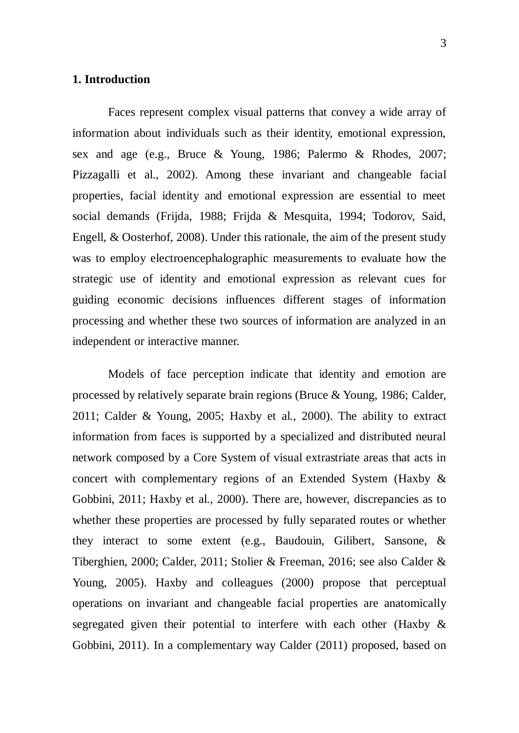## 1. Introduction

Faces represent complex visual patterns that convey a wide array of information about individuals such as their identity, emotional expression, sex and age (e.g., Bruce & Young, 1986; Palermo & Rhodes, 2007; Pizzagalli et al., 2002). Among these invariant and changeable facial properties, facial identity and emotional expression are essential to meet social demands (Frijda, 1988; Frijda & Mesquita, 1994; Todorov, Said, Engell, & Oosterhof, 2008). Under this rationale, the aim of the present study was to employ electroencephalographic measurements to evaluate how the strategic use of identity and emotional expression as relevant cues for guiding economic decisions influences different stages of information processing and whether these two sources of information are analyzed in an independent or interactive manner.

Models of face perception indicate that identity and emotion are processed by relatively separate brain regions (Bruce & Young, 1986; Calder, 2011; Calder & Young, 2005; Haxby et al., 2000). The ability to extract information from faces is supported by a specialized and distributed neural network composed by a Core System of visual extrastriate areas that acts in concert with complementary regions of an Extended System (Haxby & Gobbini, 2011; Haxby et al., 2000). There are, however, discrepancies as to whether these properties are processed by fully separated routes or whether they interact to some extent (e.g., Baudouin, Gilibert, Sansone, & Tiberghien, 2000; Calder, 2011; Stolier & Freeman, 2016; see also Calder & Young, 2005). Haxby and colleagues (2000) propose that perceptual operations on invariant and changeable facial properties are anatomically segregated given their potential to interfere with each other (Haxby & Gobbini, 2011). In a complementary way Calder (2011) proposed, based on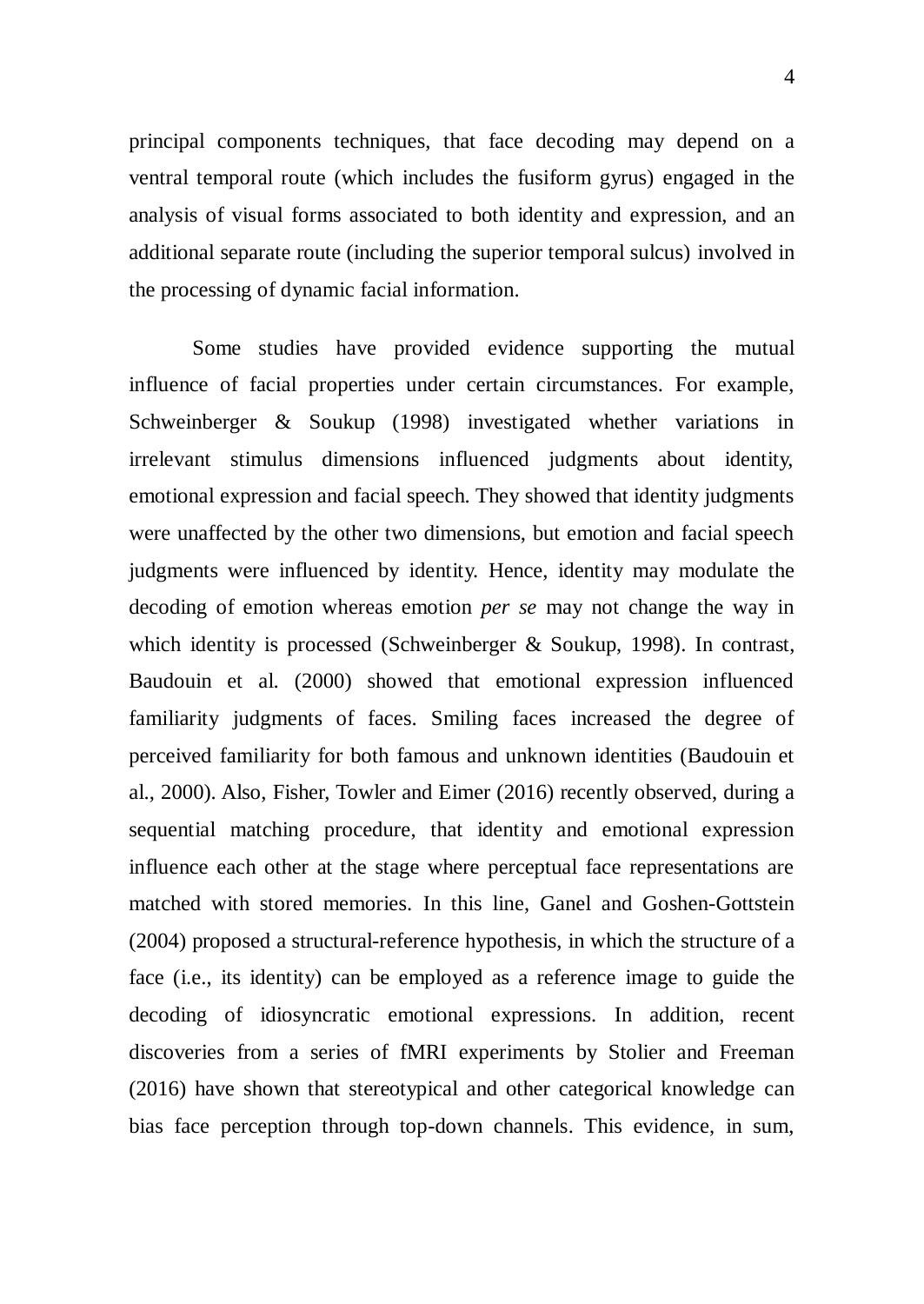principal components techniques, that face decoding may depend on a ventral temporal route (which includes the fusiform gyrus) engaged in the analysis of visual forms associated to both identity and expression, and an additional separate route (including the superior temporal sulcus) involved in the processing of dynamic facial information.

Some studies have provided evidence supporting the mutual influence of facial properties under certain circumstances. For example, Schweinberger & Soukup (1998) investigated whether variations in irrelevant stimulus dimensions influenced judgments about identity, emotional expression and facial speech. They showed that identity judgments were unaffected by the other two dimensions, but emotion and facial speech judgments were influenced by identity. Hence, identity may modulate the decoding of emotion whereas emotion *per se* may not change the way in which identity is processed (Schweinberger & Soukup, 1998). In contrast, Baudouin et al. (2000) showed that emotional expression influenced familiarity judgments of faces. Smiling faces increased the degree of perceived familiarity for both famous and unknown identities (Baudouin et al., 2000). Also, Fisher, Towler and Eimer (2016) recently observed, during a sequential matching procedure, that identity and emotional expression influence each other at the stage where perceptual face representations are matched with stored memories. In this line, Ganel and Goshen-Gottstein (2004) proposed a structural-reference hypothesis, in which the structure of a face (i.e., its identity) can be employed as a reference image to guide the decoding of idiosyncratic emotional expressions. In addition, recent discoveries from a series of fMRI experiments by Stolier and Freeman (2016) have shown that stereotypical and other categorical knowledge can bias face perception through top-down channels. This evidence, in sum,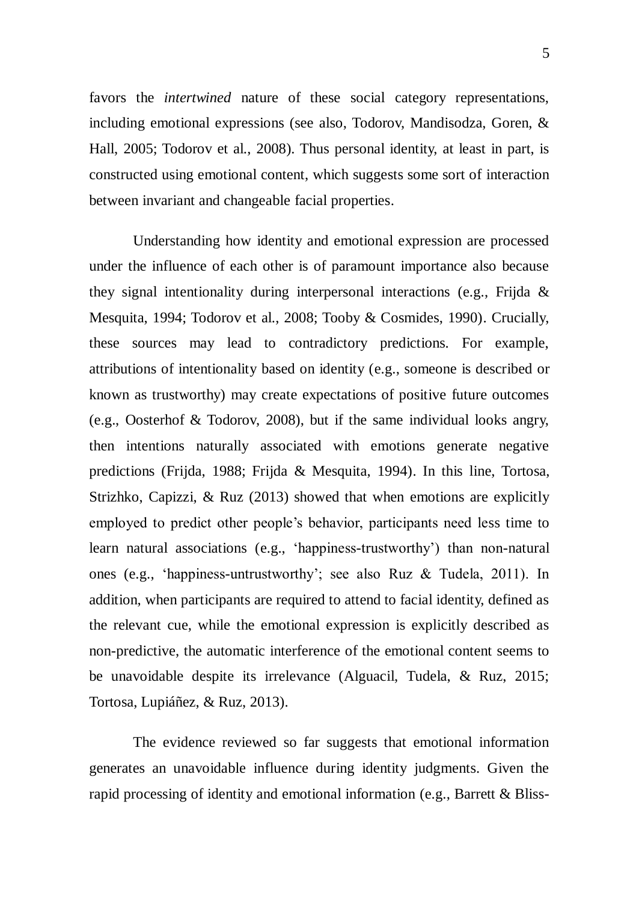favors the *intertwined* nature of these social category representations, including emotional expressions (see also, Todorov, Mandisodza, Goren, & Hall, 2005; Todorov et al., 2008). Thus personal identity, at least in part, is constructed using emotional content, which suggests some sort of interaction between invariant and changeable facial properties.

Understanding how identity and emotional expression are processed under the influence of each other is of paramount importance also because they signal intentionality during interpersonal interactions (e.g., Frijda & Mesquita, 1994; Todorov et al., 2008; Tooby & Cosmides, 1990). Crucially, these sources may lead to contradictory predictions. For example, attributions of intentionality based on identity (e.g., someone is described or known as trustworthy) may create expectations of positive future outcomes (e.g., Oosterhof & Todorov, 2008), but if the same individual looks angry, then intentions naturally associated with emotions generate negative predictions (Frijda, 1988; Frijda & Mesquita, 1994). In this line, Tortosa, Strizhko, Capizzi, & Ruz (2013) showed that when emotions are explicitly employed to predict other people's behavior, participants need less time to learn natural associations (e.g., 'happiness-trustworthy') than non-natural ones (e.g., 'happiness-untrustworthy'; see also Ruz & Tudela, 2011). In addition, when participants are required to attend to facial identity, defined as the relevant cue, while the emotional expression is explicitly described as non-predictive, the automatic interference of the emotional content seems to be unavoidable despite its irrelevance (Alguacil, Tudela, & Ruz, 2015; Tortosa, Lupiáñez, & Ruz, 2013).

The evidence reviewed so far suggests that emotional information generates an unavoidable influence during identity judgments. Given the rapid processing of identity and emotional information (e.g., Barrett & Bliss-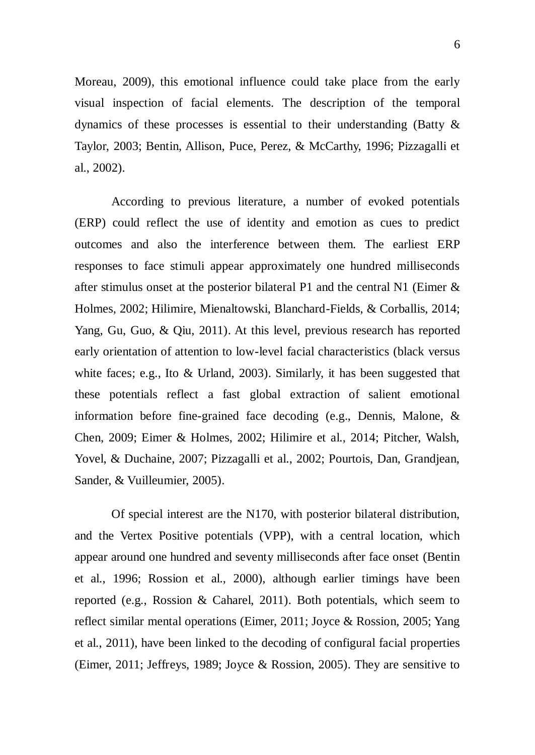Moreau, 2009), this emotional influence could take place from the early visual inspection of facial elements. The description of the temporal dynamics of these processes is essential to their understanding (Batty & Taylor, 2003; Bentin, Allison, Puce, Perez, & McCarthy, 1996; Pizzagalli et al., 2002).

According to previous literature, a number of evoked potentials (ERP) could reflect the use of identity and emotion as cues to predict outcomes and also the interference between them. The earliest ERP responses to face stimuli appear approximately one hundred milliseconds after stimulus onset at the posterior bilateral P1 and the central N1 (Eimer & Holmes, 2002; Hilimire, Mienaltowski, Blanchard-Fields, & Corballis, 2014; Yang, Gu, Guo, & Qiu, 2011). At this level, previous research has reported early orientation of attention to low-level facial characteristics (black versus white faces; e.g., Ito & Urland, 2003). Similarly, it has been suggested that these potentials reflect a fast global extraction of salient emotional information before fine-grained face decoding (e.g., Dennis, Malone, & Chen, 2009; Eimer & Holmes, 2002; Hilimire et al., 2014; Pitcher, Walsh, Yovel, & Duchaine, 2007; Pizzagalli et al., 2002; Pourtois, Dan, Grandjean, Sander, & Vuilleumier, 2005).

Of special interest are the N170, with posterior bilateral distribution, and the Vertex Positive potentials (VPP), with a central location, which appear around one hundred and seventy milliseconds after face onset (Bentin et al., 1996; Rossion et al., 2000), although earlier timings have been reported (e.g., Rossion & Caharel, 2011). Both potentials, which seem to reflect similar mental operations (Eimer, 2011; Joyce & Rossion, 2005; Yang et al., 2011), have been linked to the decoding of configural facial properties (Eimer, 2011; Jeffreys, 1989; Joyce & Rossion, 2005). They are sensitive to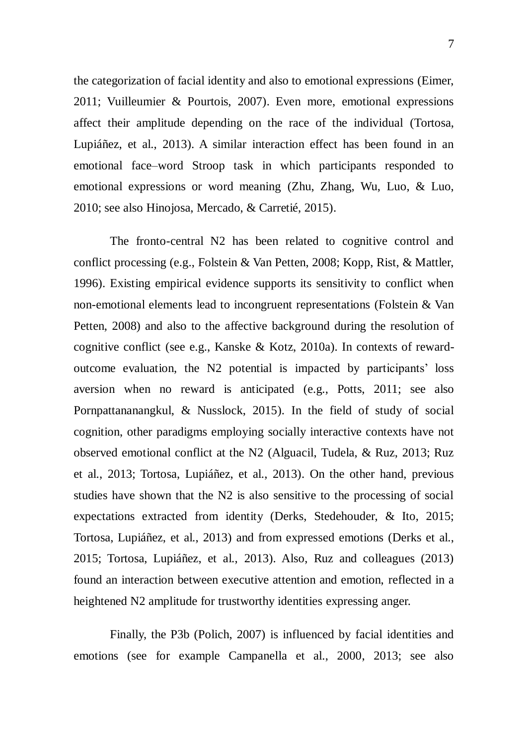the categorization of facial identity and also to emotional expressions (Eimer, 2011; Vuilleumier & Pourtois, 2007). Even more, emotional expressions affect their amplitude depending on the race of the individual (Tortosa, Lupiáñez, et al., 2013). A similar interaction effect has been found in an emotional face–word Stroop task in which participants responded to emotional expressions or word meaning (Zhu, Zhang, Wu, Luo, & Luo, 2010; see also Hinojosa, Mercado, & Carretié, 2015).

The fronto-central N2 has been related to cognitive control and conflict processing (e.g., Folstein & Van Petten, 2008; Kopp, Rist, & Mattler, 1996). Existing empirical evidence supports its sensitivity to conflict when non-emotional elements lead to incongruent representations (Folstein & Van Petten, 2008) and also to the affective background during the resolution of cognitive conflict (see e.g., Kanske & Kotz, 2010a). In contexts of reward-outcome evaluation, the N2 potential is impacted by participants' loss aversion when no reward is anticipated (e.g., Potts, 2011; see also Pornpattananangkul, & Nusslock, 2015). In the field of study of social cognition, other paradigms employing socially interactive contexts have not observed emotional conflict at the N2 (Alguacil, Tudela, & Ruz, 2013; Ruz et al., 2013; Tortosa, Lupiáñez, et al., 2013). On the other hand, previous studies have shown that the N2 is also sensitive to the processing of social expectations extracted from identity (Derks, Stedehouder, & Ito, 2015; Tortosa, Lupiáñez, et al., 2013) and from expressed emotions (Derks et al., 2015; Tortosa, Lupiáñez, et al., 2013). Also, Ruz and colleagues (2013) found an interaction between executive attention and emotion, reflected in a heightened N2 amplitude for trustworthy identities expressing anger.

Finally, the P3b (Polich, 2007) is influenced by facial identities and emotions (see for example Campanella et al., 2000, 2013; see also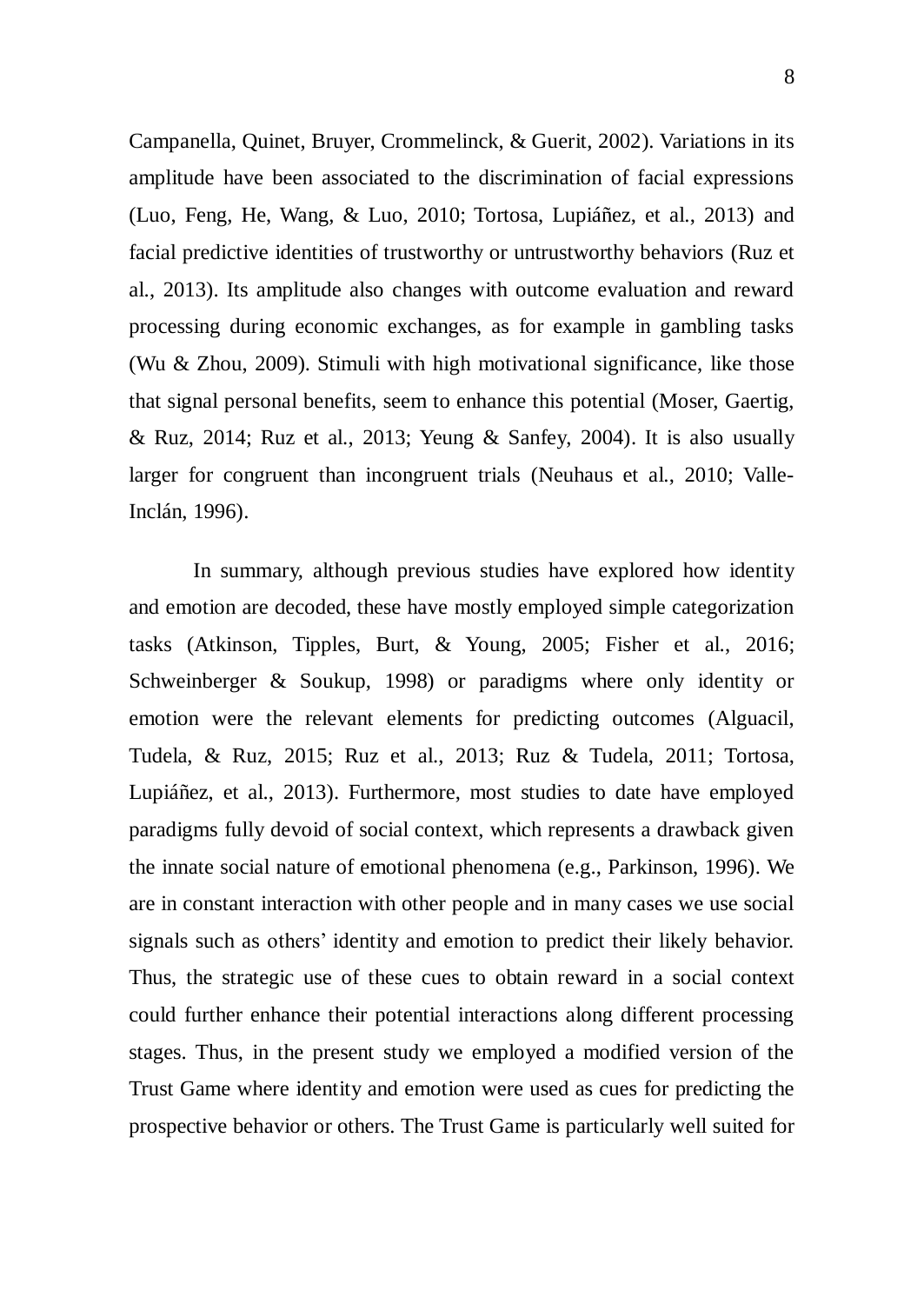Campanella, Quinet, Bruyer, Crommelinck, & Guerit, 2002). Variations in its amplitude have been associated to the discrimination of facial expressions (Luo, Feng, He, Wang, & Luo, 2010; Tortosa, Lupiáñez, et al., 2013) and facial predictive identities of trustworthy or untrustworthy behaviors (Ruz et al., 2013). Its amplitude also changes with outcome evaluation and reward processing during economic exchanges, as for example in gambling tasks (Wu & Zhou, 2009). Stimuli with high motivational significance, like those that signal personal benefits, seem to enhance this potential (Moser, Gaertig, & Ruz, 2014; Ruz et al., 2013; Yeung & Sanfey, 2004). It is also usually larger for congruent than incongruent trials (Neuhaus et al., 2010; Valle-Inclán, 1996).

In summary, although previous studies have explored how identity and emotion are decoded, these have mostly employed simple categorization tasks (Atkinson, Tipples, Burt, & Young, 2005; Fisher et al., 2016; Schweinberger & Soukup, 1998) or paradigms where only identity or emotion were the relevant elements for predicting outcomes (Alguacil, Tudela, & Ruz, 2015; Ruz et al., 2013; Ruz & Tudela, 2011; Tortosa, Lupiáñez, et al., 2013). Furthermore, most studies to date have employed paradigms fully devoid of social context, which represents a drawback given the innate social nature of emotional phenomena (e.g., Parkinson, 1996). We are in constant interaction with other people and in many cases we use social signals such as others' identity and emotion to predict their likely behavior. Thus, the strategic use of these cues to obtain reward in a social context could further enhance their potential interactions along different processing stages. Thus, in the present study we employed a modified version of the Trust Game where identity and emotion were used as cues for predicting the prospective behavior or others. The Trust Game is particularly well suited for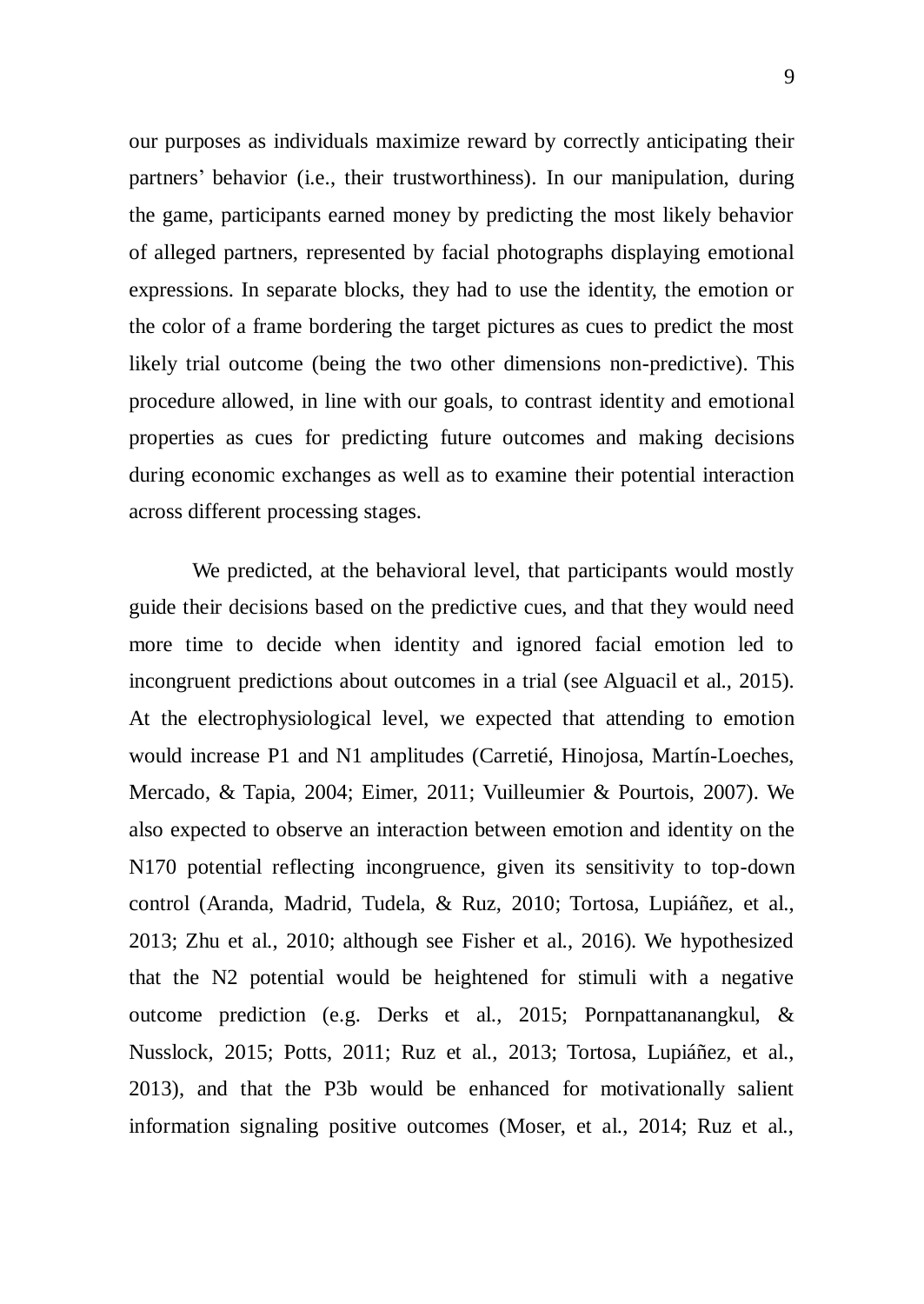our purposes as individuals maximize reward by correctly anticipating their partners' behavior (i.e., their trustworthiness). In our manipulation, during the game, participants earned money by predicting the most likely behavior of alleged partners, represented by facial photographs displaying emotional expressions. In separate blocks, they had to use the identity, the emotion or the color of a frame bordering the target pictures as cues to predict the most likely trial outcome (being the two other dimensions non-predictive). This procedure allowed, in line with our goals, to contrast identity and emotional properties as cues for predicting future outcomes and making decisions during economic exchanges as well as to examine their potential interaction across different processing stages.

We predicted, at the behavioral level, that participants would mostly guide their decisions based on the predictive cues, and that they would need more time to decide when identity and ignored facial emotion led to incongruent predictions about outcomes in a trial (see Alguacil et al., 2015). At the electrophysiological level, we expected that attending to emotion would increase P1 and N1 amplitudes (Carretié, Hinojosa, Martín-Loeches, Mercado, & Tapia, 2004; Eimer, 2011; Vuilleumier & Pourtois, 2007). We also expected to observe an interaction between emotion and identity on the N170 potential reflecting incongruence, given its sensitivity to top-down control (Aranda, Madrid, Tudela, & Ruz, 2010; Tortosa, Lupiáñez, et al., 2013; Zhu et al., 2010; although see Fisher et al., 2016). We hypothesized that the N2 potential would be heightened for stimuli with a negative outcome prediction (e.g. Derks et al., 2015; Pornpattananangkul, & Nusslock, 2015; Potts, 2011; Ruz et al., 2013; Tortosa, Lupiáñez, et al., 2013), and that the P3b would be enhanced for motivationally salient information signaling positive outcomes (Moser, et al., 2014; Ruz et al.,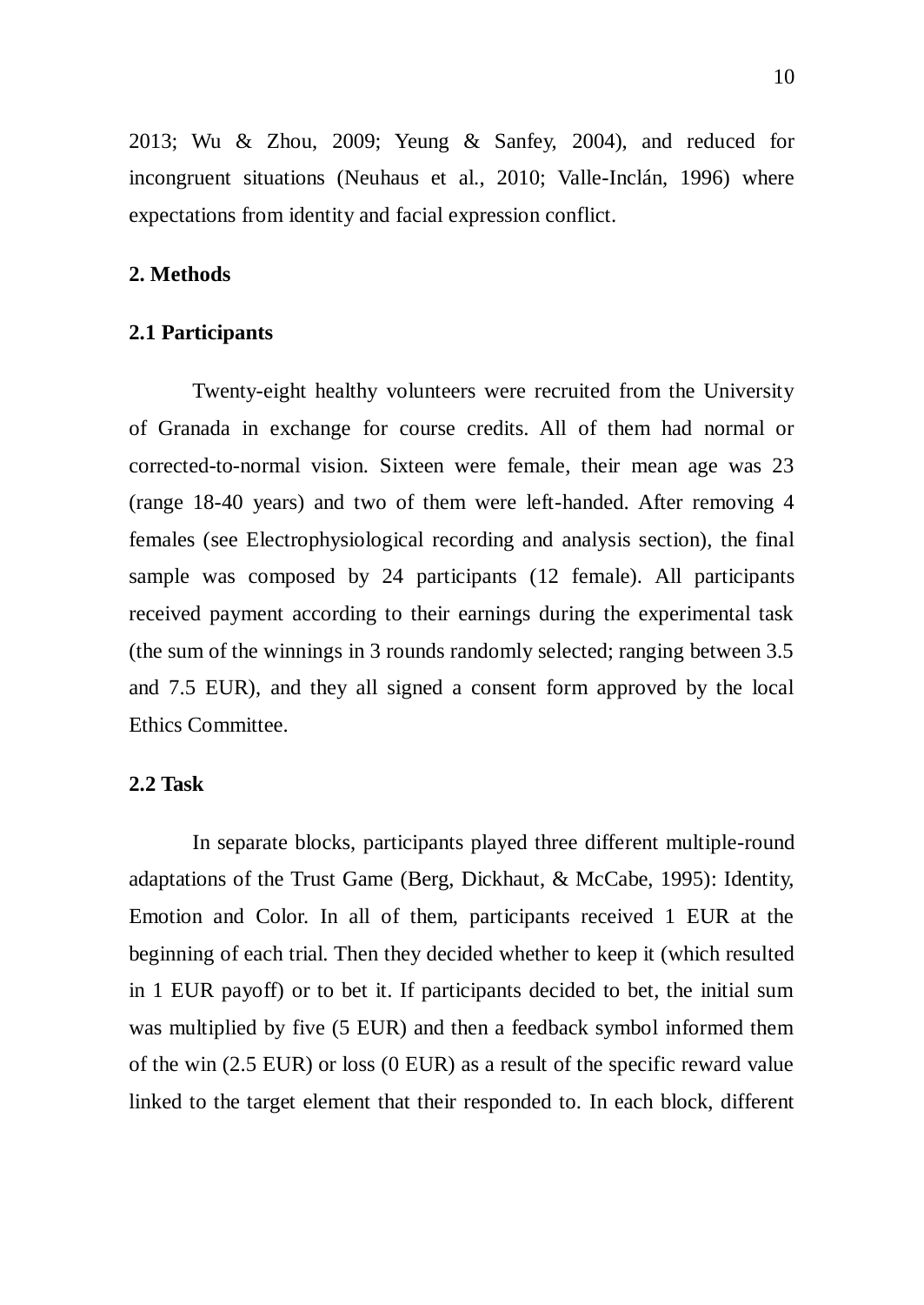2013; Wu & Zhou, 2009; Yeung & Sanfey, 2004), and reduced for incongruent situations (Neuhaus et al., 2010; Valle-Inclán, 1996) where expectations from identity and facial expression conflict.

## 2. Methods

### 2.1 Participants

Twenty-eight healthy volunteers were recruited from the University of Granada in exchange for course credits. All of them had normal or corrected-to-normal vision. Sixteen were female, their mean age was 23 (range 18-40 years) and two of them were left-handed. After removing 4 females (see Electrophysiological recording and analysis section), the final sample was composed by 24 participants (12 female). All participants received payment according to their earnings during the experimental task (the sum of the winnings in 3 rounds randomly selected; ranging between 3.5 and 7.5 EUR), and they all signed a consent form approved by the local Ethics Committee.

### 2.2 Task

In separate blocks, participants played three different multiple-round adaptations of the Trust Game (Berg, Dickhaut, & McCabe, 1995): Identity, Emotion and Color. In all of them, participants received 1 EUR at the beginning of each trial. Then they decided whether to keep it (which resulted in 1 EUR payoff) or to bet it. If participants decided to bet, the initial sum was multiplied by five (5 EUR) and then a feedback symbol informed them of the win (2.5 EUR) or loss (0 EUR) as a result of the specific reward value linked to the target element that their responded to. In each block, different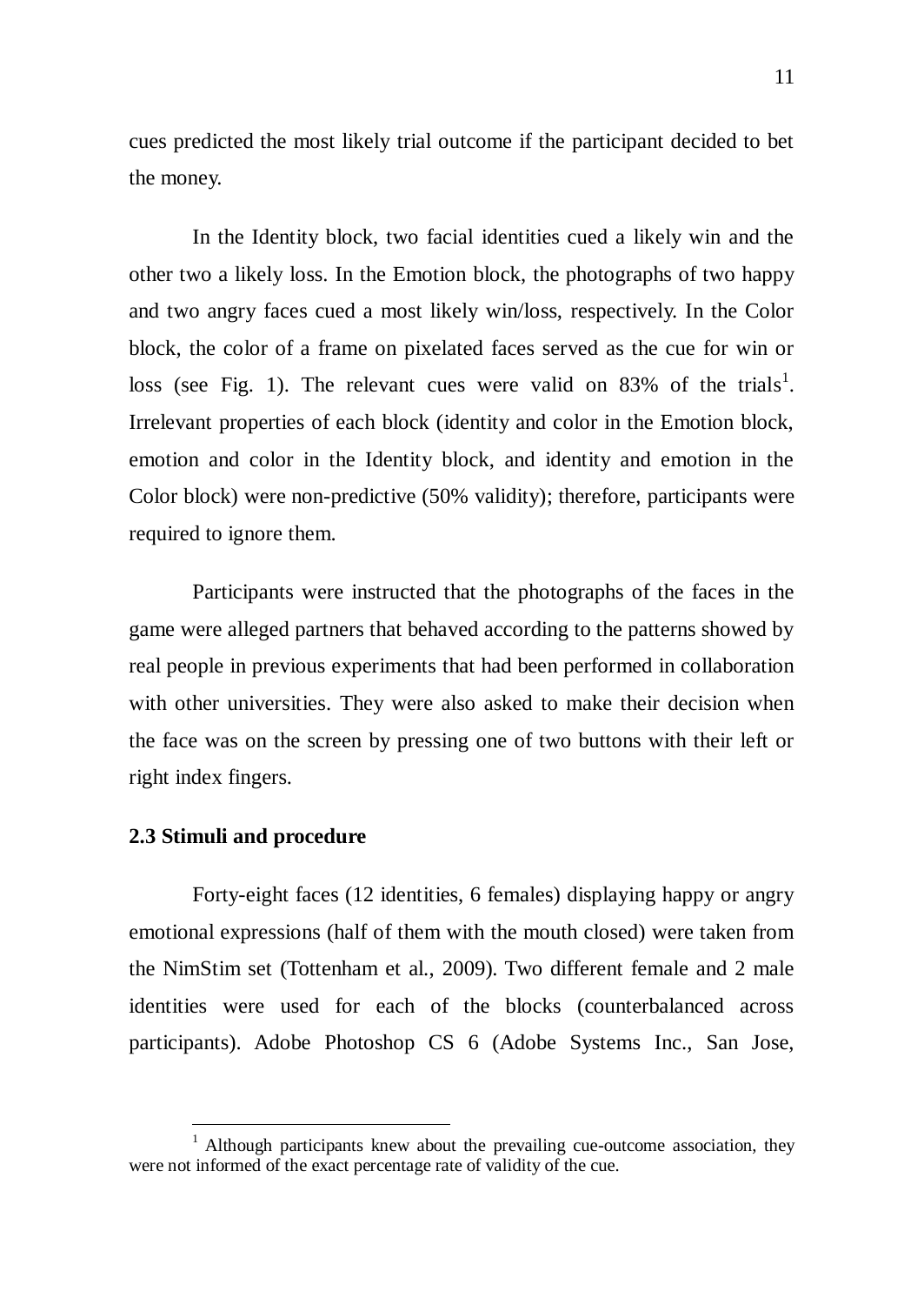cues predicted the most likely trial outcome if the participant decided to bet the money.

In the Identity block, two facial identities cued a likely win and the other two a likely loss. In the Emotion block, the photographs of two happy and two angry faces cued a most likely win/loss, respectively. In the Color block, the color of a frame on pixelated faces served as the cue for win or loss (see Fig. 1). The relevant cues were valid on 83% of the trials[1]. Irrelevant properties of each block (identity and color in the Emotion block, emotion and color in the Identity block, and identity and emotion in the Color block) were non-predictive (50% validity); therefore, participants were required to ignore them.

Participants were instructed that the photographs of the faces in the game were alleged partners that behaved according to the patterns showed by real people in previous experiments that had been performed in collaboration with other universities. They were also asked to make their decision when the face was on the screen by pressing one of two buttons with their left or right index fingers.

### 2.3 Stimuli and procedure

Forty-eight faces (12 identities, 6 females) displaying happy or angry emotional expressions (half of them with the mouth closed) were taken from the NimStim set (Tottenham et al., 2009). Two different female and 2 male identities were used for each of the blocks (counterbalanced across participants). Adobe Photoshop CS 6 (Adobe Systems Inc., San Jose,

[1] Although participants knew about the prevailing cue-outcome association, they were not informed of the exact percentage rate of validity of the cue.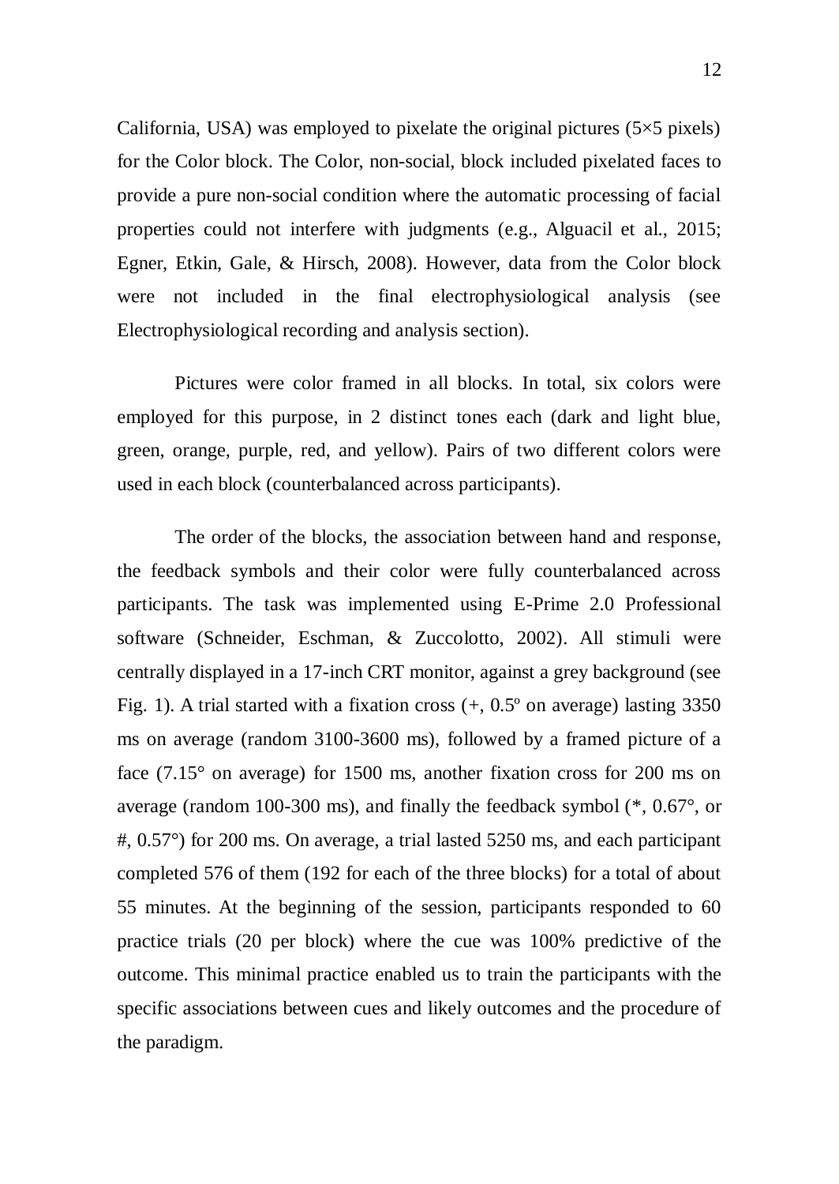California, USA) was employed to pixelate the original pictures (5×5 pixels) for the Color block. The Color, non-social, block included pixelated faces to provide a pure non-social condition where the automatic processing of facial properties could not interfere with judgments (e.g., Alguacil et al., 2015; Egner, Etkin, Gale, & Hirsch, 2008). However, data from the Color block were not included in the final electrophysiological analysis (see Electrophysiological recording and analysis section).

Pictures were color framed in all blocks. In total, six colors were employed for this purpose, in 2 distinct tones each (dark and light blue, green, orange, purple, red, and yellow). Pairs of two different colors were used in each block (counterbalanced across participants).

The order of the blocks, the association between hand and response, the feedback symbols and their color were fully counterbalanced across participants. The task was implemented using E-Prime 2.0 Professional software (Schneider, Eschman, & Zuccolotto, 2002). All stimuli were centrally displayed in a 17-inch CRT monitor, against a grey background (see Fig. 1). A trial started with a fixation cross (+, 0.5º on average) lasting 3350 ms on average (random 3100-3600 ms), followed by a framed picture of a face (7.15° on average) for 1500 ms, another fixation cross for 200 ms on average (random 100-300 ms), and finally the feedback symbol (*, 0.67°, or #, 0.57°) for 200 ms. On average, a trial lasted 5250 ms, and each participant completed 576 of them (192 for each of the three blocks) for a total of about 55 minutes. At the beginning of the session, participants responded to 60 practice trials (20 per block) where the cue was 100% predictive of the outcome. This minimal practice enabled us to train the participants with the specific associations between cues and likely outcomes and the procedure of the paradigm.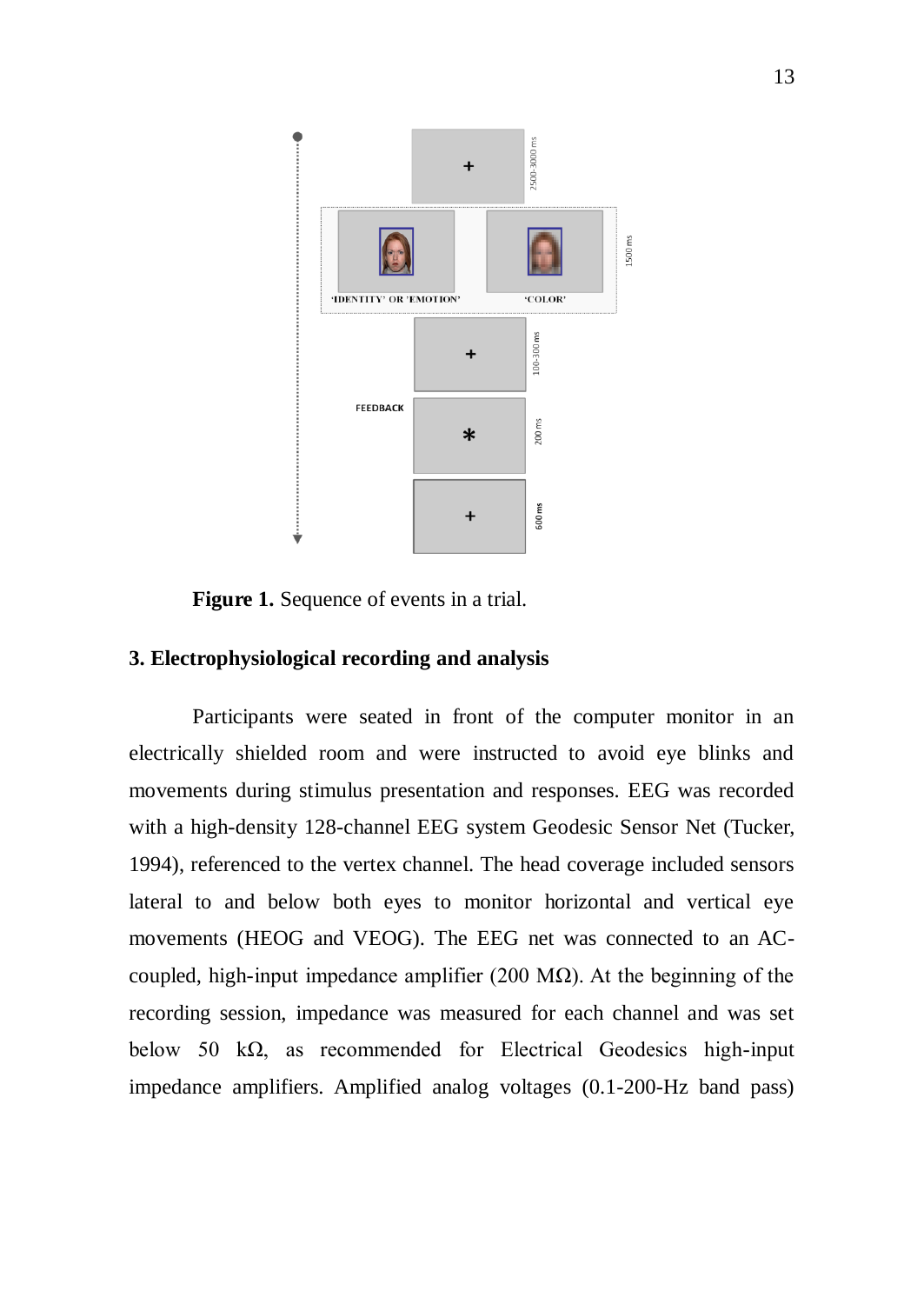**Figure 1.** Sequence of events in a trial.

## 3. Electrophysiological recording and analysis

Participants were seated in front of the computer monitor in an electrically shielded room and were instructed to avoid eye blinks and movements during stimulus presentation and responses. EEG was recorded with a high-density 128-channel EEG system Geodesic Sensor Net (Tucker, 1994), referenced to the vertex channel. The head coverage included sensors lateral to and below both eyes to monitor horizontal and vertical eye movements (HEOG and VEOG). The EEG net was connected to an AC-coupled, high-input impedance amplifier (200 MΩ). At the beginning of the recording session, impedance was measured for each channel and was set below 50 kΩ, as recommended for Electrical Geodesics high-input impedance amplifiers. Amplified analog voltages (0.1-200-Hz band pass)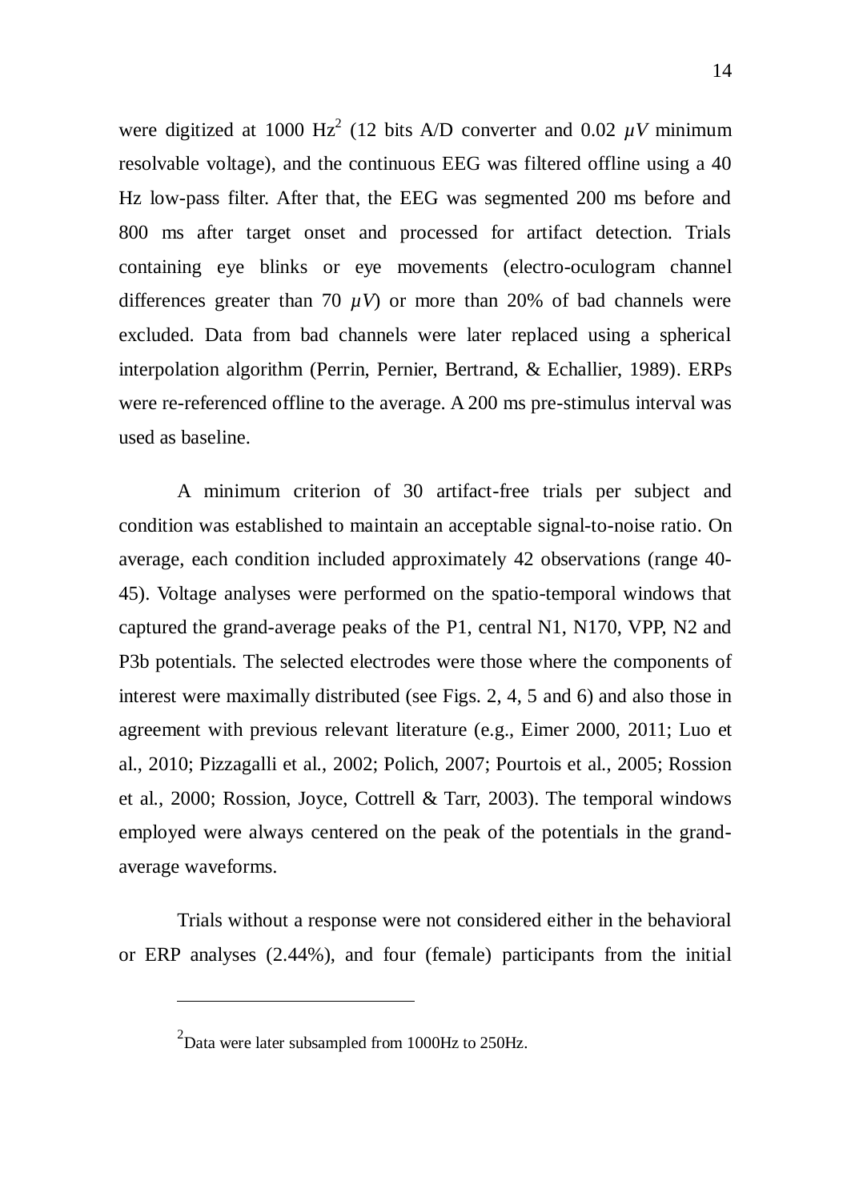were digitized at 1000 Hz[2] (12 bits A/D converter and 0.02 $\mu V$ minimum resolvable voltage), and the continuous EEG was filtered offline using a 40 Hz low-pass filter. After that, the EEG was segmented 200 ms before and 800 ms after target onset and processed for artifact detection. Trials containing eye blinks or eye movements (electro-oculogram channel differences greater than 70 $\mu V$) or more than 20% of bad channels were excluded. Data from bad channels were later replaced using a spherical interpolation algorithm (Perrin, Pernier, Bertrand, & Echallier, 1989). ERPs were re-referenced offline to the average. A 200 ms pre-stimulus interval was used as baseline.

A minimum criterion of 30 artifact-free trials per subject and condition was established to maintain an acceptable signal-to-noise ratio. On average, each condition included approximately 42 observations (range 40-45). Voltage analyses were performed on the spatio-temporal windows that captured the grand-average peaks of the P1, central N1, N170, VPP, N2 and P3b potentials. The selected electrodes were those where the components of interest were maximally distributed (see Figs. 2, 4, 5 and 6) and also those in agreement with previous relevant literature (e.g., Eimer 2000, 2011; Luo et al., 2010; Pizzagalli et al., 2002; Polich, 2007; Pourtois et al., 2005; Rossion et al., 2000; Rossion, Joyce, Cottrell & Tarr, 2003). The temporal windows employed were always centered on the peak of the potentials in the grand-average waveforms.

Trials without a response were not considered either in the behavioral or ERP analyses (2.44%), and four (female) participants from the initial

---

[2] Data were later subsampled from 1000Hz to 250Hz.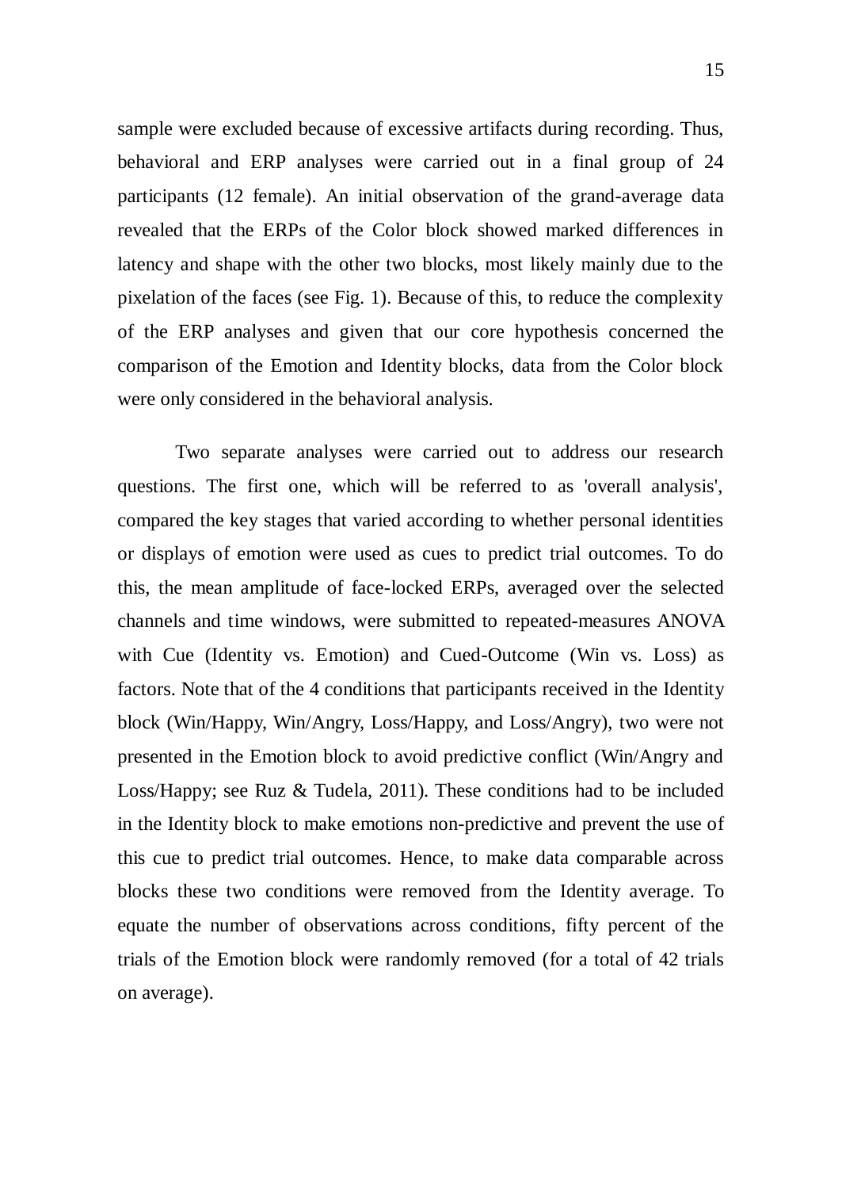sample were excluded because of excessive artifacts during recording. Thus, behavioral and ERP analyses were carried out in a final group of 24 participants (12 female). An initial observation of the grand-average data revealed that the ERPs of the Color block showed marked differences in latency and shape with the other two blocks, most likely mainly due to the pixelation of the faces (see Fig. 1). Because of this, to reduce the complexity of the ERP analyses and given that our core hypothesis concerned the comparison of the Emotion and Identity blocks, data from the Color block were only considered in the behavioral analysis.

Two separate analyses were carried out to address our research questions. The first one, which will be referred to as 'overall analysis', compared the key stages that varied according to whether personal identities or displays of emotion were used as cues to predict trial outcomes. To do this, the mean amplitude of face-locked ERPs, averaged over the selected channels and time windows, were submitted to repeated-measures ANOVA with Cue (Identity vs. Emotion) and Cued-Outcome (Win vs. Loss) as factors. Note that of the 4 conditions that participants received in the Identity block (Win/Happy, Win/Angry, Loss/Happy, and Loss/Angry), two were not presented in the Emotion block to avoid predictive conflict (Win/Angry and Loss/Happy; see Ruz & Tudela, 2011). These conditions had to be included in the Identity block to make emotions non-predictive and prevent the use of this cue to predict trial outcomes. Hence, to make data comparable across blocks these two conditions were removed from the Identity average. To equate the number of observations across conditions, fifty percent of the trials of the Emotion block were randomly removed (for a total of 42 trials on average).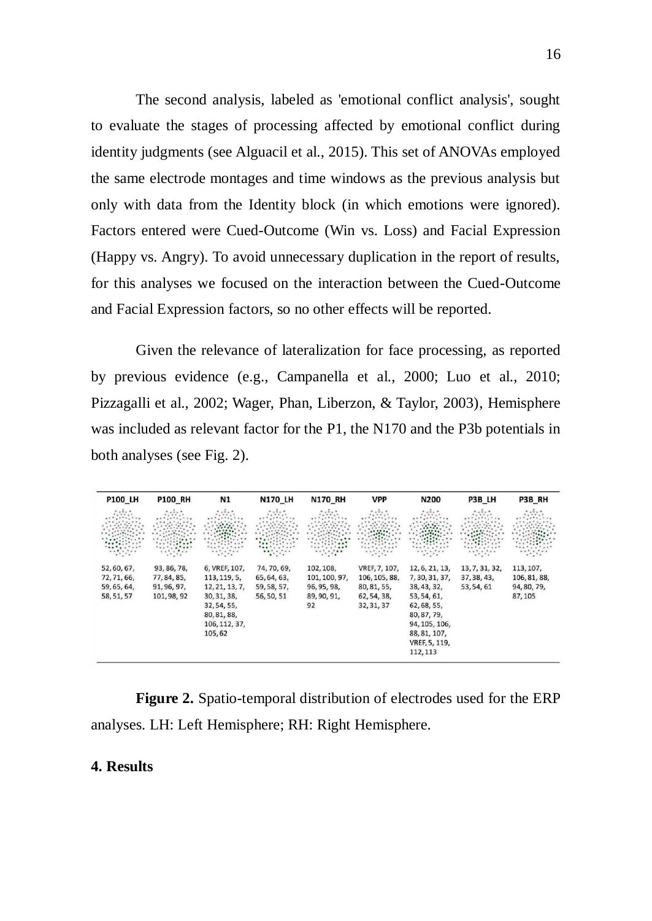The second analysis, labeled as 'emotional conflict analysis', sought to evaluate the stages of processing affected by emotional conflict during identity judgments (see Alguacil et al., 2015). This set of ANOVAs employed the same electrode montages and time windows as the previous analysis but only with data from the Identity block (in which emotions were ignored). Factors entered were Cued-Outcome (Win vs. Loss) and Facial Expression (Happy vs. Angry). To avoid unnecessary duplication in the report of results, for this analyses we focused on the interaction between the Cued-Outcome and Facial Expression factors, so no other effects will be reported.

Given the relevance of lateralization for face processing, as reported by previous evidence (e.g., Campanella et al., 2000; Luo et al., 2010; Pizzagalli et al., 2002; Wager, Phan, Liberzon, & Taylor, 2003), Hemisphere was included as relevant factor for the P1, the N170 and the P3b potentials in both analyses (see Fig. 2).

| P100_LH | P100_RH | N1 | N170_LH | N170_RH | VPP | N200 | P3B_LH | P3B_RH |
|---|---|---|---|---|---|---|---|---|
| 52, 60, 67, 72, 71, 66, 59, 65, 64, 58, 51, 57 | 93, 86, 78, 77, 84, 85, 91, 96, 97, 101, 98, 92 | 6, VREF, 107, 113, 119, 5, 12, 21, 13, 7, 30, 31, 38, 32, 54, 55, 80, 81, 88, 106, 112, 37, 105, 62 | 74, 70, 69, 65, 64, 63, 59, 58, 57, 56, 50, 51 | 102, 108, 101, 100, 97, 96, 95, 98, 89, 90, 91, 92 | VREF, 7, 107, 106, 105, 88, 80, 81, 55, 62, 54, 38, 32, 31, 37 | 12, 6, 21, 13, 7, 30, 31, 37, 38, 43, 32, 53, 54, 61, 62, 68, 55, 80, 87, 79, 94, 105, 106, 88, 81, 107, VREF, 5, 119, 112, 113 | 13, 7, 31, 32, 37, 38, 43, 53, 54, 61 | 113, 107, 106, 81, 88, 94, 80, 79, 87, 105 |

**Figure 2.** Spatio-temporal distribution of electrodes used for the ERP analyses. LH: Left Hemisphere; RH: Right Hemisphere.

**4. Results**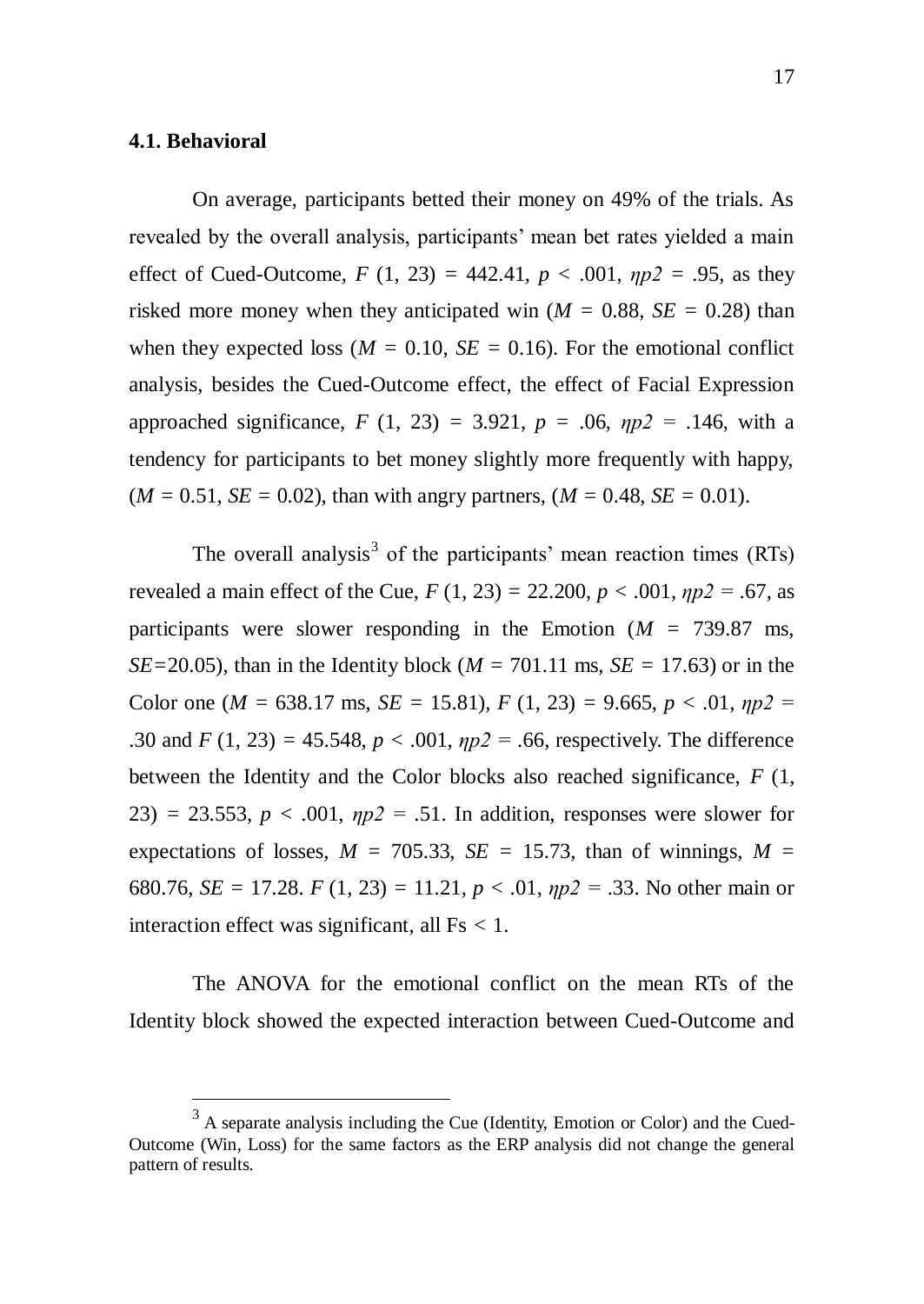### 4.1. Behavioral

On average, participants betted their money on 49% of the trials. As revealed by the overall analysis, participants' mean bet rates yielded a main effect of Cued-Outcome, $F$ (1, 23) = 442.41, $p$ < .001, $\eta p2$ = .95, as they risked more money when they anticipated win ($M$ = 0.88, $SE$ = 0.28) than when they expected loss ($M$ = 0.10, $SE$ = 0.16). For the emotional conflict analysis, besides the Cued-Outcome effect, the effect of Facial Expression approached significance, $F$ (1, 23) = 3.921, $p$ = .06, $\eta p2$ = .146, with a tendency for participants to bet money slightly more frequently with happy, ($M$ = 0.51, $SE$ = 0.02), than with angry partners, ($M$ = 0.48, $SE$ = 0.01).

The overall analysis[3] of the participants' mean reaction times (RTs) revealed a main effect of the Cue, $F$ (1, 23) = 22.200, $p$ < .001, $\eta p2$ = .67, as participants were slower responding in the Emotion ($M$ = 739.87 ms, $SE$=20.05), than in the Identity block ($M$ = 701.11 ms, $SE$ = 17.63) or in the Color one ($M$ = 638.17 ms, $SE$ = 15.81), $F$ (1, 23) = 9.665, $p$ < .01, $\eta p2$ = .30 and $F$ (1, 23) = 45.548, $p$ < .001, $\eta p2$ = .66, respectively. The difference between the Identity and the Color blocks also reached significance, $F$ (1, 23) = 23.553, $p$ < .001, $\eta p2$ = .51. In addition, responses were slower for expectations of losses, $M$ = 705.33, $SE$ = 15.73, than of winnings, $M$ = 680.76, $SE$ = 17.28. $F$ (1, 23) = 11.21, $p$ < .01, $\eta p2$ = .33. No other main or interaction effect was significant, all Fs < 1.

The ANOVA for the emotional conflict on the mean RTs of the Identity block showed the expected interaction between Cued-Outcome and

[3] A separate analysis including the Cue (Identity, Emotion or Color) and the Cued-Outcome (Win, Loss) for the same factors as the ERP analysis did not change the general pattern of results.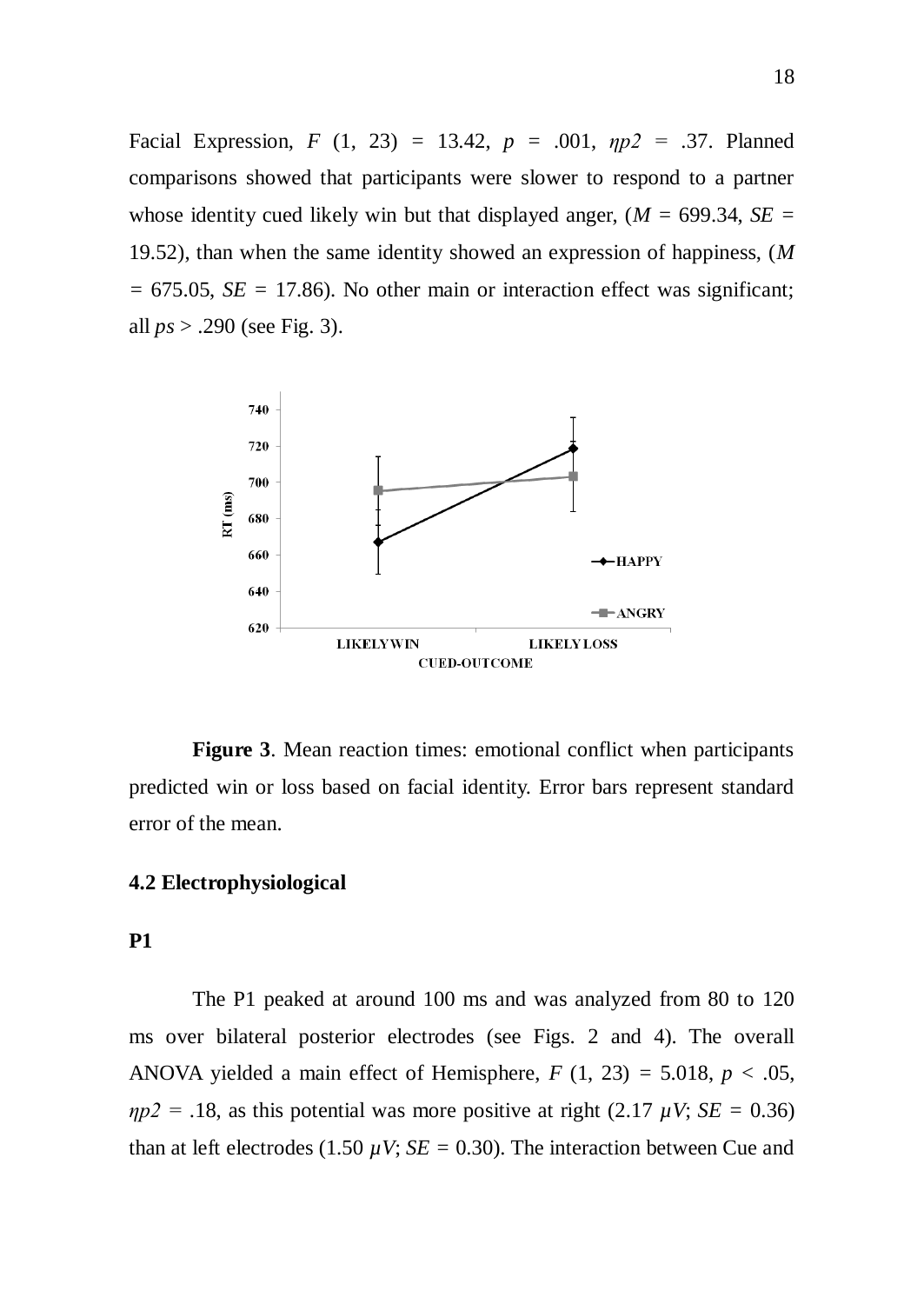Facial Expression, $F$ (1, 23) = 13.42, $p$ = .001, $\eta p2$ = .37. Planned comparisons showed that participants were slower to respond to a partner whose identity cued likely win but that displayed anger, ($M$ = 699.34, $SE$ = 19.52), than when the same identity showed an expression of happiness, ($M$ = 675.05, $SE$ = 17.86). No other main or interaction effect was significant; all $ps$ > .290 (see Fig. 3).

**Figure 3**. Mean reaction times: emotional conflict when participants predicted win or loss based on facial identity. Error bars represent standard error of the mean.

### 4.2 Electrophysiological

#### P1

The P1 peaked at around 100 ms and was analyzed from 80 to 120 ms over bilateral posterior electrodes (see Figs. 2 and 4). The overall ANOVA yielded a main effect of Hemisphere, $F$ (1, 23) = 5.018, $p$ < .05, $\eta p2$ = .18, as this potential was more positive at right (2.17 $\mu V$; $SE$ = 0.36) than at left electrodes (1.50 $\mu V$; $SE$ = 0.30). The interaction between Cue and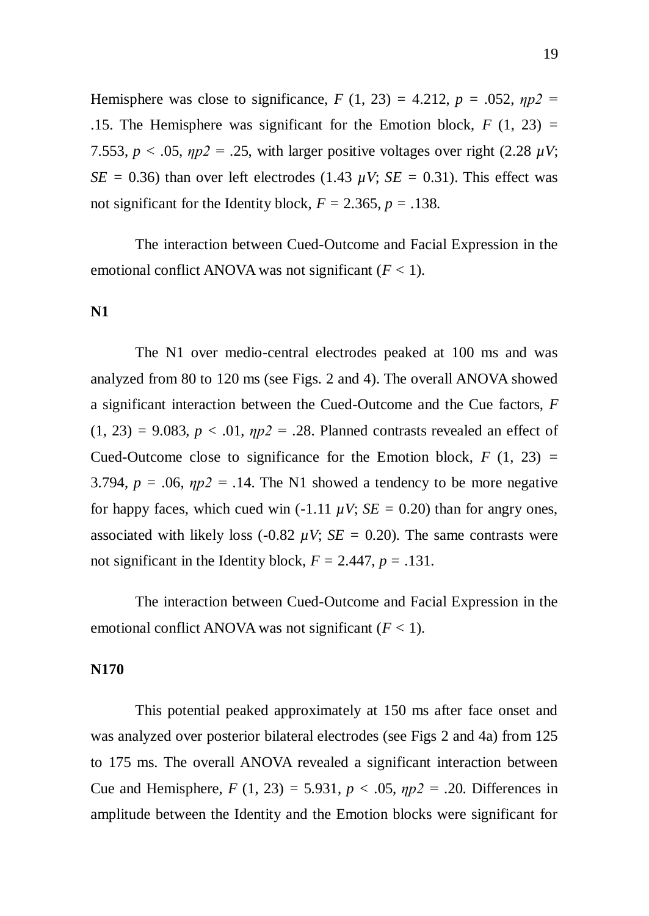Hemisphere was close to significance, $F$ (1, 23) = 4.212, $p$ = .052, $\eta p2$ = .15. The Hemisphere was significant for the Emotion block, $F$ (1, 23) = 7.553, $p$ < .05, $\eta p2$ = .25, with larger positive voltages over right (2.28 $\mu V$; $SE$ = 0.36) than over left electrodes (1.43 $\mu V$; $SE$ = 0.31). This effect was not significant for the Identity block, $F$ = 2.365, $p$ = .138.

The interaction between Cued-Outcome and Facial Expression in the emotional conflict ANOVA was not significant ($F$ < 1).

**N1**

The N1 over medio-central electrodes peaked at 100 ms and was analyzed from 80 to 120 ms (see Figs. 2 and 4). The overall ANOVA showed a significant interaction between the Cued-Outcome and the Cue factors, $F$ (1, 23) = 9.083, $p$ < .01, $\eta p2$ = .28. Planned contrasts revealed an effect of Cued-Outcome close to significance for the Emotion block, $F$ (1, 23) = 3.794, $p$ = .06, $\eta p2$ = .14. The N1 showed a tendency to be more negative for happy faces, which cued win (-1.11 $\mu V$; $SE$ = 0.20) than for angry ones, associated with likely loss (-0.82 $\mu V$; $SE$ = 0.20). The same contrasts were not significant in the Identity block, $F$ = 2.447, $p$ = .131.

The interaction between Cued-Outcome and Facial Expression in the emotional conflict ANOVA was not significant ($F$ < 1).

**N170**

This potential peaked approximately at 150 ms after face onset and was analyzed over posterior bilateral electrodes (see Figs 2 and 4a) from 125 to 175 ms. The overall ANOVA revealed a significant interaction between Cue and Hemisphere, $F$ (1, 23) = 5.931, $p$ < .05, $\eta p2$ = .20. Differences in amplitude between the Identity and the Emotion blocks were significant for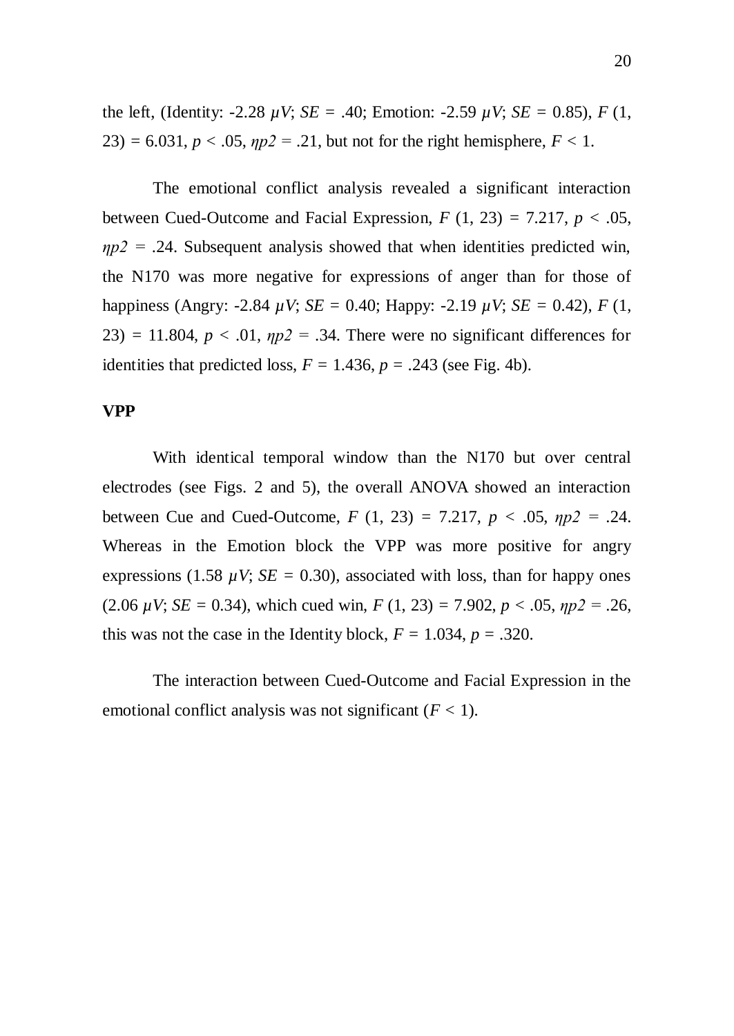the left, (Identity: -2.28 *μV*; *SE* = .40; Emotion: -2.59 *μV*; *SE* = 0.85), $F$ (1, 23) = 6.031, $p < .05$, $\eta p2 = .21$, but not for the right hemisphere, $F < 1$.

The emotional conflict analysis revealed a significant interaction between Cued-Outcome and Facial Expression, $F$ (1, 23) = 7.217, $p < .05$, $\eta p2 = .24$. Subsequent analysis showed that when identities predicted win, the N170 was more negative for expressions of anger than for those of happiness (Angry: -2.84 *μV*; *SE* = 0.40; Happy: -2.19 *μV*; *SE* = 0.42), $F$ (1, 23) = 11.804, $p < .01$, $\eta p2 = .34$. There were no significant differences for identities that predicted loss, $F = 1.436$, $p = .243$ (see Fig. 4b).

**VPP**

With identical temporal window than the N170 but over central electrodes (see Figs. 2 and 5), the overall ANOVA showed an interaction between Cue and Cued-Outcome, $F$ (1, 23) = 7.217, $p < .05$, $\eta p2 = .24$. Whereas in the Emotion block the VPP was more positive for angry expressions (1.58 *μV*; *SE* = 0.30), associated with loss, than for happy ones (2.06 *μV*; *SE* = 0.34), which cued win, $F$ (1, 23) = 7.902, $p < .05$, $\eta p2 = .26$, this was not the case in the Identity block, $F = 1.034$, $p = .320$.

The interaction between Cued-Outcome and Facial Expression in the emotional conflict analysis was not significant ($F < 1$).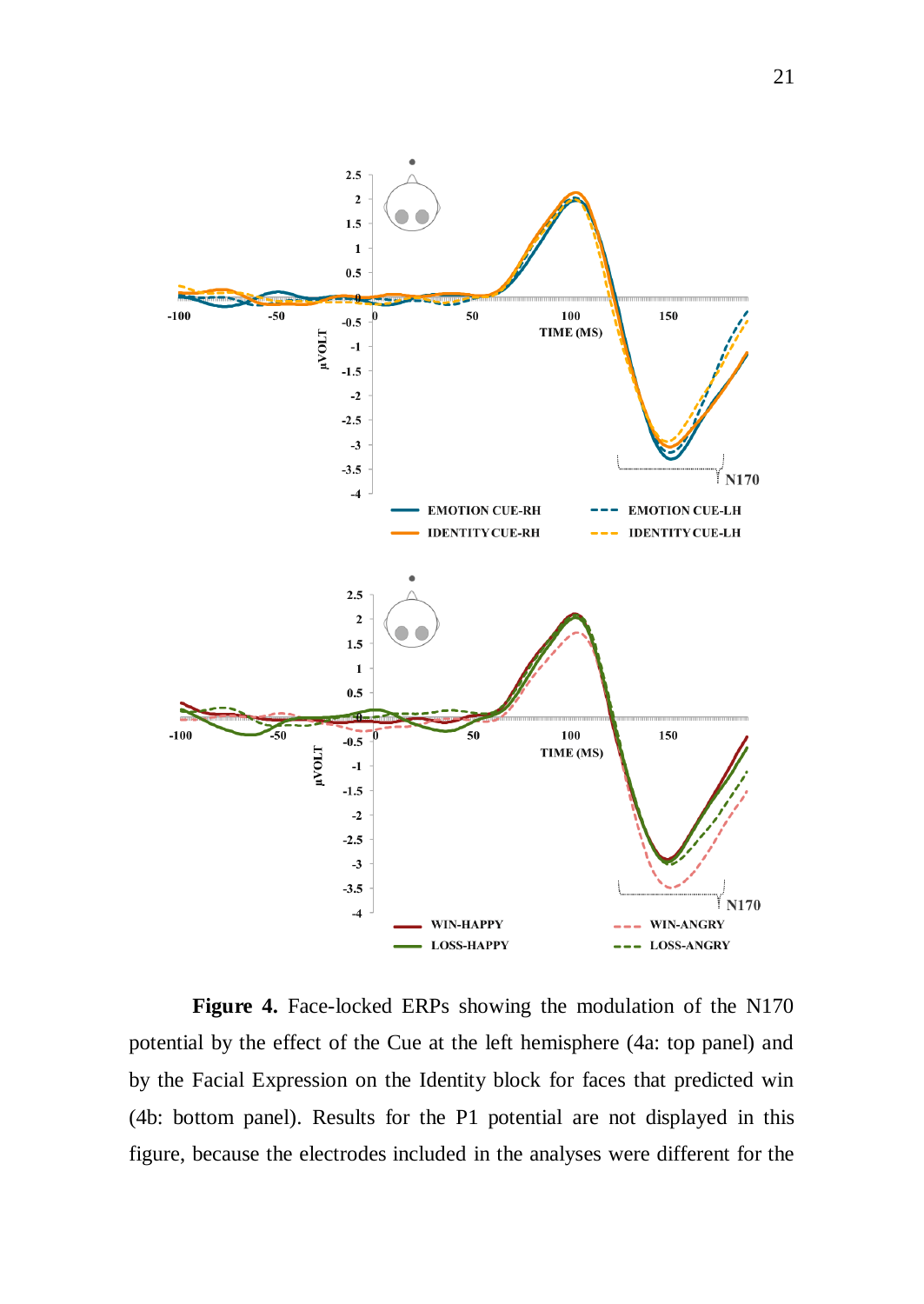**Figure 4.** Face-locked ERPs showing the modulation of the N170 potential by the effect of the Cue at the left hemisphere (4a: top panel) and by the Facial Expression on the Identity block for faces that predicted win (4b: bottom panel). Results for the P1 potential are not displayed in this figure, because the electrodes included in the analyses were different for the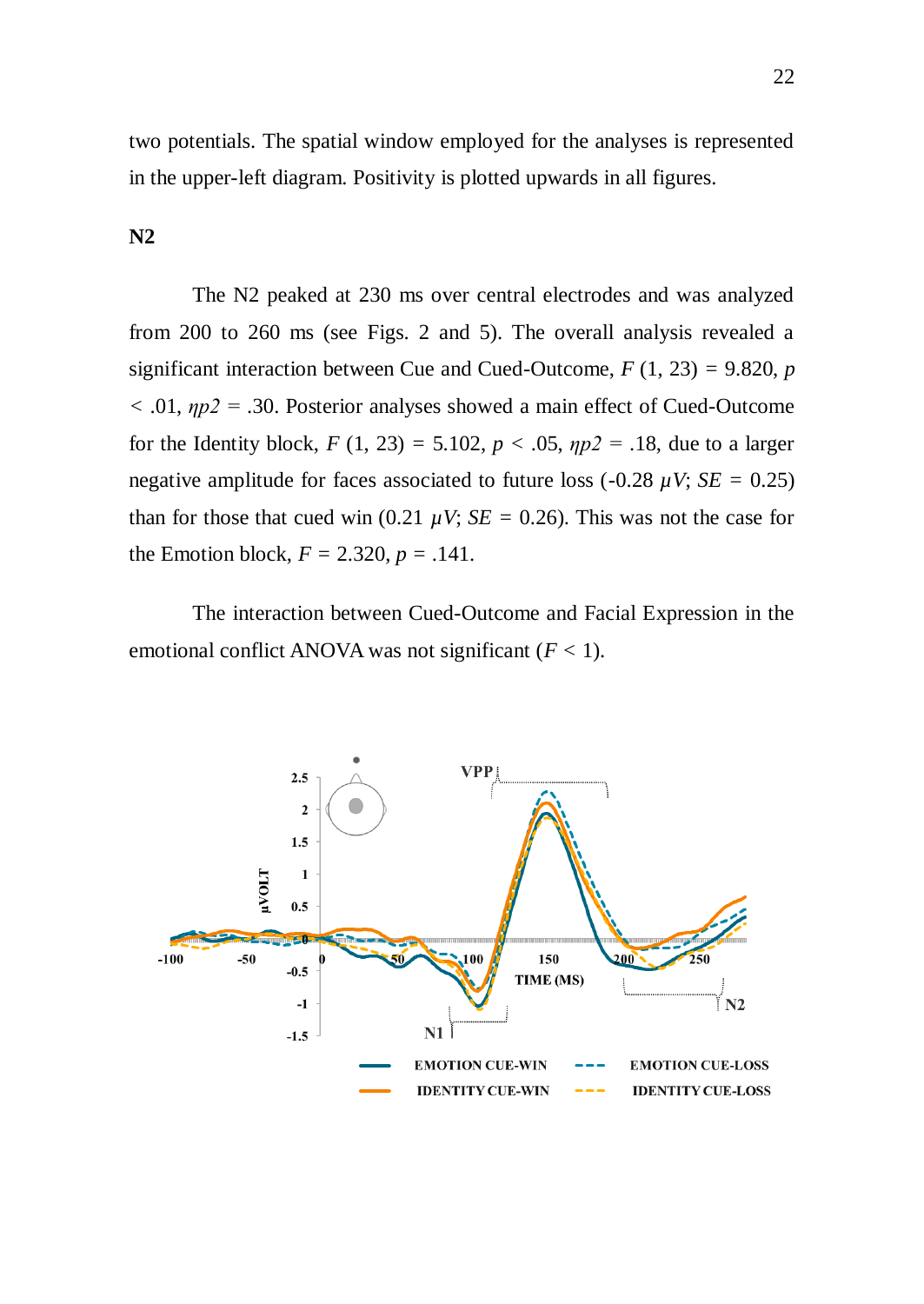two potentials. The spatial window employed for the analyses is represented in the upper-left diagram. Positivity is plotted upwards in all figures.

**N2**

The N2 peaked at 230 ms over central electrodes and was analyzed from 200 to 260 ms (see Figs. 2 and 5). The overall analysis revealed a significant interaction between Cue and Cued-Outcome, $F$ (1, 23) = 9.820, $p$ < .01, $\eta p2$ = .30. Posterior analyses showed a main effect of Cued-Outcome for the Identity block, $F$ (1, 23) = 5.102, $p$ < .05, $\eta p2$ = .18, due to a larger negative amplitude for faces associated to future loss (-0.28 $\mu V$; $SE$ = 0.25) than for those that cued win (0.21 $\mu V$; $SE$ = 0.26). This was not the case for the Emotion block, $F$ = 2.320, $p$ = .141.

The interaction between Cued-Outcome and Facial Expression in the emotional conflict ANOVA was not significant ($F$ < 1).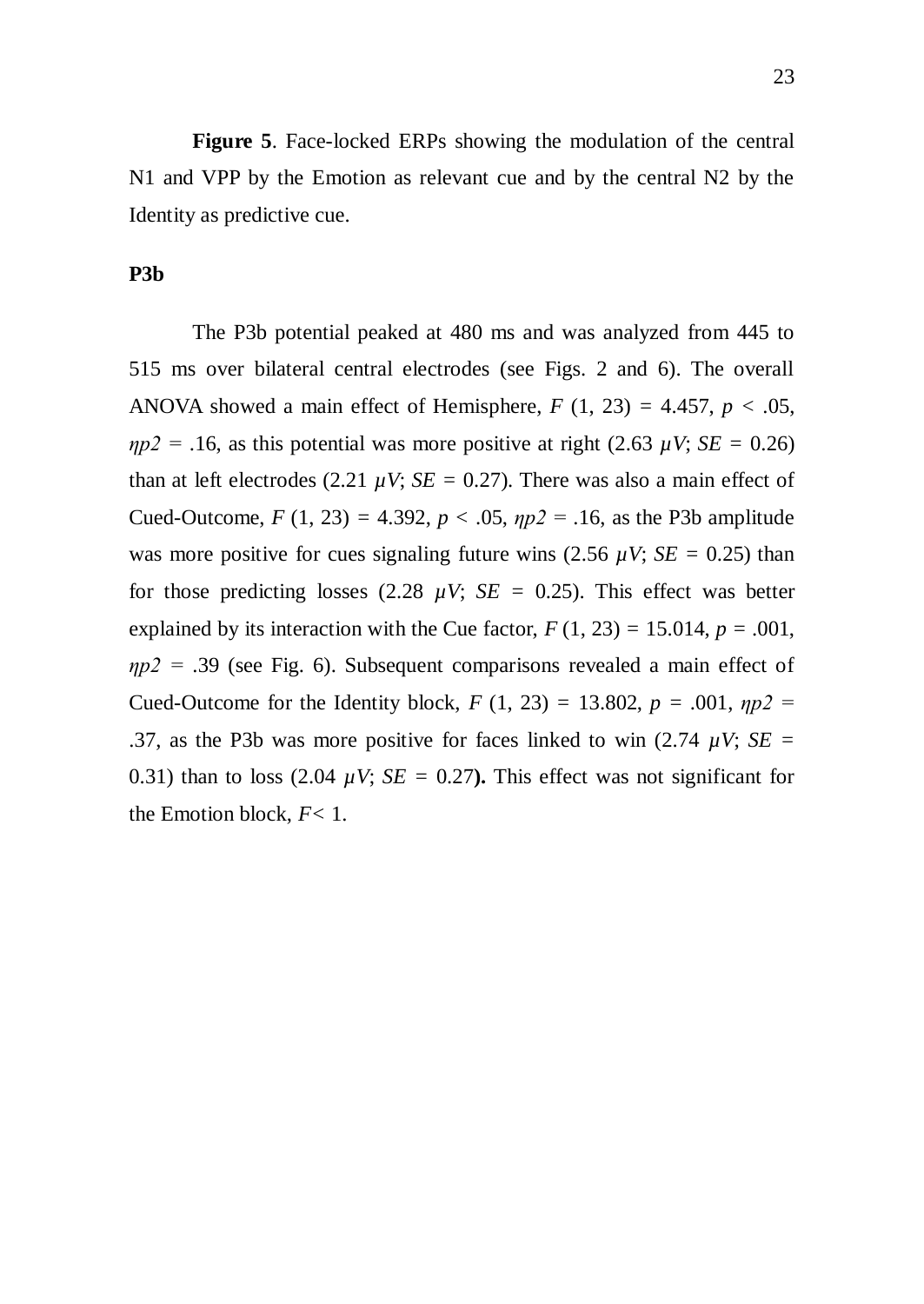**Figure 5**. Face-locked ERPs showing the modulation of the central N1 and VPP by the Emotion as relevant cue and by the central N2 by the Identity as predictive cue.

**P3b**

The P3b potential peaked at 480 ms and was analyzed from 445 to 515 ms over bilateral central electrodes (see Figs. 2 and 6). The overall ANOVA showed a main effect of Hemisphere, $F$ (1, 23) = 4.457, $p$ < .05, $\eta p2$ = .16, as this potential was more positive at right (2.63 $\mu V$; $SE$ = 0.26) than at left electrodes (2.21 $\mu V$; $SE$ = 0.27). There was also a main effect of Cued-Outcome, $F$ (1, 23) = 4.392, $p$ < .05, $\eta p2$ = .16, as the P3b amplitude was more positive for cues signaling future wins (2.56 $\mu V$; $SE$ = 0.25) than for those predicting losses (2.28 $\mu V$; $SE$ = 0.25). This effect was better explained by its interaction with the Cue factor, $F$ (1, 23) = 15.014, $p$ = .001, $\eta p2$ = .39 (see Fig. 6). Subsequent comparisons revealed a main effect of Cued-Outcome for the Identity block, $F$ (1, 23) = 13.802, $p$ = .001, $\eta p2$ = .37, as the P3b was more positive for faces linked to win (2.74 $\mu V$; $SE$ = 0.31) than to loss (2.04 $\mu V$; $SE$ = 0.27**).** This effect was not significant for the Emotion block, $F$< 1.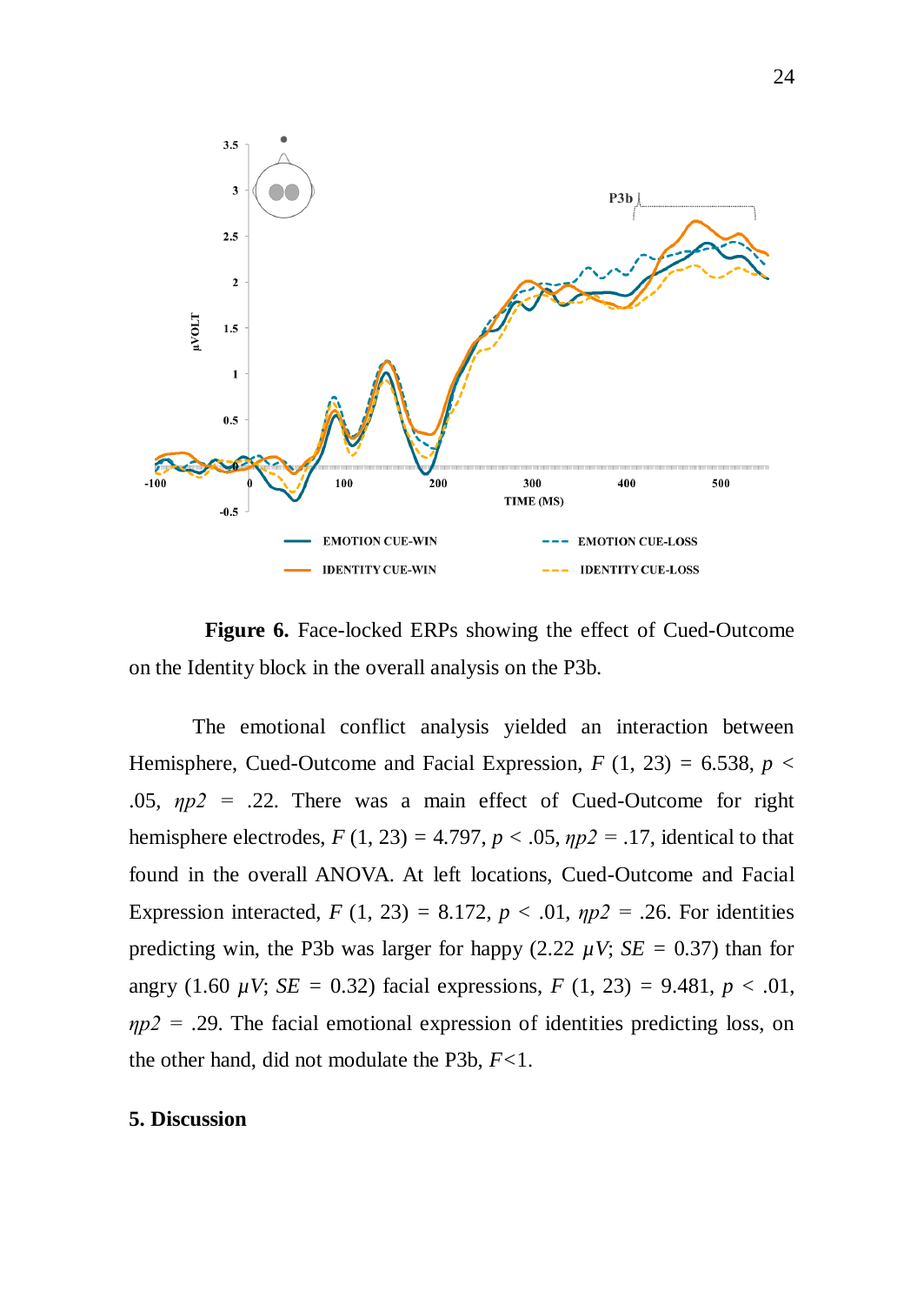**Figure 6.** Face-locked ERPs showing the effect of Cued-Outcome on the Identity block in the overall analysis on the P3b.

The emotional conflict analysis yielded an interaction between Hemisphere, Cued-Outcome and Facial Expression, $F$ (1, 23) = 6.538, $p$ < .05, $\eta p2$ = .22. There was a main effect of Cued-Outcome for right hemisphere electrodes, $F$ (1, 23) = 4.797, $p$ < .05, $\eta p2$ = .17, identical to that found in the overall ANOVA. At left locations, Cued-Outcome and Facial Expression interacted, $F$ (1, 23) = 8.172, $p$ < .01, $\eta p2$ = .26. For identities predicting win, the P3b was larger for happy (2.22 $\mu V$; $SE$ = 0.37) than for angry (1.60 $\mu V$; $SE$ = 0.32) facial expressions, $F$ (1, 23) = 9.481, $p$ < .01, $\eta p2$ = .29. The facial emotional expression of identities predicting loss, on the other hand, did not modulate the P3b, $F$<1.

## 5. Discussion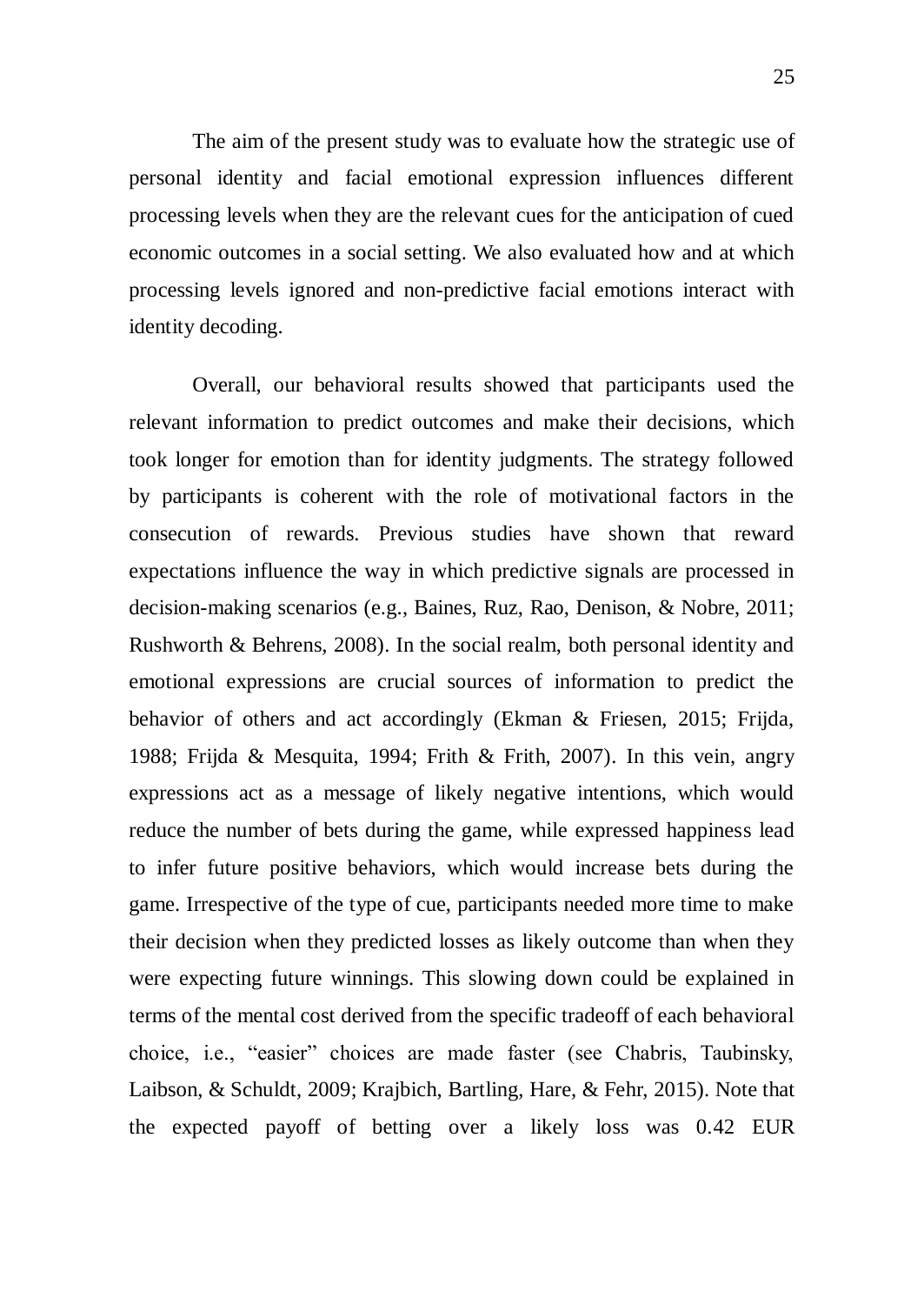The aim of the present study was to evaluate how the strategic use of personal identity and facial emotional expression influences different processing levels when they are the relevant cues for the anticipation of cued economic outcomes in a social setting. We also evaluated how and at which processing levels ignored and non-predictive facial emotions interact with identity decoding.

Overall, our behavioral results showed that participants used the relevant information to predict outcomes and make their decisions, which took longer for emotion than for identity judgments. The strategy followed by participants is coherent with the role of motivational factors in the consecution of rewards. Previous studies have shown that reward expectations influence the way in which predictive signals are processed in decision-making scenarios (e.g., Baines, Ruz, Rao, Denison, & Nobre, 2011; Rushworth & Behrens, 2008). In the social realm, both personal identity and emotional expressions are crucial sources of information to predict the behavior of others and act accordingly (Ekman & Friesen, 2015; Frijda, 1988; Frijda & Mesquita, 1994; Frith & Frith, 2007). In this vein, angry expressions act as a message of likely negative intentions, which would reduce the number of bets during the game, while expressed happiness lead to infer future positive behaviors, which would increase bets during the game. Irrespective of the type of cue, participants needed more time to make their decision when they predicted losses as likely outcome than when they were expecting future winnings. This slowing down could be explained in terms of the mental cost derived from the specific tradeoff of each behavioral choice, i.e., "easier" choices are made faster (see Chabris, Taubinsky, Laibson, & Schuldt, 2009; Krajbich, Bartling, Hare, & Fehr, 2015). Note that the expected payoff of betting over a likely loss was 0.42 EUR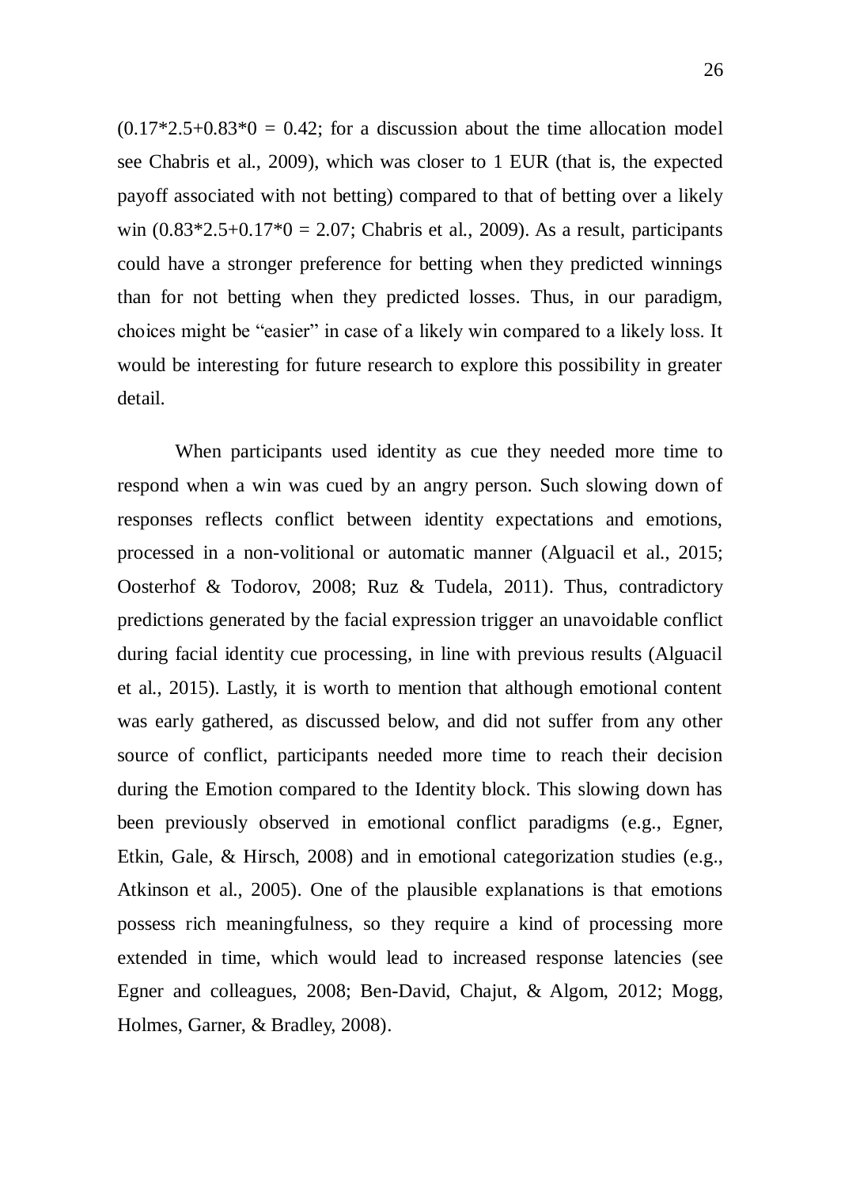($0.17*2.5+0.83*0 = 0.42$; for a discussion about the time allocation model see Chabris et al., 2009), which was closer to 1 EUR (that is, the expected payoff associated with not betting) compared to that of betting over a likely win ($0.83*2.5+0.17*0 = 2.07$; Chabris et al., 2009). As a result, participants could have a stronger preference for betting when they predicted winnings than for not betting when they predicted losses. Thus, in our paradigm, choices might be "easier" in case of a likely win compared to a likely loss. It would be interesting for future research to explore this possibility in greater detail.

When participants used identity as cue they needed more time to respond when a win was cued by an angry person. Such slowing down of responses reflects conflict between identity expectations and emotions, processed in a non-volitional or automatic manner (Alguacil et al., 2015; Oosterhof & Todorov, 2008; Ruz & Tudela, 2011). Thus, contradictory predictions generated by the facial expression trigger an unavoidable conflict during facial identity cue processing, in line with previous results (Alguacil et al., 2015). Lastly, it is worth to mention that although emotional content was early gathered, as discussed below, and did not suffer from any other source of conflict, participants needed more time to reach their decision during the Emotion compared to the Identity block. This slowing down has been previously observed in emotional conflict paradigms (e.g., Egner, Etkin, Gale, & Hirsch, 2008) and in emotional categorization studies (e.g., Atkinson et al., 2005). One of the plausible explanations is that emotions possess rich meaningfulness, so they require a kind of processing more extended in time, which would lead to increased response latencies (see Egner and colleagues, 2008; Ben-David, Chajut, & Algom, 2012; Mogg, Holmes, Garner, & Bradley, 2008).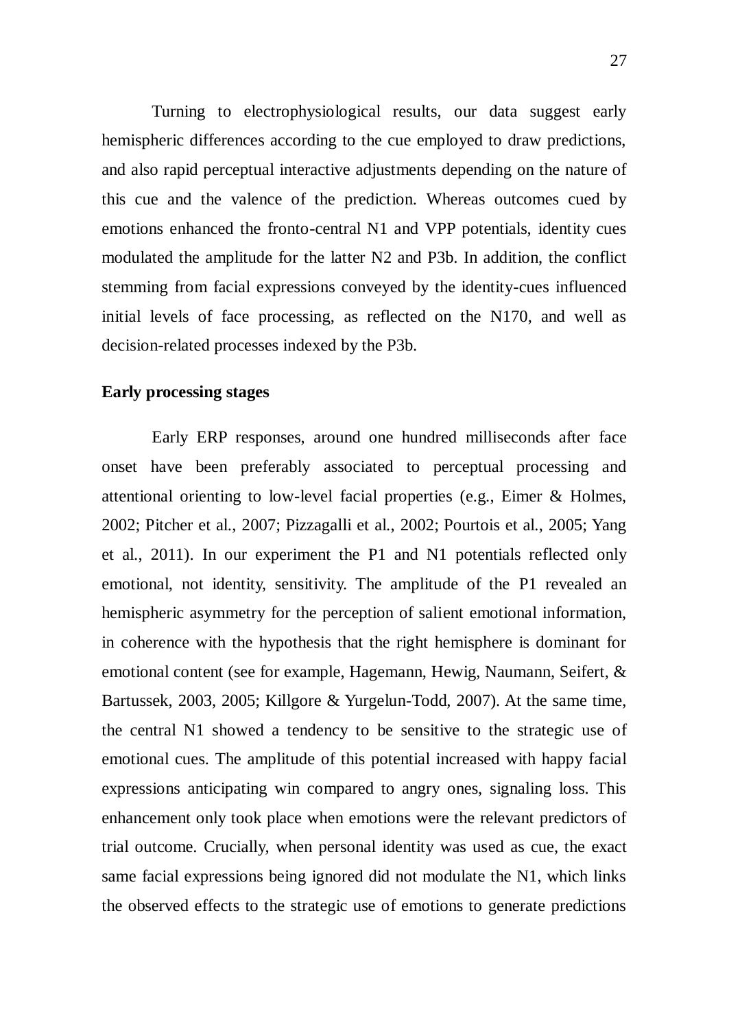Turning to electrophysiological results, our data suggest early hemispheric differences according to the cue employed to draw predictions, and also rapid perceptual interactive adjustments depending on the nature of this cue and the valence of the prediction. Whereas outcomes cued by emotions enhanced the fronto-central N1 and VPP potentials, identity cues modulated the amplitude for the latter N2 and P3b. In addition, the conflict stemming from facial expressions conveyed by the identity-cues influenced initial levels of face processing, as reflected on the N170, and well as decision-related processes indexed by the P3b.

**Early processing stages**

Early ERP responses, around one hundred milliseconds after face onset have been preferably associated to perceptual processing and attentional orienting to low-level facial properties (e.g., Eimer & Holmes, 2002; Pitcher et al., 2007; Pizzagalli et al., 2002; Pourtois et al., 2005; Yang et al., 2011). In our experiment the P1 and N1 potentials reflected only emotional, not identity, sensitivity. The amplitude of the P1 revealed an hemispheric asymmetry for the perception of salient emotional information, in coherence with the hypothesis that the right hemisphere is dominant for emotional content (see for example, Hagemann, Hewig, Naumann, Seifert, & Bartussek, 2003, 2005; Killgore & Yurgelun-Todd, 2007). At the same time, the central N1 showed a tendency to be sensitive to the strategic use of emotional cues. The amplitude of this potential increased with happy facial expressions anticipating win compared to angry ones, signaling loss. This enhancement only took place when emotions were the relevant predictors of trial outcome. Crucially, when personal identity was used as cue, the exact same facial expressions being ignored did not modulate the N1, which links the observed effects to the strategic use of emotions to generate predictions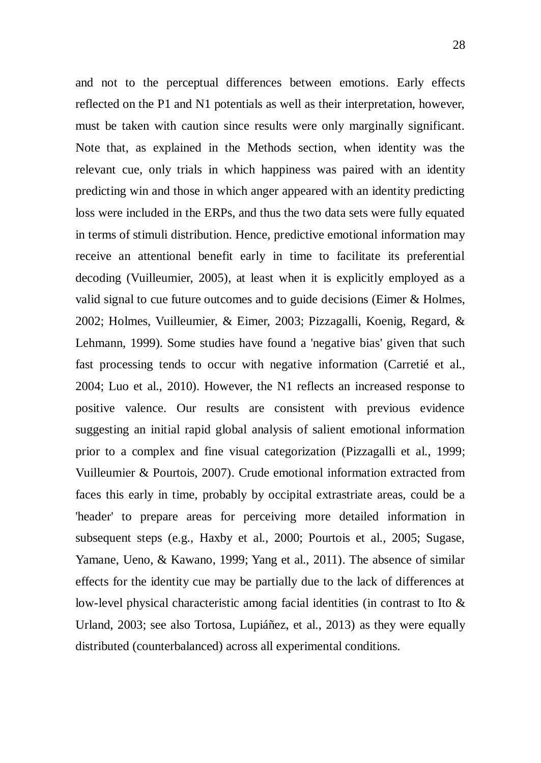and not to the perceptual differences between emotions. Early effects reflected on the P1 and N1 potentials as well as their interpretation, however, must be taken with caution since results were only marginally significant. Note that, as explained in the Methods section, when identity was the relevant cue, only trials in which happiness was paired with an identity predicting win and those in which anger appeared with an identity predicting loss were included in the ERPs, and thus the two data sets were fully equated in terms of stimuli distribution. Hence, predictive emotional information may receive an attentional benefit early in time to facilitate its preferential decoding (Vuilleumier, 2005), at least when it is explicitly employed as a valid signal to cue future outcomes and to guide decisions (Eimer & Holmes, 2002; Holmes, Vuilleumier, & Eimer, 2003; Pizzagalli, Koenig, Regard, & Lehmann, 1999). Some studies have found a 'negative bias' given that such fast processing tends to occur with negative information (Carretié et al., 2004; Luo et al., 2010). However, the N1 reflects an increased response to positive valence. Our results are consistent with previous evidence suggesting an initial rapid global analysis of salient emotional information prior to a complex and fine visual categorization (Pizzagalli et al., 1999; Vuilleumier & Pourtois, 2007). Crude emotional information extracted from faces this early in time, probably by occipital extrastriate areas, could be a 'header' to prepare areas for perceiving more detailed information in subsequent steps (e.g., Haxby et al., 2000; Pourtois et al., 2005; Sugase, Yamane, Ueno, & Kawano, 1999; Yang et al., 2011). The absence of similar effects for the identity cue may be partially due to the lack of differences at low-level physical characteristic among facial identities (in contrast to Ito & Urland, 2003; see also Tortosa, Lupiáñez, et al., 2013) as they were equally distributed (counterbalanced) across all experimental conditions.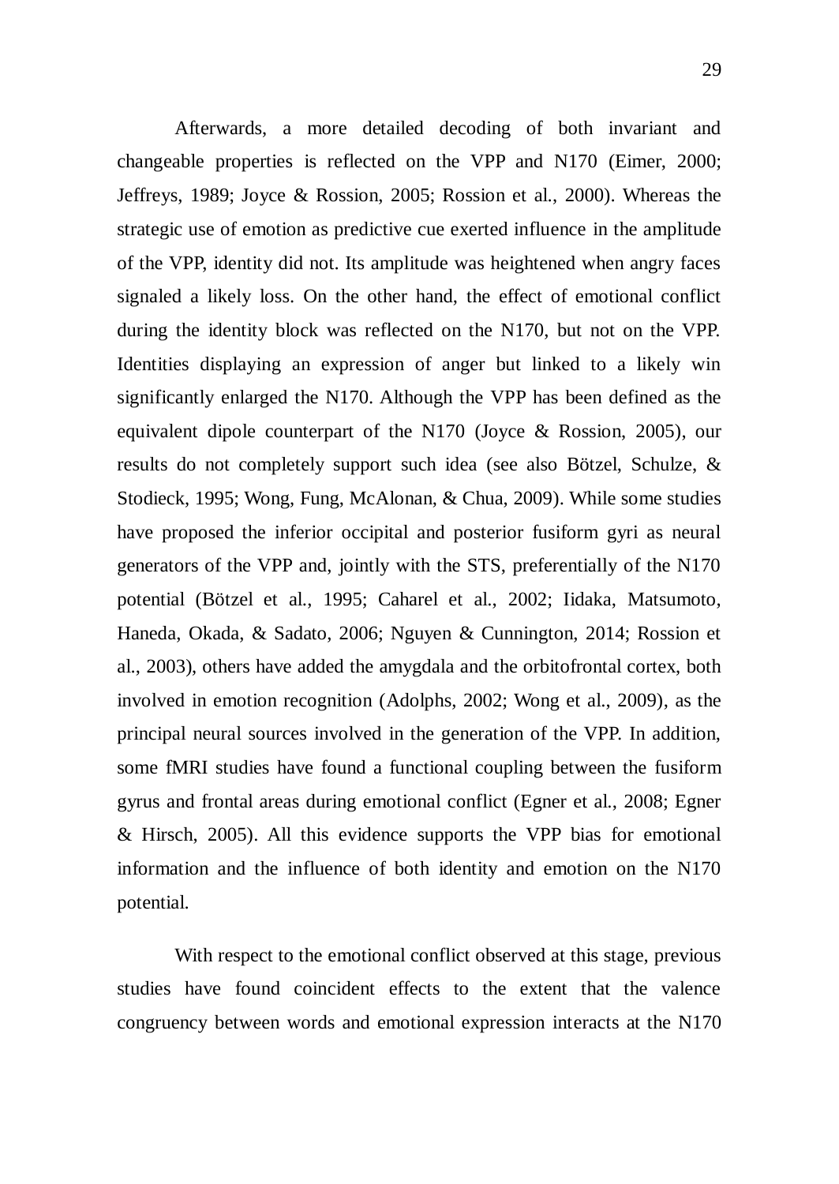Afterwards, a more detailed decoding of both invariant and changeable properties is reflected on the VPP and N170 (Eimer, 2000; Jeffreys, 1989; Joyce & Rossion, 2005; Rossion et al., 2000). Whereas the strategic use of emotion as predictive cue exerted influence in the amplitude of the VPP, identity did not. Its amplitude was heightened when angry faces signaled a likely loss. On the other hand, the effect of emotional conflict during the identity block was reflected on the N170, but not on the VPP. Identities displaying an expression of anger but linked to a likely win significantly enlarged the N170. Although the VPP has been defined as the equivalent dipole counterpart of the N170 (Joyce & Rossion, 2005), our results do not completely support such idea (see also Bötzel, Schulze, & Stodieck, 1995; Wong, Fung, McAlonan, & Chua, 2009). While some studies have proposed the inferior occipital and posterior fusiform gyri as neural generators of the VPP and, jointly with the STS, preferentially of the N170 potential (Bötzel et al., 1995; Caharel et al., 2002; Iidaka, Matsumoto, Haneda, Okada, & Sadato, 2006; Nguyen & Cunnington, 2014; Rossion et al., 2003), others have added the amygdala and the orbitofrontal cortex, both involved in emotion recognition (Adolphs, 2002; Wong et al., 2009), as the principal neural sources involved in the generation of the VPP. In addition, some fMRI studies have found a functional coupling between the fusiform gyrus and frontal areas during emotional conflict (Egner et al., 2008; Egner & Hirsch, 2005). All this evidence supports the VPP bias for emotional information and the influence of both identity and emotion on the N170 potential.

With respect to the emotional conflict observed at this stage, previous studies have found coincident effects to the extent that the valence congruency between words and emotional expression interacts at the N170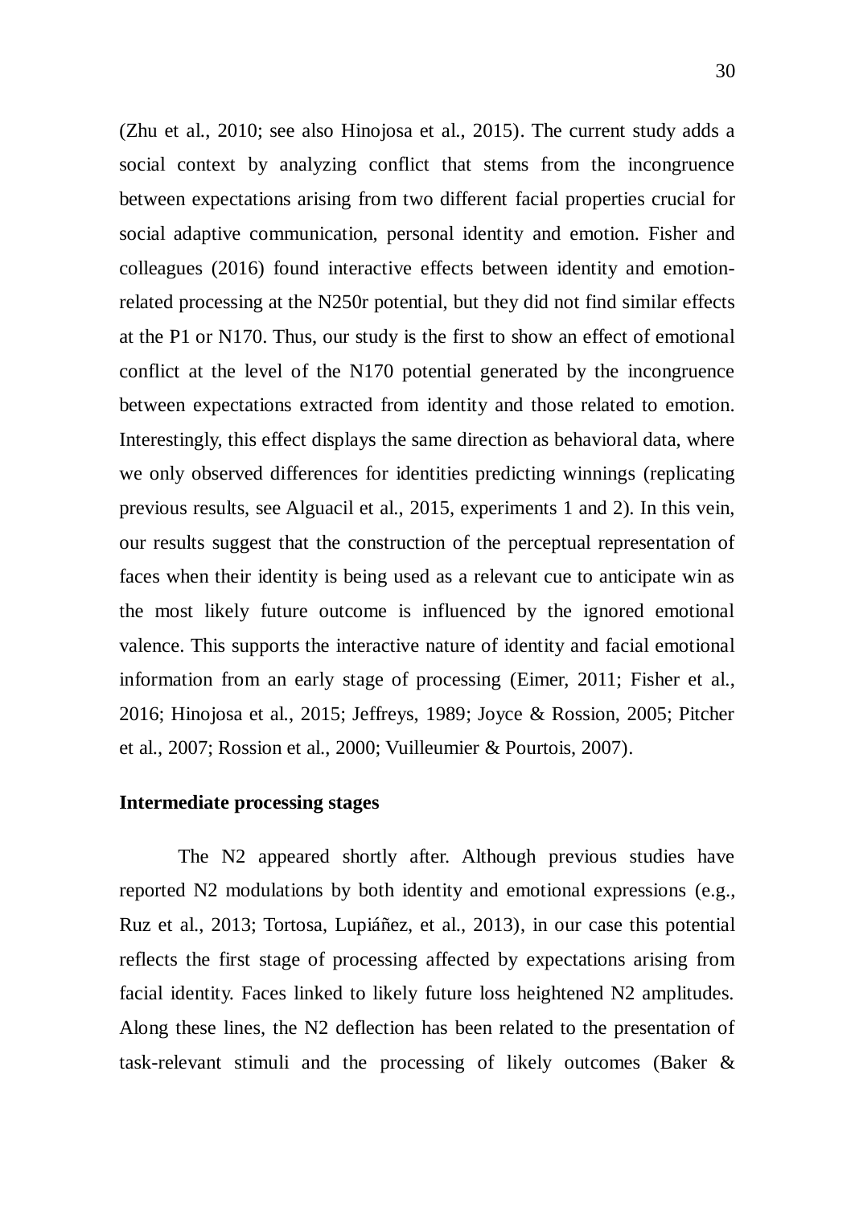(Zhu et al., 2010; see also Hinojosa et al., 2015). The current study adds a social context by analyzing conflict that stems from the incongruence between expectations arising from two different facial properties crucial for social adaptive communication, personal identity and emotion. Fisher and colleagues (2016) found interactive effects between identity and emotion-related processing at the N250r potential, but they did not find similar effects at the P1 or N170. Thus, our study is the first to show an effect of emotional conflict at the level of the N170 potential generated by the incongruence between expectations extracted from identity and those related to emotion. Interestingly, this effect displays the same direction as behavioral data, where we only observed differences for identities predicting winnings (replicating previous results, see Alguacil et al., 2015, experiments 1 and 2). In this vein, our results suggest that the construction of the perceptual representation of faces when their identity is being used as a relevant cue to anticipate win as the most likely future outcome is influenced by the ignored emotional valence. This supports the interactive nature of identity and facial emotional information from an early stage of processing (Eimer, 2011; Fisher et al., 2016; Hinojosa et al., 2015; Jeffreys, 1989; Joyce & Rossion, 2005; Pitcher et al., 2007; Rossion et al., 2000; Vuilleumier & Pourtois, 2007).

**Intermediate processing stages**

The N2 appeared shortly after. Although previous studies have reported N2 modulations by both identity and emotional expressions (e.g., Ruz et al., 2013; Tortosa, Lupiáñez, et al., 2013), in our case this potential reflects the first stage of processing affected by expectations arising from facial identity. Faces linked to likely future loss heightened N2 amplitudes. Along these lines, the N2 deflection has been related to the presentation of task-relevant stimuli and the processing of likely outcomes (Baker &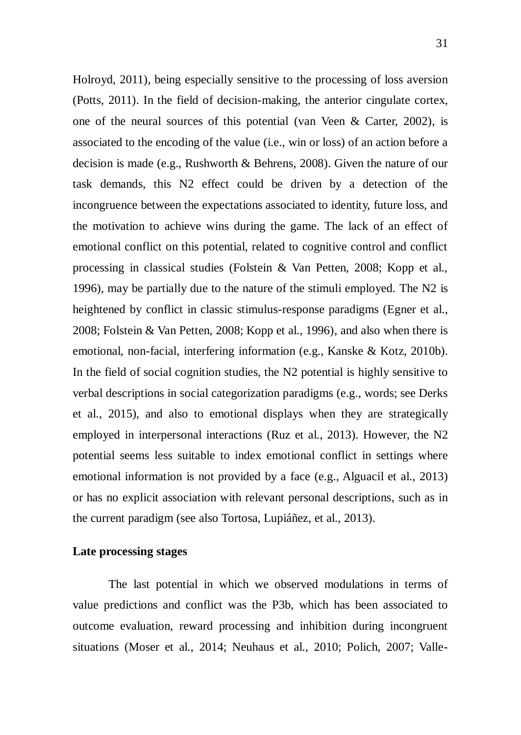Holroyd, 2011), being especially sensitive to the processing of loss aversion (Potts, 2011). In the field of decision-making, the anterior cingulate cortex, one of the neural sources of this potential (van Veen & Carter, 2002), is associated to the encoding of the value (i.e., win or loss) of an action before a decision is made (e.g., Rushworth & Behrens, 2008). Given the nature of our task demands, this N2 effect could be driven by a detection of the incongruence between the expectations associated to identity, future loss, and the motivation to achieve wins during the game. The lack of an effect of emotional conflict on this potential, related to cognitive control and conflict processing in classical studies (Folstein & Van Petten, 2008; Kopp et al., 1996), may be partially due to the nature of the stimuli employed. The N2 is heightened by conflict in classic stimulus-response paradigms (Egner et al., 2008; Folstein & Van Petten, 2008; Kopp et al., 1996), and also when there is emotional, non-facial, interfering information (e.g., Kanske & Kotz, 2010b). In the field of social cognition studies, the N2 potential is highly sensitive to verbal descriptions in social categorization paradigms (e.g., words; see Derks et al., 2015), and also to emotional displays when they are strategically employed in interpersonal interactions (Ruz et al., 2013). However, the N2 potential seems less suitable to index emotional conflict in settings where emotional information is not provided by a face (e.g., Alguacil et al., 2013) or has no explicit association with relevant personal descriptions, such as in the current paradigm (see also Tortosa, Lupiáñez, et al., 2013).

**Late processing stages**

The last potential in which we observed modulations in terms of value predictions and conflict was the P3b, which has been associated to outcome evaluation, reward processing and inhibition during incongruent situations (Moser et al., 2014; Neuhaus et al., 2010; Polich, 2007; Valle-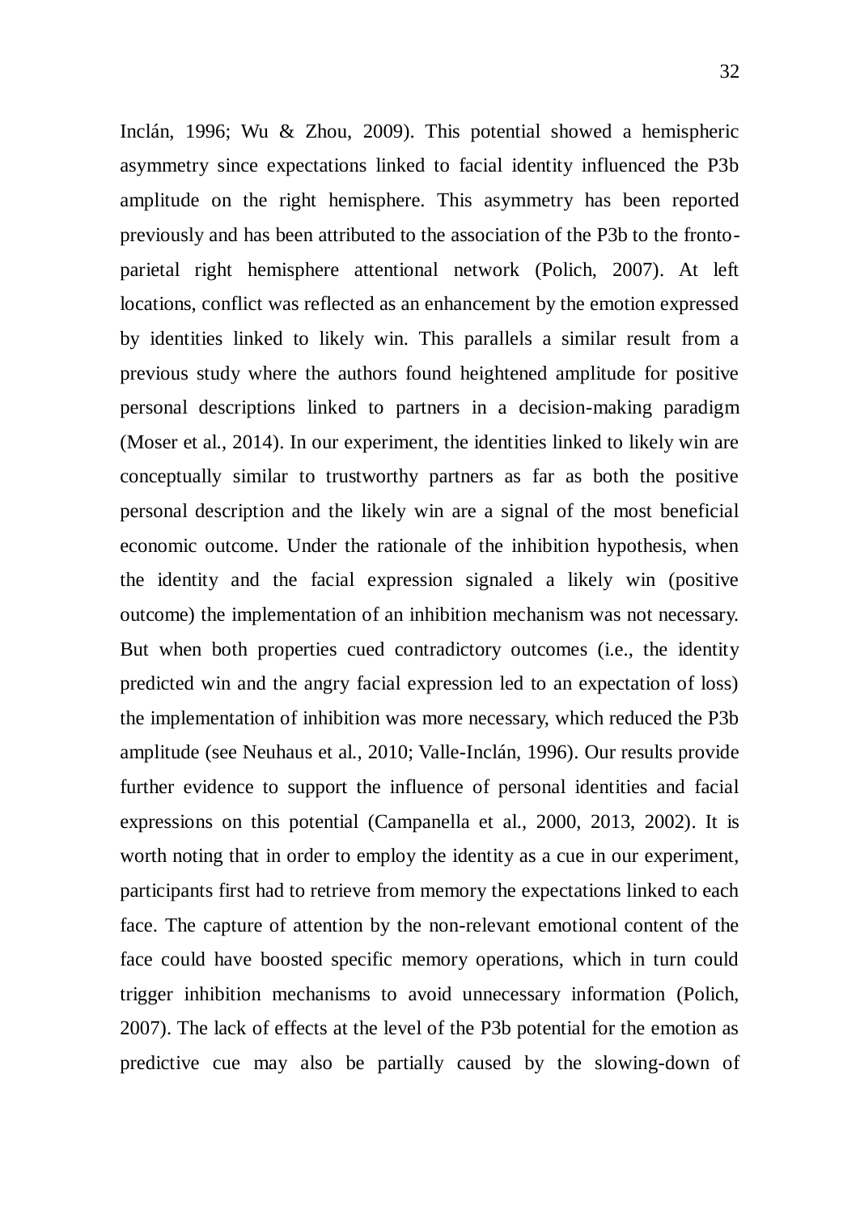Inclán, 1996; Wu & Zhou, 2009). This potential showed a hemispheric asymmetry since expectations linked to facial identity influenced the P3b amplitude on the right hemisphere. This asymmetry has been reported previously and has been attributed to the association of the P3b to the fronto-parietal right hemisphere attentional network (Polich, 2007). At left locations, conflict was reflected as an enhancement by the emotion expressed by identities linked to likely win. This parallels a similar result from a previous study where the authors found heightened amplitude for positive personal descriptions linked to partners in a decision-making paradigm (Moser et al., 2014). In our experiment, the identities linked to likely win are conceptually similar to trustworthy partners as far as both the positive personal description and the likely win are a signal of the most beneficial economic outcome. Under the rationale of the inhibition hypothesis, when the identity and the facial expression signaled a likely win (positive outcome) the implementation of an inhibition mechanism was not necessary. But when both properties cued contradictory outcomes (i.e., the identity predicted win and the angry facial expression led to an expectation of loss) the implementation of inhibition was more necessary, which reduced the P3b amplitude (see Neuhaus et al., 2010; Valle-Inclán, 1996). Our results provide further evidence to support the influence of personal identities and facial expressions on this potential (Campanella et al., 2000, 2013, 2002). It is worth noting that in order to employ the identity as a cue in our experiment, participants first had to retrieve from memory the expectations linked to each face. The capture of attention by the non-relevant emotional content of the face could have boosted specific memory operations, which in turn could trigger inhibition mechanisms to avoid unnecessary information (Polich, 2007). The lack of effects at the level of the P3b potential for the emotion as predictive cue may also be partially caused by the slowing-down of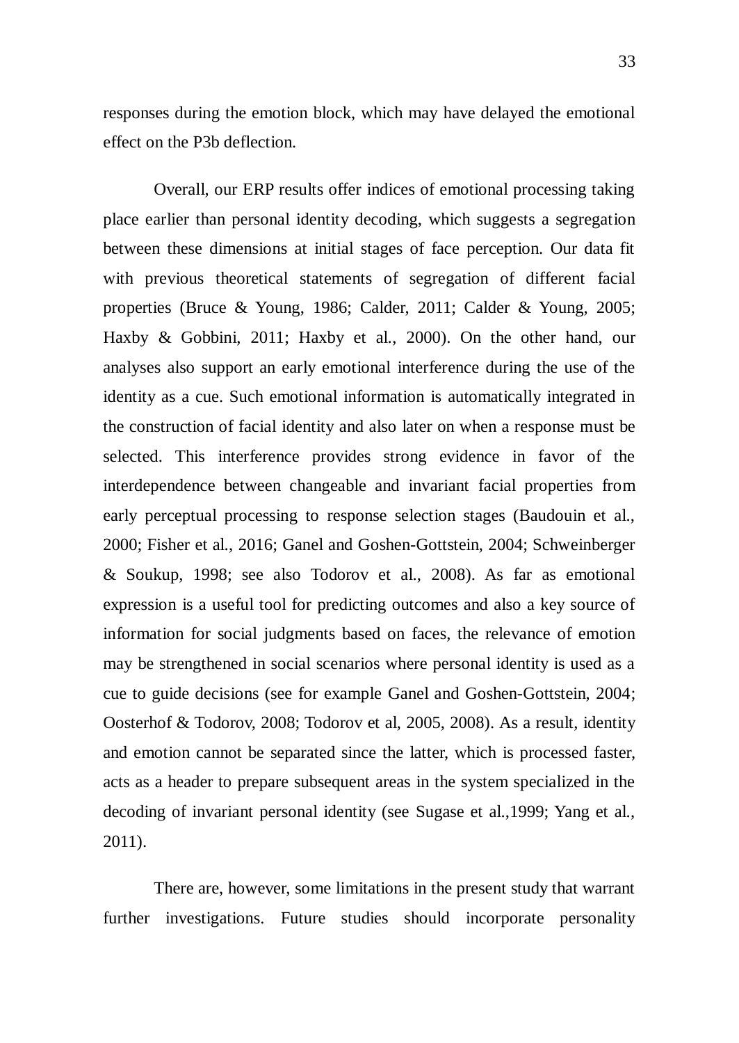responses during the emotion block, which may have delayed the emotional effect on the P3b deflection.

Overall, our ERP results offer indices of emotional processing taking place earlier than personal identity decoding, which suggests a segregation between these dimensions at initial stages of face perception. Our data fit with previous theoretical statements of segregation of different facial properties (Bruce & Young, 1986; Calder, 2011; Calder & Young, 2005; Haxby & Gobbini, 2011; Haxby et al., 2000). On the other hand, our analyses also support an early emotional interference during the use of the identity as a cue. Such emotional information is automatically integrated in the construction of facial identity and also later on when a response must be selected. This interference provides strong evidence in favor of the interdependence between changeable and invariant facial properties from early perceptual processing to response selection stages (Baudouin et al., 2000; Fisher et al., 2016; Ganel and Goshen-Gottstein, 2004; Schweinberger & Soukup, 1998; see also Todorov et al., 2008). As far as emotional expression is a useful tool for predicting outcomes and also a key source of information for social judgments based on faces, the relevance of emotion may be strengthened in social scenarios where personal identity is used as a cue to guide decisions (see for example Ganel and Goshen-Gottstein, 2004; Oosterhof & Todorov, 2008; Todorov et al, 2005, 2008). As a result, identity and emotion cannot be separated since the latter, which is processed faster, acts as a header to prepare subsequent areas in the system specialized in the decoding of invariant personal identity (see Sugase et al.,1999; Yang et al., 2011).

There are, however, some limitations in the present study that warrant further investigations. Future studies should incorporate personality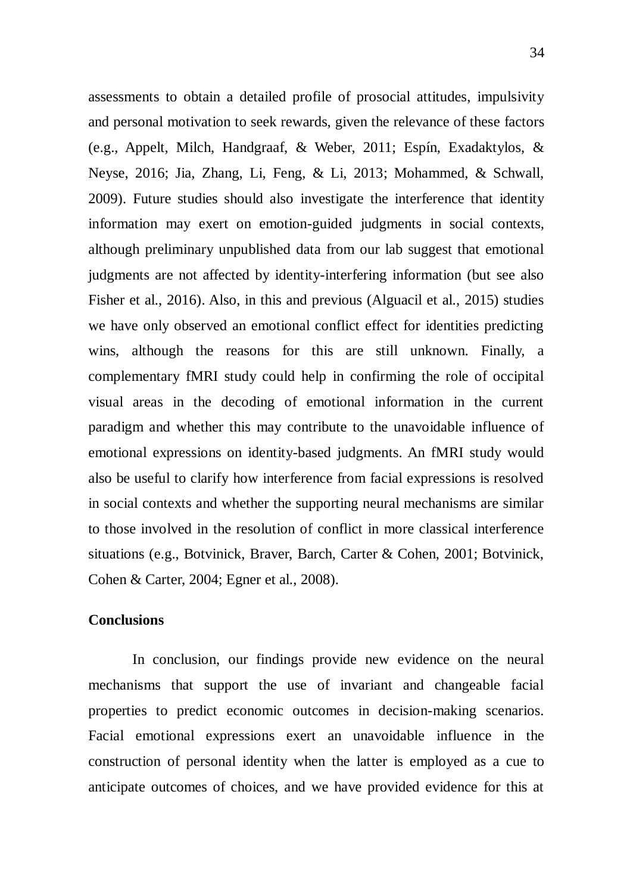assessments to obtain a detailed profile of prosocial attitudes, impulsivity and personal motivation to seek rewards, given the relevance of these factors (e.g., Appelt, Milch, Handgraaf, & Weber, 2011; Espín, Exadaktylos, & Neyse, 2016; Jia, Zhang, Li, Feng, & Li, 2013; Mohammed, & Schwall, 2009). Future studies should also investigate the interference that identity information may exert on emotion-guided judgments in social contexts, although preliminary unpublished data from our lab suggest that emotional judgments are not affected by identity-interfering information (but see also Fisher et al., 2016). Also, in this and previous (Alguacil et al., 2015) studies we have only observed an emotional conflict effect for identities predicting wins, although the reasons for this are still unknown. Finally, a complementary fMRI study could help in confirming the role of occipital visual areas in the decoding of emotional information in the current paradigm and whether this may contribute to the unavoidable influence of emotional expressions on identity-based judgments. An fMRI study would also be useful to clarify how interference from facial expressions is resolved in social contexts and whether the supporting neural mechanisms are similar to those involved in the resolution of conflict in more classical interference situations (e.g., Botvinick, Braver, Barch, Carter & Cohen, 2001; Botvinick, Cohen & Carter, 2004; Egner et al., 2008).

## Conclusions

In conclusion, our findings provide new evidence on the neural mechanisms that support the use of invariant and changeable facial properties to predict economic outcomes in decision-making scenarios. Facial emotional expressions exert an unavoidable influence in the construction of personal identity when the latter is employed as a cue to anticipate outcomes of choices, and we have provided evidence for this at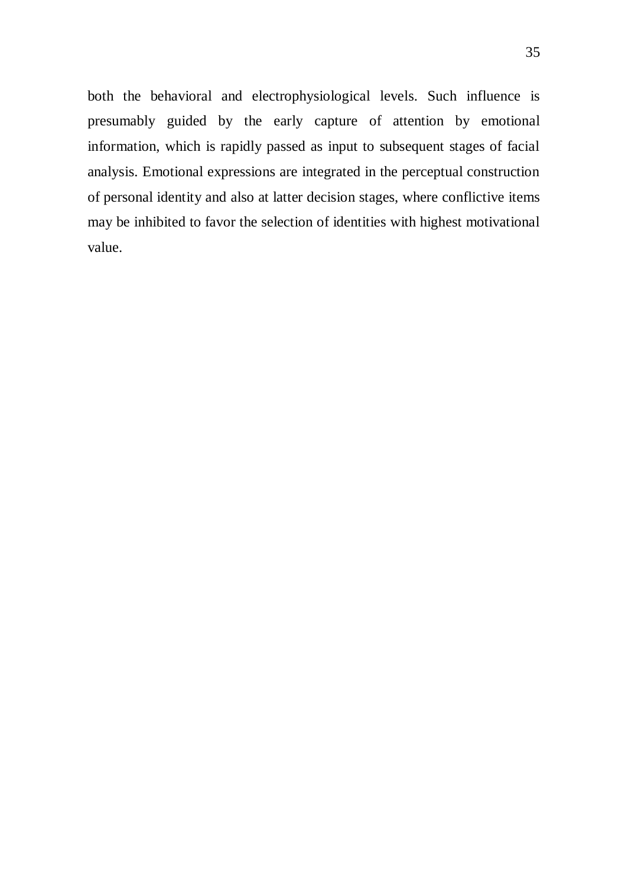both the behavioral and electrophysiological levels. Such influence is presumably guided by the early capture of attention by emotional information, which is rapidly passed as input to subsequent stages of facial analysis. Emotional expressions are integrated in the perceptual construction of personal identity and also at latter decision stages, where conflictive items may be inhibited to favor the selection of identities with highest motivational value.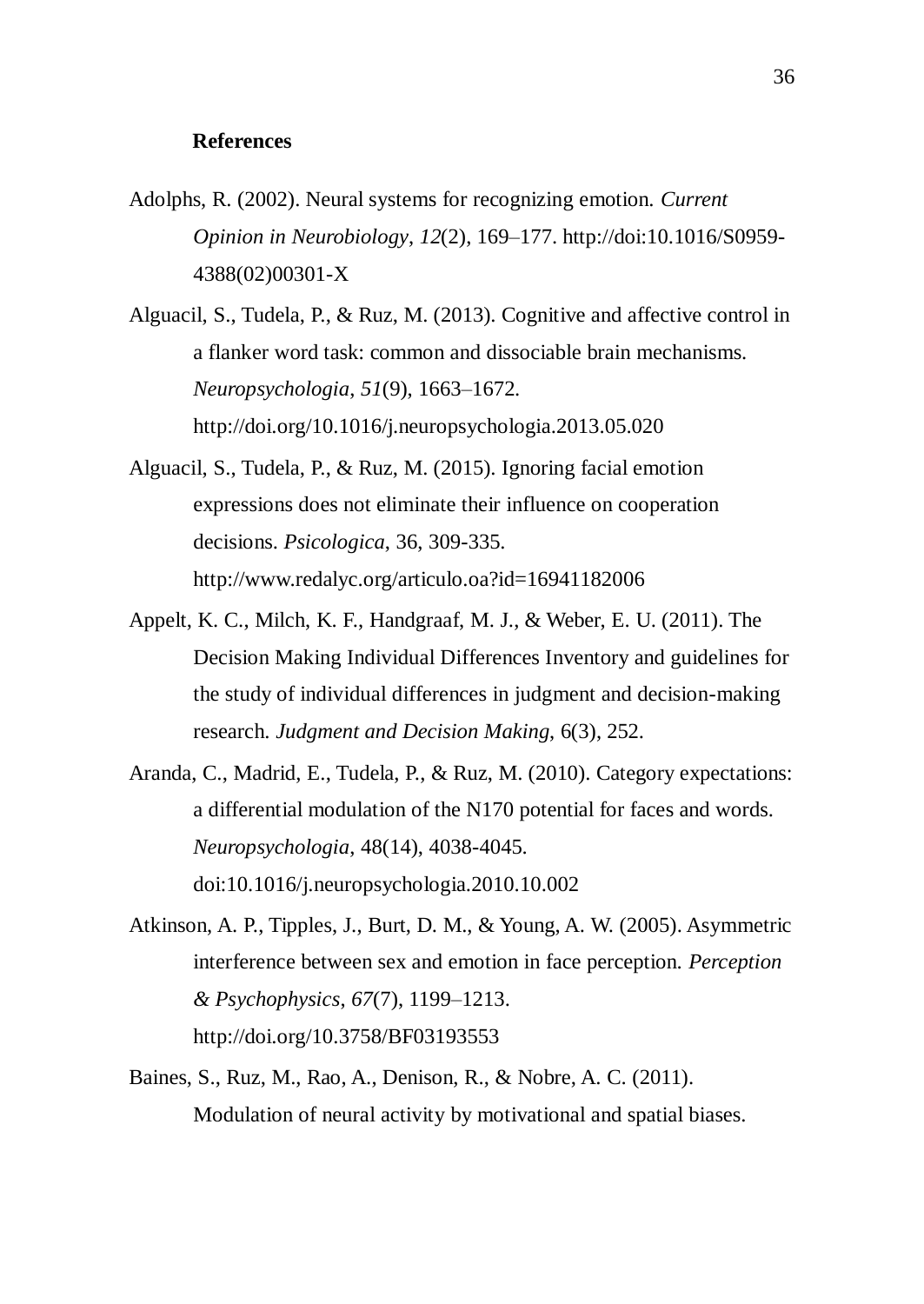## References

Adolphs, R. (2002). Neural systems for recognizing emotion. *Current Opinion in Neurobiology*, *12*(2), 169–177. http://doi:10.1016/S0959-4388(02)00301-X

Alguacil, S., Tudela, P., & Ruz, M. (2013). Cognitive and affective control in a flanker word task: common and dissociable brain mechanisms. *Neuropsychologia*, *51*(9), 1663–1672. http://doi.org/10.1016/j.neuropsychologia.2013.05.020

Alguacil, S., Tudela, P., & Ruz, M. (2015). Ignoring facial emotion expressions does not eliminate their influence on cooperation decisions. *Psicologica*, 36, 309-335. http://www.redalyc.org/articulo.oa?id=16941182006

Appelt, K. C., Milch, K. F., Handgraaf, M. J., & Weber, E. U. (2011). The Decision Making Individual Differences Inventory and guidelines for the study of individual differences in judgment and decision-making research. *Judgment and Decision Making*, 6(3), 252.

Aranda, C., Madrid, E., Tudela, P., & Ruz, M. (2010). Category expectations: a differential modulation of the N170 potential for faces and words. *Neuropsychologia*, 48(14), 4038-4045. doi:10.1016/j.neuropsychologia.2010.10.002

Atkinson, A. P., Tipples, J., Burt, D. M., & Young, A. W. (2005). Asymmetric interference between sex and emotion in face perception. *Perception & Psychophysics*, *67*(7), 1199–1213. http://doi.org/10.3758/BF03193553

Baines, S., Ruz, M., Rao, A., Denison, R., & Nobre, A. C. (2011). Modulation of neural activity by motivational and spatial biases.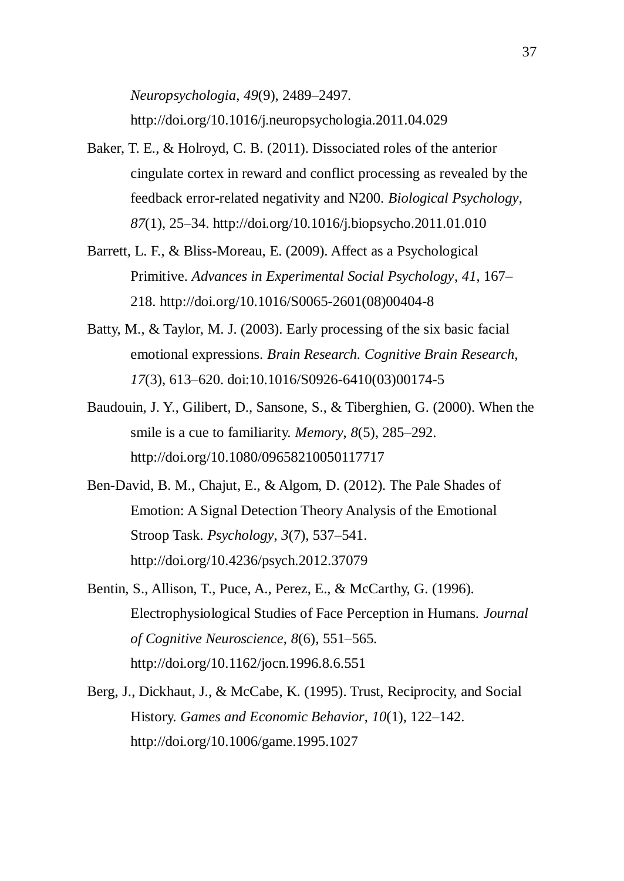*Neuropsychologia*, *49*(9), 2489–2497. http://doi.org/10.1016/j.neuropsychologia.2011.04.029

Baker, T. E., & Holroyd, C. B. (2011). Dissociated roles of the anterior cingulate cortex in reward and conflict processing as revealed by the feedback error-related negativity and N200. *Biological Psychology*, *87*(1), 25–34. http://doi.org/10.1016/j.biopsycho.2011.01.010

Barrett, L. F., & Bliss-Moreau, E. (2009). Affect as a Psychological Primitive. *Advances in Experimental Social Psychology*, *41*, 167–218. http://doi.org/10.1016/S0065-2601(08)00404-8

Batty, M., & Taylor, M. J. (2003). Early processing of the six basic facial emotional expressions. *Brain Research. Cognitive Brain Research*, *17*(3), 613–620. doi:10.1016/S0926-6410(03)00174-5

Baudouin, J. Y., Gilibert, D., Sansone, S., & Tiberghien, G. (2000). When the smile is a cue to familiarity. *Memory*, *8*(5), 285–292. http://doi.org/10.1080/09658210050117717

Ben-David, B. M., Chajut, E., & Algom, D. (2012). The Pale Shades of Emotion: A Signal Detection Theory Analysis of the Emotional Stroop Task. *Psychology*, *3*(7), 537–541. http://doi.org/10.4236/psych.2012.37079

Bentin, S., Allison, T., Puce, A., Perez, E., & McCarthy, G. (1996). Electrophysiological Studies of Face Perception in Humans. *Journal of Cognitive Neuroscience*, *8*(6), 551–565. http://doi.org/10.1162/jocn.1996.8.6.551

Berg, J., Dickhaut, J., & McCabe, K. (1995). Trust, Reciprocity, and Social History. *Games and Economic Behavior*, *10*(1), 122–142. http://doi.org/10.1006/game.1995.1027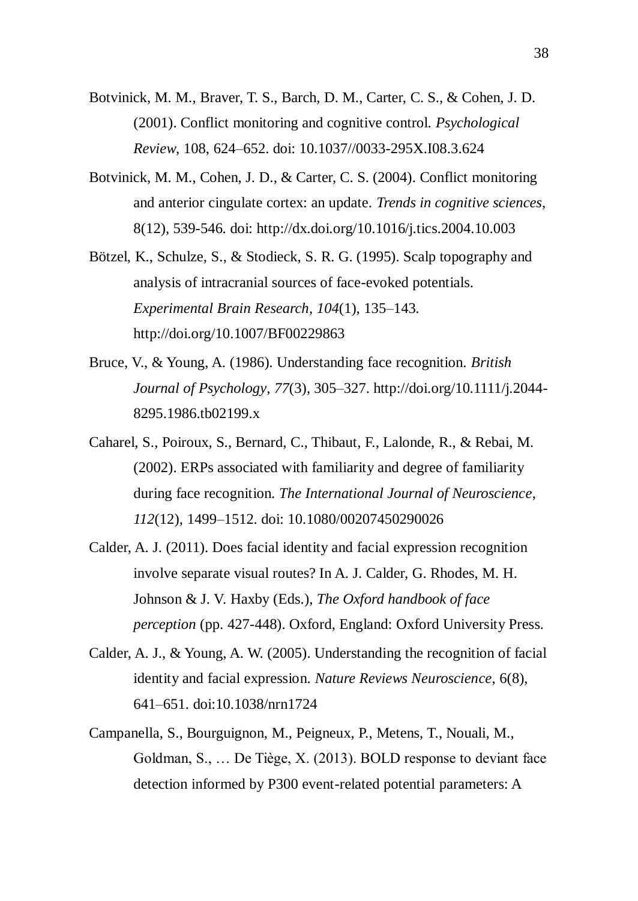Botvinick, M. M., Braver, T. S., Barch, D. M., Carter, C. S., & Cohen, J. D. (2001). Conflict monitoring and cognitive control. *Psychological Review*, 108, 624–652. doi: 10.1037//0033-295X.I08.3.624

Botvinick, M. M., Cohen, J. D., & Carter, C. S. (2004). Conflict monitoring and anterior cingulate cortex: an update. *Trends in cognitive sciences*, 8(12), 539-546. doi: http://dx.doi.org/10.1016/j.tics.2004.10.003

Bötzel, K., Schulze, S., & Stodieck, S. R. G. (1995). Scalp topography and analysis of intracranial sources of face-evoked potentials. *Experimental Brain Research*, *104*(1), 135–143. http://doi.org/10.1007/BF00229863

Bruce, V., & Young, A. (1986). Understanding face recognition. *British Journal of Psychology*, *77*(3), 305–327. http://doi.org/10.1111/j.2044-8295.1986.tb02199.x

Caharel, S., Poiroux, S., Bernard, C., Thibaut, F., Lalonde, R., & Rebai, M. (2002). ERPs associated with familiarity and degree of familiarity during face recognition. *The International Journal of Neuroscience*, *112*(12), 1499–1512. doi: 10.1080/00207450290026

Calder, A. J. (2011). Does facial identity and facial expression recognition involve separate visual routes? In A. J. Calder, G. Rhodes, M. H. Johnson & J. V. Haxby (Eds.), *The Oxford handbook of face perception* (pp. 427-448). Oxford, England: Oxford University Press.

Calder, A. J., & Young, A. W. (2005). Understanding the recognition of facial identity and facial expression. *Nature Reviews Neuroscience*, 6(8), 641–651. doi:10.1038/nrn1724

Campanella, S., Bourguignon, M., Peigneux, P., Metens, T., Nouali, M., Goldman, S., … De Tiège, X. (2013). BOLD response to deviant face detection informed by P300 event-related potential parameters: A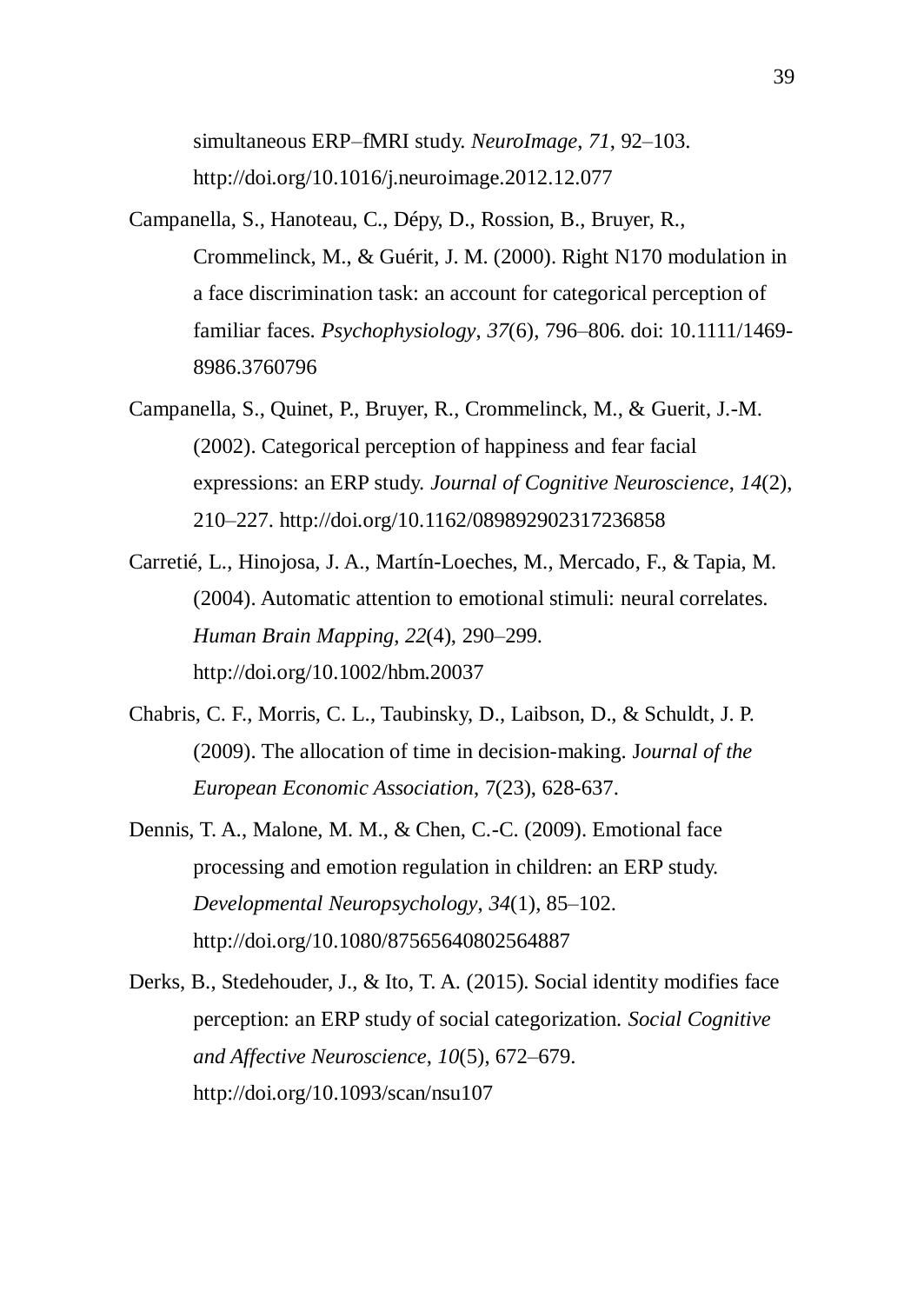simultaneous ERP–fMRI study. *NeuroImage*, *71*, 92–103. http://doi.org/10.1016/j.neuroimage.2012.12.077

Campanella, S., Hanoteau, C., Dépy, D., Rossion, B., Bruyer, R., Crommelinck, M., & Guérit, J. M. (2000). Right N170 modulation in a face discrimination task: an account for categorical perception of familiar faces. *Psychophysiology*, *37*(6), 796–806. doi: 10.1111/1469-8986.3760796

Campanella, S., Quinet, P., Bruyer, R., Crommelinck, M., & Guerit, J.-M. (2002). Categorical perception of happiness and fear facial expressions: an ERP study. *Journal of Cognitive Neuroscience*, *14*(2), 210–227. http://doi.org/10.1162/089892902317236858

Carretié, L., Hinojosa, J. A., Martín-Loeches, M., Mercado, F., & Tapia, M. (2004). Automatic attention to emotional stimuli: neural correlates. *Human Brain Mapping*, *22*(4), 290–299. http://doi.org/10.1002/hbm.20037

Chabris, C. F., Morris, C. L., Taubinsky, D., Laibson, D., & Schuldt, J. P. (2009). The allocation of time in decision-making. J*ournal of the European Economic Association*, 7(23), 628-637.

Dennis, T. A., Malone, M. M., & Chen, C.-C. (2009). Emotional face processing and emotion regulation in children: an ERP study. *Developmental Neuropsychology*, *34*(1), 85–102. http://doi.org/10.1080/87565640802564887

Derks, B., Stedehouder, J., & Ito, T. A. (2015). Social identity modifies face perception: an ERP study of social categorization. *Social Cognitive and Affective Neuroscience*, *10*(5), 672–679. http://doi.org/10.1093/scan/nsu107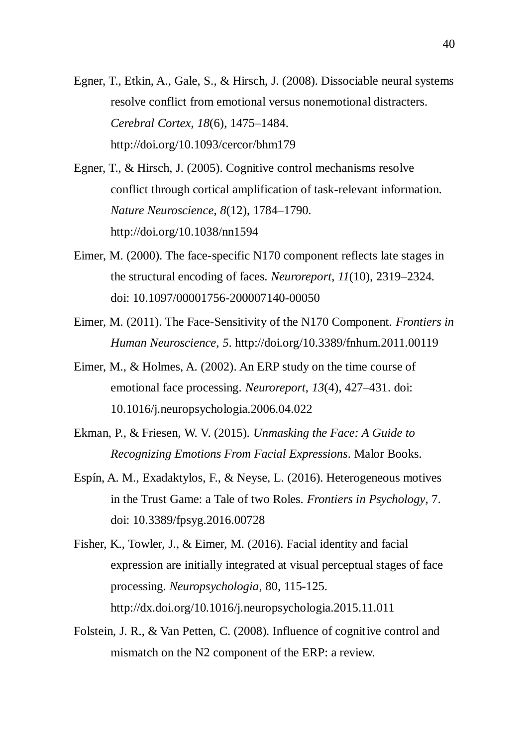Egner, T., Etkin, A., Gale, S., & Hirsch, J. (2008). Dissociable neural systems resolve conflict from emotional versus nonemotional distracters. *Cerebral Cortex*, *18*(6), 1475–1484. http://doi.org/10.1093/cercor/bhm179

Egner, T., & Hirsch, J. (2005). Cognitive control mechanisms resolve conflict through cortical amplification of task-relevant information. *Nature Neuroscience*, *8*(12), 1784–1790. http://doi.org/10.1038/nn1594

Eimer, M. (2000). The face-specific N170 component reflects late stages in the structural encoding of faces. *Neuroreport*, *11*(10), 2319–2324. doi: 10.1097/00001756-200007140-00050

Eimer, M. (2011). The Face-Sensitivity of the N170 Component. *Frontiers in Human Neuroscience*, *5*. http://doi.org/10.3389/fnhum.2011.00119

Eimer, M., & Holmes, A. (2002). An ERP study on the time course of emotional face processing. *Neuroreport*, *13*(4), 427–431. doi: 10.1016/j.neuropsychologia.2006.04.022

Ekman, P., & Friesen, W. V. (2015). *Unmasking the Face: A Guide to Recognizing Emotions From Facial Expressions*. Malor Books.

Espín, A. M., Exadaktylos, F., & Neyse, L. (2016). Heterogeneous motives in the Trust Game: a Tale of two Roles. *Frontiers in Psychology*, 7. doi: 10.3389/fpsyg.2016.00728

Fisher, K., Towler, J., & Eimer, M. (2016). Facial identity and facial expression are initially integrated at visual perceptual stages of face processing. *Neuropsychologia*, 80, 115-125. http://dx.doi.org/10.1016/j.neuropsychologia.2015.11.011

Folstein, J. R., & Van Petten, C. (2008). Influence of cognitive control and mismatch on the N2 component of the ERP: a review.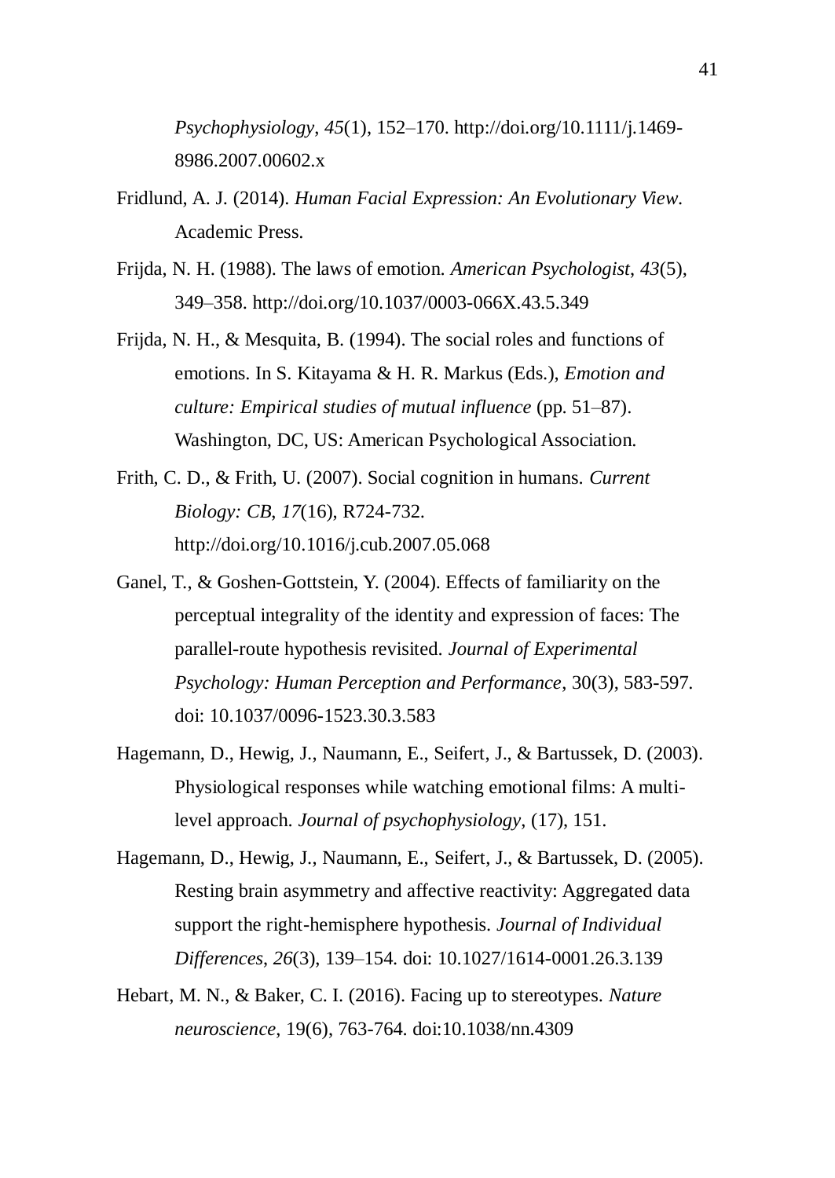*Psychophysiology*, *45*(1), 152–170. http://doi.org/10.1111/j.1469-8986.2007.00602.x

Fridlund, A. J. (2014). *Human Facial Expression: An Evolutionary View*. Academic Press.

Frijda, N. H. (1988). The laws of emotion. *American Psychologist*, *43*(5), 349–358. http://doi.org/10.1037/0003-066X.43.5.349

Frijda, N. H., & Mesquita, B. (1994). The social roles and functions of emotions. In S. Kitayama & H. R. Markus (Eds.), *Emotion and culture: Empirical studies of mutual influence* (pp. 51–87). Washington, DC, US: American Psychological Association.

Frith, C. D., & Frith, U. (2007). Social cognition in humans. *Current Biology: CB*, *17*(16), R724-732. http://doi.org/10.1016/j.cub.2007.05.068

Ganel, T., & Goshen-Gottstein, Y. (2004). Effects of familiarity on the perceptual integrality of the identity and expression of faces: The parallel-route hypothesis revisited. *Journal of Experimental Psychology: Human Perception and Performance*, 30(3), 583-597. doi: 10.1037/0096-1523.30.3.583

Hagemann, D., Hewig, J., Naumann, E., Seifert, J., & Bartussek, D. (2003). Physiological responses while watching emotional films: A multi-level approach. *Journal of psychophysiology*, (17), 151.

Hagemann, D., Hewig, J., Naumann, E., Seifert, J., & Bartussek, D. (2005). Resting brain asymmetry and affective reactivity: Aggregated data support the right-hemisphere hypothesis. *Journal of Individual Differences*, *26*(3), 139–154. doi: 10.1027/1614-0001.26.3.139

Hebart, M. N., & Baker, C. I. (2016). Facing up to stereotypes. *Nature neuroscience*, 19(6), 763-764. doi:10.1038/nn.4309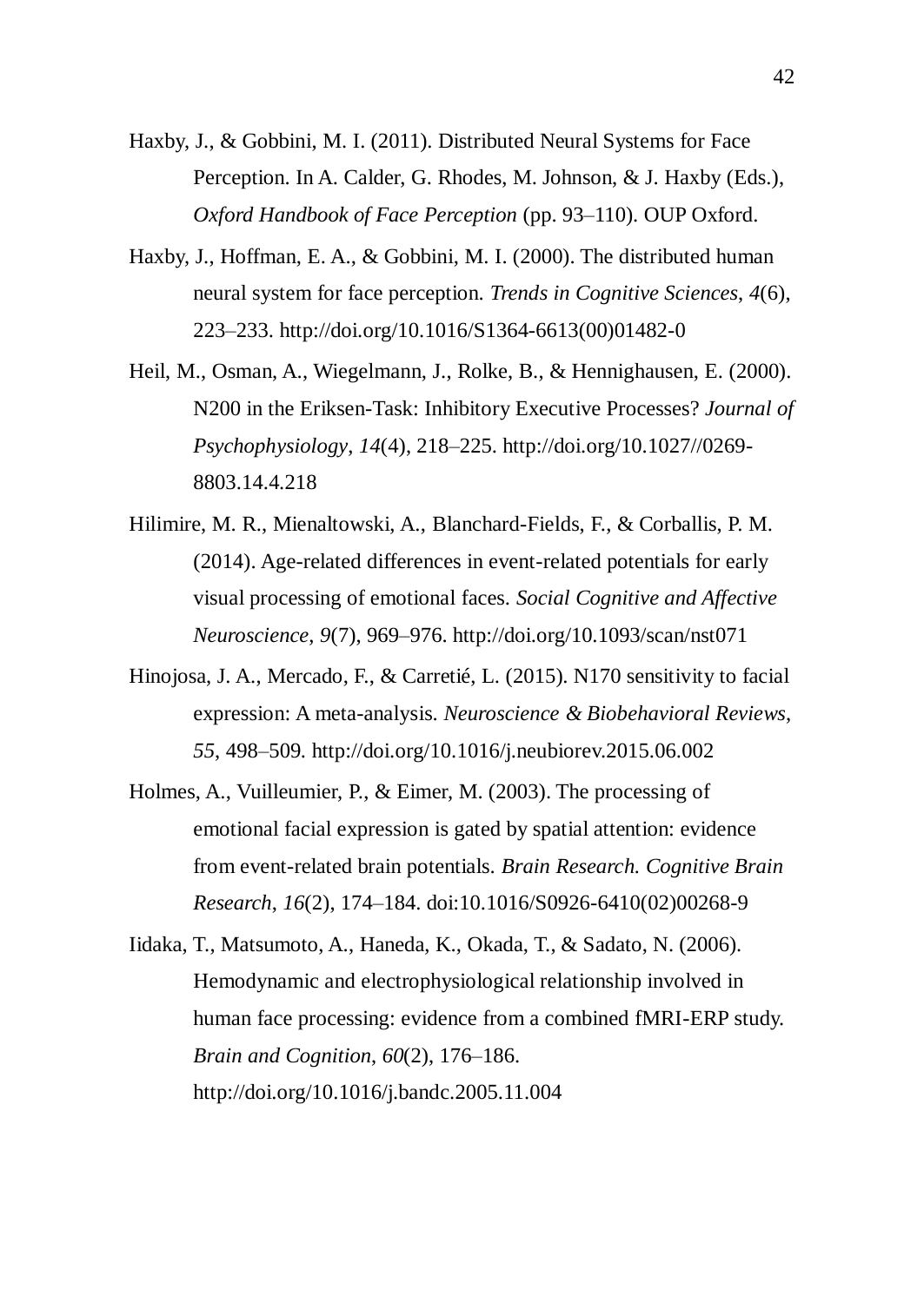Haxby, J., & Gobbini, M. I. (2011). Distributed Neural Systems for Face Perception. In A. Calder, G. Rhodes, M. Johnson, & J. Haxby (Eds.), *Oxford Handbook of Face Perception* (pp. 93–110). OUP Oxford.

Haxby, J., Hoffman, E. A., & Gobbini, M. I. (2000). The distributed human neural system for face perception. *Trends in Cognitive Sciences*, *4*(6), 223–233. http://doi.org/10.1016/S1364-6613(00)01482-0

Heil, M., Osman, A., Wiegelmann, J., Rolke, B., & Hennighausen, E. (2000). N200 in the Eriksen-Task: Inhibitory Executive Processes? *Journal of Psychophysiology*, *14*(4), 218–225. http://doi.org/10.1027//0269-8803.14.4.218

Hilimire, M. R., Mienaltowski, A., Blanchard-Fields, F., & Corballis, P. M. (2014). Age-related differences in event-related potentials for early visual processing of emotional faces. *Social Cognitive and Affective Neuroscience*, *9*(7), 969–976. http://doi.org/10.1093/scan/nst071

Hinojosa, J. A., Mercado, F., & Carretié, L. (2015). N170 sensitivity to facial expression: A meta-analysis. *Neuroscience & Biobehavioral Reviews*, *55*, 498–509. http://doi.org/10.1016/j.neubiorev.2015.06.002

Holmes, A., Vuilleumier, P., & Eimer, M. (2003). The processing of emotional facial expression is gated by spatial attention: evidence from event-related brain potentials. *Brain Research. Cognitive Brain Research*, *16*(2), 174–184. doi:10.1016/S0926-6410(02)00268-9

Iidaka, T., Matsumoto, A., Haneda, K., Okada, T., & Sadato, N. (2006). Hemodynamic and electrophysiological relationship involved in human face processing: evidence from a combined fMRI-ERP study. *Brain and Cognition*, *60*(2), 176–186. http://doi.org/10.1016/j.bandc.2005.11.004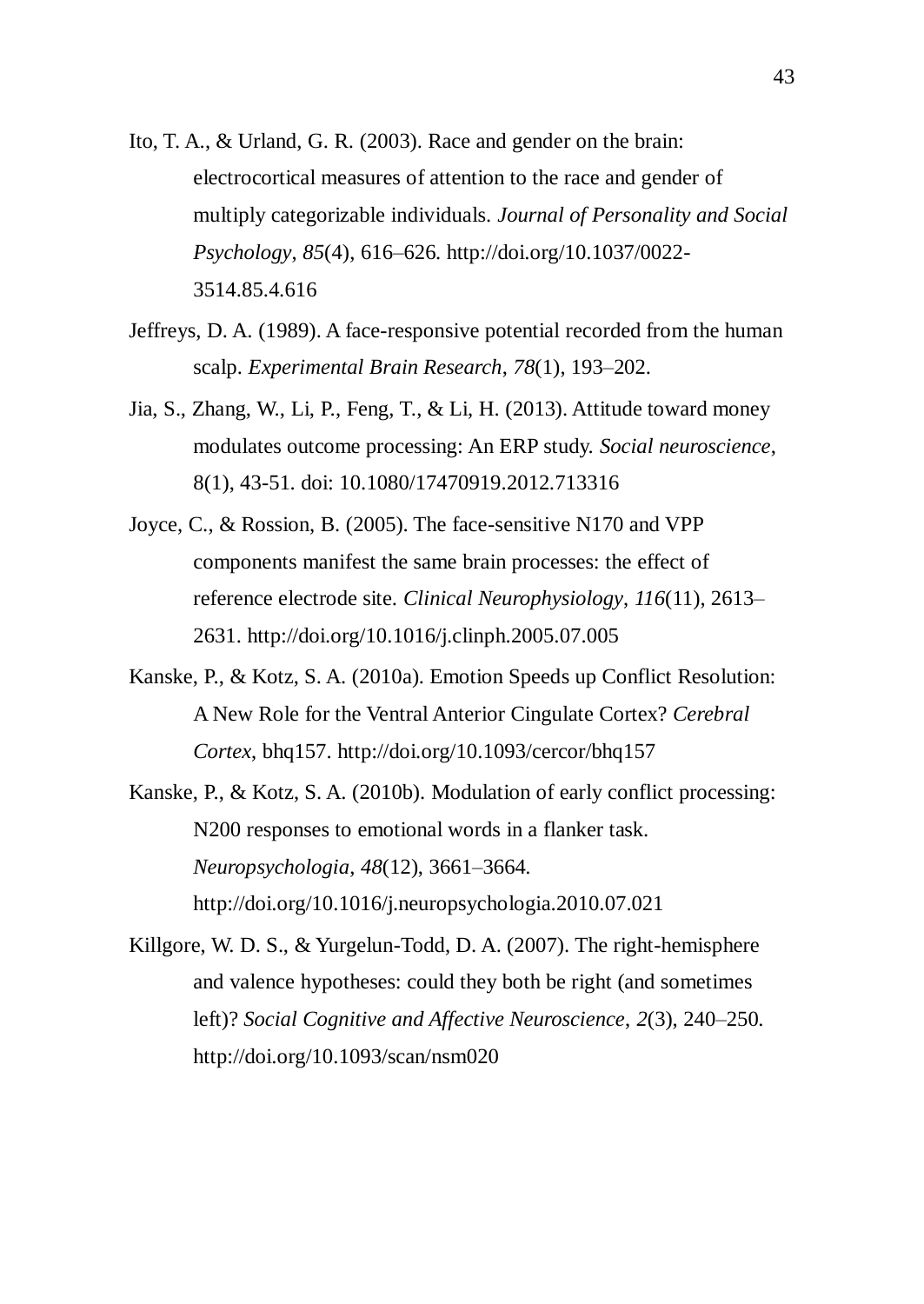Ito, T. A., & Urland, G. R. (2003). Race and gender on the brain: electrocortical measures of attention to the race and gender of multiply categorizable individuals. *Journal of Personality and Social Psychology*, *85*(4), 616–626. http://doi.org/10.1037/0022-3514.85.4.616

Jeffreys, D. A. (1989). A face-responsive potential recorded from the human scalp. *Experimental Brain Research*, *78*(1), 193–202.

Jia, S., Zhang, W., Li, P., Feng, T., & Li, H. (2013). Attitude toward money modulates outcome processing: An ERP study. *Social neuroscience*, 8(1), 43-51. doi: 10.1080/17470919.2012.713316

Joyce, C., & Rossion, B. (2005). The face-sensitive N170 and VPP components manifest the same brain processes: the effect of reference electrode site. *Clinical Neurophysiology*, *116*(11), 2613–2631. http://doi.org/10.1016/j.clinph.2005.07.005

Kanske, P., & Kotz, S. A. (2010a). Emotion Speeds up Conflict Resolution: A New Role for the Ventral Anterior Cingulate Cortex? *Cerebral Cortex*, bhq157. http://doi.org/10.1093/cercor/bhq157

Kanske, P., & Kotz, S. A. (2010b). Modulation of early conflict processing: N200 responses to emotional words in a flanker task. *Neuropsychologia*, *48*(12), 3661–3664. http://doi.org/10.1016/j.neuropsychologia.2010.07.021

Killgore, W. D. S., & Yurgelun-Todd, D. A. (2007). The right-hemisphere and valence hypotheses: could they both be right (and sometimes left)? *Social Cognitive and Affective Neuroscience*, *2*(3), 240–250. http://doi.org/10.1093/scan/nsm020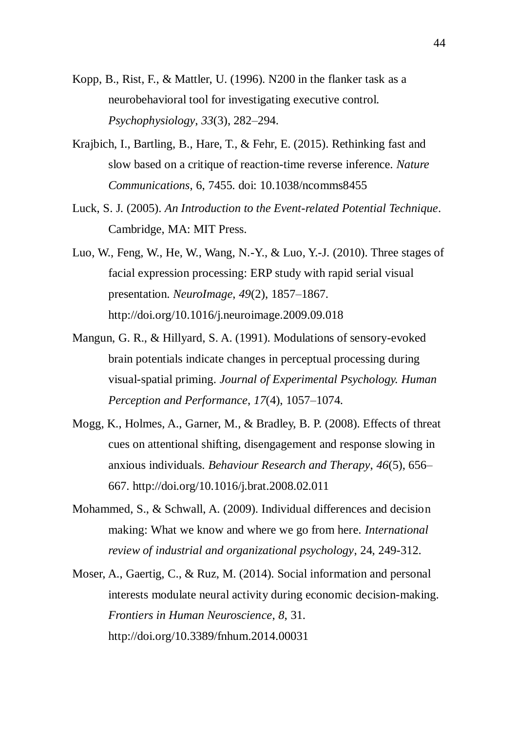Kopp, B., Rist, F., & Mattler, U. (1996). N200 in the flanker task as a neurobehavioral tool for investigating executive control. *Psychophysiology*, *33*(3), 282–294.

Krajbich, I., Bartling, B., Hare, T., & Fehr, E. (2015). Rethinking fast and slow based on a critique of reaction-time reverse inference. *Nature Communications*, 6, 7455. doi: 10.1038/ncomms8455

Luck, S. J. (2005). *An Introduction to the Event-related Potential Technique*. Cambridge, MA: MIT Press.

Luo, W., Feng, W., He, W., Wang, N.-Y., & Luo, Y.-J. (2010). Three stages of facial expression processing: ERP study with rapid serial visual presentation. *NeuroImage*, *49*(2), 1857–1867. http://doi.org/10.1016/j.neuroimage.2009.09.018

Mangun, G. R., & Hillyard, S. A. (1991). Modulations of sensory-evoked brain potentials indicate changes in perceptual processing during visual-spatial priming. *Journal of Experimental Psychology. Human Perception and Performance*, *17*(4), 1057–1074.

Mogg, K., Holmes, A., Garner, M., & Bradley, B. P. (2008). Effects of threat cues on attentional shifting, disengagement and response slowing in anxious individuals. *Behaviour Research and Therapy*, *46*(5), 656–667. http://doi.org/10.1016/j.brat.2008.02.011

Mohammed, S., & Schwall, A. (2009). Individual differences and decision making: What we know and where we go from here. *International review of industrial and organizational psychology*, 24, 249-312.

Moser, A., Gaertig, C., & Ruz, M. (2014). Social information and personal interests modulate neural activity during economic decision-making. *Frontiers in Human Neuroscience*, *8*, 31. http://doi.org/10.3389/fnhum.2014.00031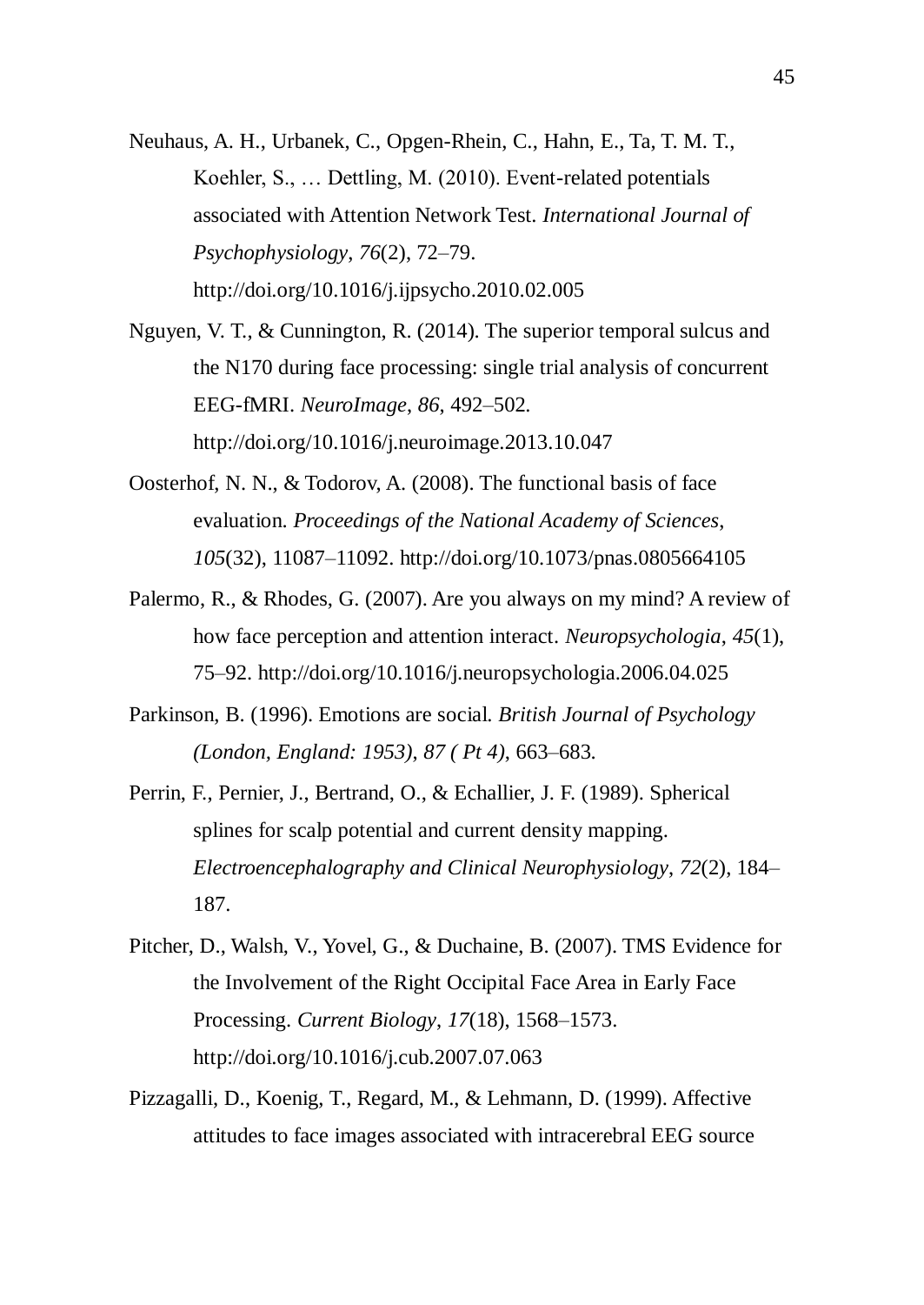Neuhaus, A. H., Urbanek, C., Opgen-Rhein, C., Hahn, E., Ta, T. M. T., Koehler, S., … Dettling, M. (2010). Event-related potentials associated with Attention Network Test. *International Journal of Psychophysiology*, *76*(2), 72–79. http://doi.org/10.1016/j.ijpsycho.2010.02.005

Nguyen, V. T., & Cunnington, R. (2014). The superior temporal sulcus and the N170 during face processing: single trial analysis of concurrent EEG-fMRI. *NeuroImage*, *86*, 492–502. http://doi.org/10.1016/j.neuroimage.2013.10.047

Oosterhof, N. N., & Todorov, A. (2008). The functional basis of face evaluation. *Proceedings of the National Academy of Sciences*, *105*(32), 11087–11092. http://doi.org/10.1073/pnas.0805664105

Palermo, R., & Rhodes, G. (2007). Are you always on my mind? A review of how face perception and attention interact. *Neuropsychologia*, *45*(1), 75–92. http://doi.org/10.1016/j.neuropsychologia.2006.04.025

Parkinson, B. (1996). Emotions are social. *British Journal of Psychology (London, England: 1953)*, *87 ( Pt 4)*, 663–683.

Perrin, F., Pernier, J., Bertrand, O., & Echallier, J. F. (1989). Spherical splines for scalp potential and current density mapping. *Electroencephalography and Clinical Neurophysiology*, *72*(2), 184–187.

Pitcher, D., Walsh, V., Yovel, G., & Duchaine, B. (2007). TMS Evidence for the Involvement of the Right Occipital Face Area in Early Face Processing. *Current Biology*, *17*(18), 1568–1573. http://doi.org/10.1016/j.cub.2007.07.063

Pizzagalli, D., Koenig, T., Regard, M., & Lehmann, D. (1999). Affective attitudes to face images associated with intracerebral EEG source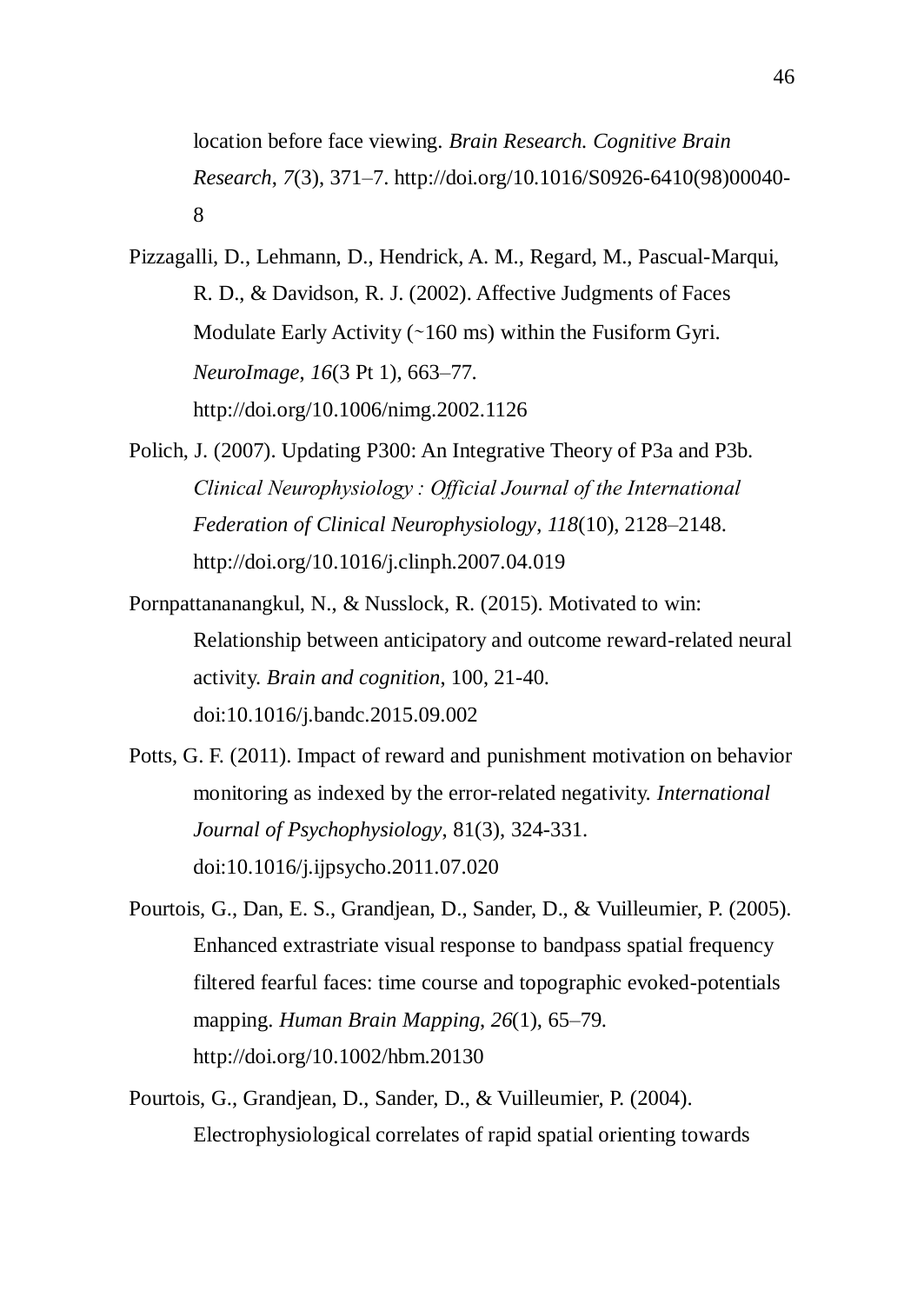location before face viewing. *Brain Research. Cognitive Brain Research*, *7*(3), 371–7. http://doi.org/10.1016/S0926-6410(98)00040-8

Pizzagalli, D., Lehmann, D., Hendrick, A. M., Regard, M., Pascual-Marqui, R. D., & Davidson, R. J. (2002). Affective Judgments of Faces Modulate Early Activity (~160 ms) within the Fusiform Gyri. *NeuroImage*, *16*(3 Pt 1), 663–77. http://doi.org/10.1006/nimg.2002.1126

Polich, J. (2007). Updating P300: An Integrative Theory of P3a and P3b. *Clinical Neurophysiology : Official Journal of the International Federation of Clinical Neurophysiology*, *118*(10), 2128–2148. http://doi.org/10.1016/j.clinph.2007.04.019

Pornpattananangkul, N., & Nusslock, R. (2015). Motivated to win: Relationship between anticipatory and outcome reward-related neural activity. *Brain and cognition*, 100, 21-40. doi:10.1016/j.bandc.2015.09.002

Potts, G. F. (2011). Impact of reward and punishment motivation on behavior monitoring as indexed by the error-related negativity. *International Journal of Psychophysiology*, 81(3), 324-331. doi:10.1016/j.ijpsycho.2011.07.020

Pourtois, G., Dan, E. S., Grandjean, D., Sander, D., & Vuilleumier, P. (2005). Enhanced extrastriate visual response to bandpass spatial frequency filtered fearful faces: time course and topographic evoked-potentials mapping. *Human Brain Mapping*, *26*(1), 65–79. http://doi.org/10.1002/hbm.20130

Pourtois, G., Grandjean, D., Sander, D., & Vuilleumier, P. (2004). Electrophysiological correlates of rapid spatial orienting towards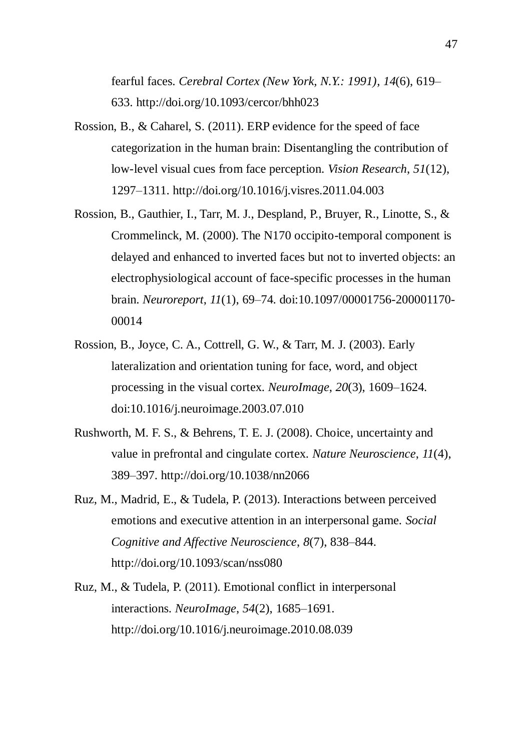fearful faces. *Cerebral Cortex (New York, N.Y.: 1991)*, *14*(6), 619–633. http://doi.org/10.1093/cercor/bhh023

Rossion, B., & Caharel, S. (2011). ERP evidence for the speed of face categorization in the human brain: Disentangling the contribution of low-level visual cues from face perception. *Vision Research*, *51*(12), 1297–1311. http://doi.org/10.1016/j.visres.2011.04.003

Rossion, B., Gauthier, I., Tarr, M. J., Despland, P., Bruyer, R., Linotte, S., & Crommelinck, M. (2000). The N170 occipito-temporal component is delayed and enhanced to inverted faces but not to inverted objects: an electrophysiological account of face-specific processes in the human brain. *Neuroreport*, *11*(1), 69–74. doi:10.1097/00001756-200001170-00014

Rossion, B., Joyce, C. A., Cottrell, G. W., & Tarr, M. J. (2003). Early lateralization and orientation tuning for face, word, and object processing in the visual cortex. *NeuroImage*, *20*(3), 1609–1624. doi:10.1016/j.neuroimage.2003.07.010

Rushworth, M. F. S., & Behrens, T. E. J. (2008). Choice, uncertainty and value in prefrontal and cingulate cortex. *Nature Neuroscience*, *11*(4), 389–397. http://doi.org/10.1038/nn2066

Ruz, M., Madrid, E., & Tudela, P. (2013). Interactions between perceived emotions and executive attention in an interpersonal game. *Social Cognitive and Affective Neuroscience*, *8*(7), 838–844. http://doi.org/10.1093/scan/nss080

Ruz, M., & Tudela, P. (2011). Emotional conflict in interpersonal interactions. *NeuroImage*, *54*(2), 1685–1691. http://doi.org/10.1016/j.neuroimage.2010.08.039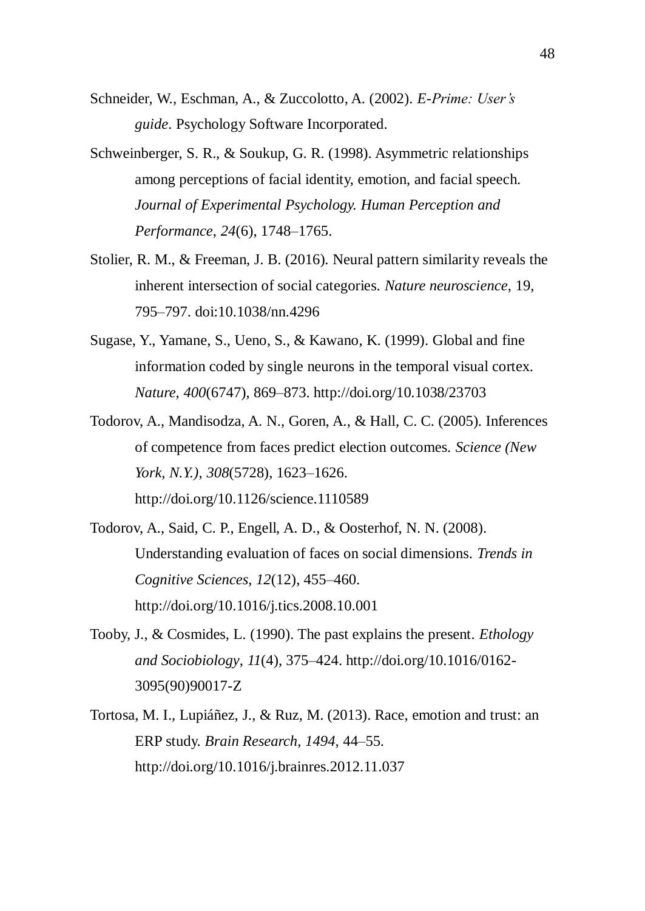Schneider, W., Eschman, A., & Zuccolotto, A. (2002). *E-Prime: User's guide*. Psychology Software Incorporated.

Schweinberger, S. R., & Soukup, G. R. (1998). Asymmetric relationships among perceptions of facial identity, emotion, and facial speech. *Journal of Experimental Psychology. Human Perception and Performance*, *24*(6), 1748–1765.

Stolier, R. M., & Freeman, J. B. (2016). Neural pattern similarity reveals the inherent intersection of social categories. *Nature neuroscience*, 19, 795–797. doi:10.1038/nn.4296

Sugase, Y., Yamane, S., Ueno, S., & Kawano, K. (1999). Global and fine information coded by single neurons in the temporal visual cortex. *Nature*, *400*(6747), 869–873. http://doi.org/10.1038/23703

Todorov, A., Mandisodza, A. N., Goren, A., & Hall, C. C. (2005). Inferences of competence from faces predict election outcomes. *Science (New York, N.Y.)*, *308*(5728), 1623–1626. http://doi.org/10.1126/science.1110589

Todorov, A., Said, C. P., Engell, A. D., & Oosterhof, N. N. (2008). Understanding evaluation of faces on social dimensions. *Trends in Cognitive Sciences*, *12*(12), 455–460. http://doi.org/10.1016/j.tics.2008.10.001

Tooby, J., & Cosmides, L. (1990). The past explains the present. *Ethology and Sociobiology*, *11*(4), 375–424. http://doi.org/10.1016/0162-3095(90)90017-Z

Tortosa, M. I., Lupiáñez, J., & Ruz, M. (2013). Race, emotion and trust: an ERP study. *Brain Research*, *1494*, 44–55. http://doi.org/10.1016/j.brainres.2012.11.037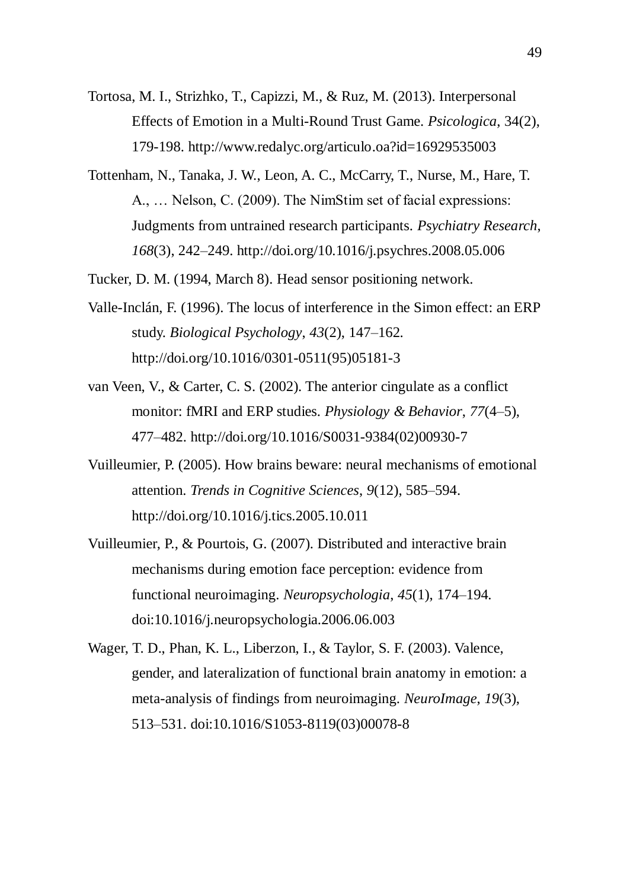Tortosa, M. I., Strizhko, T., Capizzi, M., & Ruz, M. (2013). Interpersonal Effects of Emotion in a Multi-Round Trust Game. *Psicologica*, 34(2), 179-198. http://www.redalyc.org/articulo.oa?id=16929535003

Tottenham, N., Tanaka, J. W., Leon, A. C., McCarry, T., Nurse, M., Hare, T. A., … Nelson, C. (2009). The NimStim set of facial expressions: Judgments from untrained research participants. *Psychiatry Research*, *168*(3), 242–249. http://doi.org/10.1016/j.psychres.2008.05.006

Tucker, D. M. (1994, March 8). Head sensor positioning network.

Valle-Inclán, F. (1996). The locus of interference in the Simon effect: an ERP study. *Biological Psychology*, *43*(2), 147–162. http://doi.org/10.1016/0301-0511(95)05181-3

van Veen, V., & Carter, C. S. (2002). The anterior cingulate as a conflict monitor: fMRI and ERP studies. *Physiology & Behavior*, *77*(4–5), 477–482. http://doi.org/10.1016/S0031-9384(02)00930-7

Vuilleumier, P. (2005). How brains beware: neural mechanisms of emotional attention. *Trends in Cognitive Sciences*, *9*(12), 585–594. http://doi.org/10.1016/j.tics.2005.10.011

Vuilleumier, P., & Pourtois, G. (2007). Distributed and interactive brain mechanisms during emotion face perception: evidence from functional neuroimaging. *Neuropsychologia*, *45*(1), 174–194. doi:10.1016/j.neuropsychologia.2006.06.003

Wager, T. D., Phan, K. L., Liberzon, I., & Taylor, S. F. (2003). Valence, gender, and lateralization of functional brain anatomy in emotion: a meta-analysis of findings from neuroimaging. *NeuroImage*, *19*(3), 513–531. doi:10.1016/S1053-8119(03)00078-8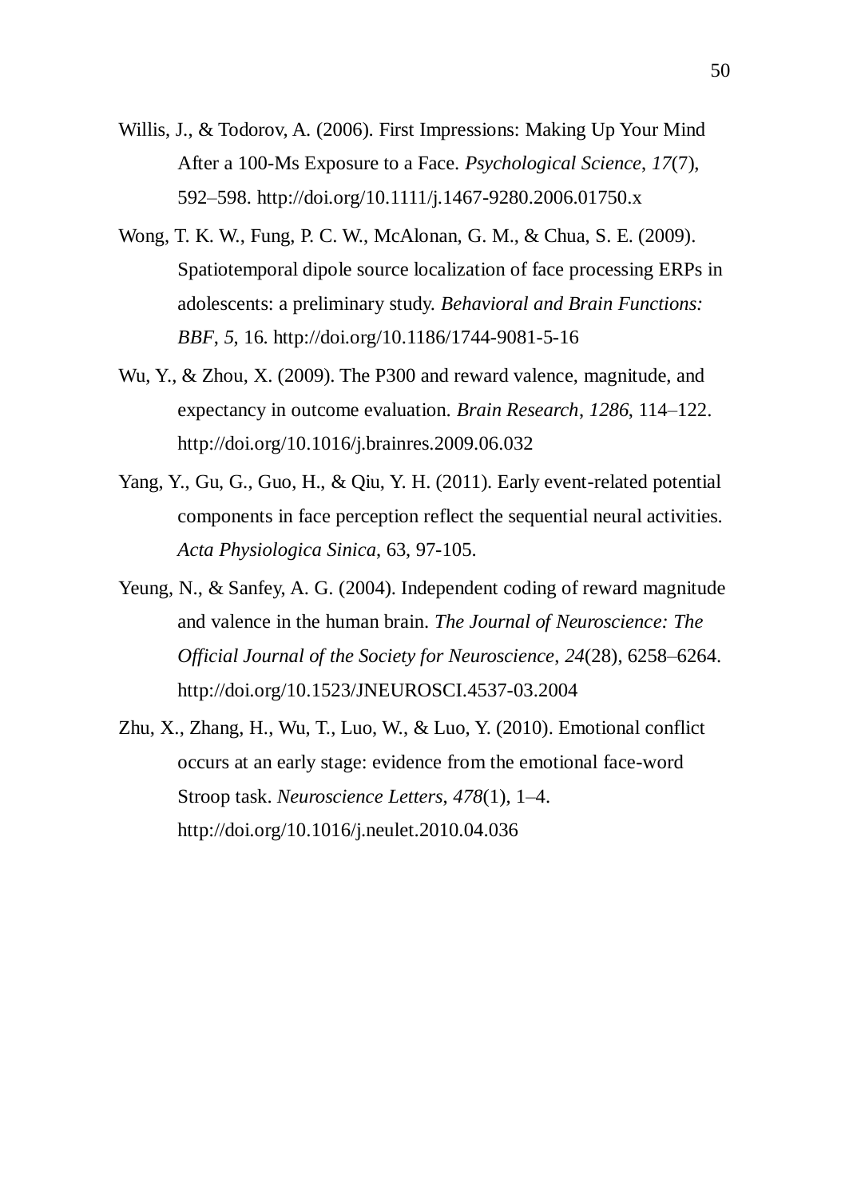Willis, J., & Todorov, A. (2006). First Impressions: Making Up Your Mind After a 100-Ms Exposure to a Face. *Psychological Science*, *17*(7), 592–598. http://doi.org/10.1111/j.1467-9280.2006.01750.x

Wong, T. K. W., Fung, P. C. W., McAlonan, G. M., & Chua, S. E. (2009). Spatiotemporal dipole source localization of face processing ERPs in adolescents: a preliminary study. *Behavioral and Brain Functions: BBF*, *5*, 16. http://doi.org/10.1186/1744-9081-5-16

Wu, Y., & Zhou, X. (2009). The P300 and reward valence, magnitude, and expectancy in outcome evaluation. *Brain Research*, *1286*, 114–122. http://doi.org/10.1016/j.brainres.2009.06.032

Yang, Y., Gu, G., Guo, H., & Qiu, Y. H. (2011). Early event-related potential components in face perception reflect the sequential neural activities. *Acta Physiologica Sinica*, 63, 97-105.

Yeung, N., & Sanfey, A. G. (2004). Independent coding of reward magnitude and valence in the human brain. *The Journal of Neuroscience: The Official Journal of the Society for Neuroscience*, *24*(28), 6258–6264. http://doi.org/10.1523/JNEUROSCI.4537-03.2004

Zhu, X., Zhang, H., Wu, T., Luo, W., & Luo, Y. (2010). Emotional conflict occurs at an early stage: evidence from the emotional face-word Stroop task. *Neuroscience Letters*, *478*(1), 1–4. http://doi.org/10.1016/j.neulet.2010.04.036